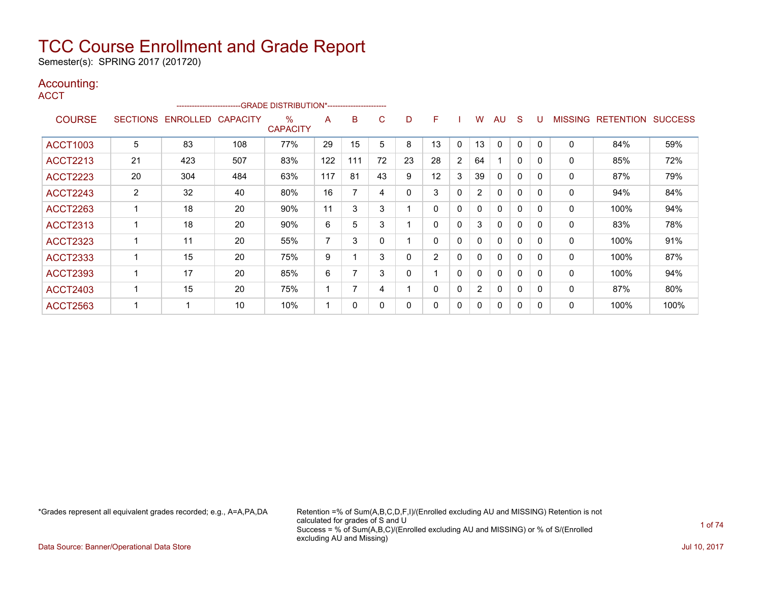# TCC Course Enrollment and Grade Report

Semester(s): SPRING 2017 (201720)

## Accounting:

### ACCT

| COURSE | SECTIONS | ENROLLED | CAPACITY | % CAPACITY | A | B | C | D | F | I | W | AU | S | U | MISSING | RETENTION | SUCCESS |
|---|---|---|---|---|---|---|---|---|---|---|---|---|---|---|---|---|---|
| | | | | ---GRADE DISTRIBUTION*--- | | | | | | | | | | | | | |
| ACCT1003 | 5 | 83 | 108 | 77% | 29 | 15 | 5 | 8 | 13 | 0 | 13 | 0 | 0 | 0 | 0 | 84% | 59% |
| ACCT2213 | 21 | 423 | 507 | 83% | 122 | 111 | 72 | 23 | 28 | 2 | 64 | 1 | 0 | 0 | 0 | 85% | 72% |
| ACCT2223 | 20 | 304 | 484 | 63% | 117 | 81 | 43 | 9 | 12 | 3 | 39 | 0 | 0 | 0 | 0 | 87% | 79% |
| ACCT2243 | 2 | 32 | 40 | 80% | 16 | 7 | 4 | 0 | 3 | 0 | 2 | 0 | 0 | 0 | 0 | 94% | 84% |
| ACCT2263 | 1 | 18 | 20 | 90% | 11 | 3 | 3 | 1 | 0 | 0 | 0 | 0 | 0 | 0 | 0 | 100% | 94% |
| ACCT2313 | 1 | 18 | 20 | 90% | 6 | 5 | 3 | 1 | 0 | 0 | 3 | 0 | 0 | 0 | 0 | 83% | 78% |
| ACCT2323 | 1 | 11 | 20 | 55% | 7 | 3 | 0 | 1 | 0 | 0 | 0 | 0 | 0 | 0 | 0 | 100% | 91% |
| ACCT2333 | 1 | 15 | 20 | 75% | 9 | 1 | 3 | 0 | 2 | 0 | 0 | 0 | 0 | 0 | 0 | 100% | 87% |
| ACCT2393 | 1 | 17 | 20 | 85% | 6 | 7 | 3 | 0 | 1 | 0 | 0 | 0 | 0 | 0 | 0 | 100% | 94% |
| ACCT2403 | 1 | 15 | 20 | 75% | 1 | 7 | 4 | 1 | 0 | 0 | 2 | 0 | 0 | 0 | 0 | 87% | 80% |
| ACCT2563 | 1 | 1 | 10 | 10% | 1 | 0 | 0 | 0 | 0 | 0 | 0 | 0 | 0 | 0 | 0 | 100% | 100% |

*Grades represent all equivalent grades recorded; e.g., A=A,PA,DA

Retention =% of Sum(A,B,C,D,F,I)/(Enrolled excluding AU and MISSING) Retention is not calculated for grades of S and U
Success = % of Sum(A,B,C)/(Enrolled excluding AU and MISSING) or % of S/(Enrolled excluding AU and Missing)

Data Source: Banner/Operational Data Store

Jul 10, 2017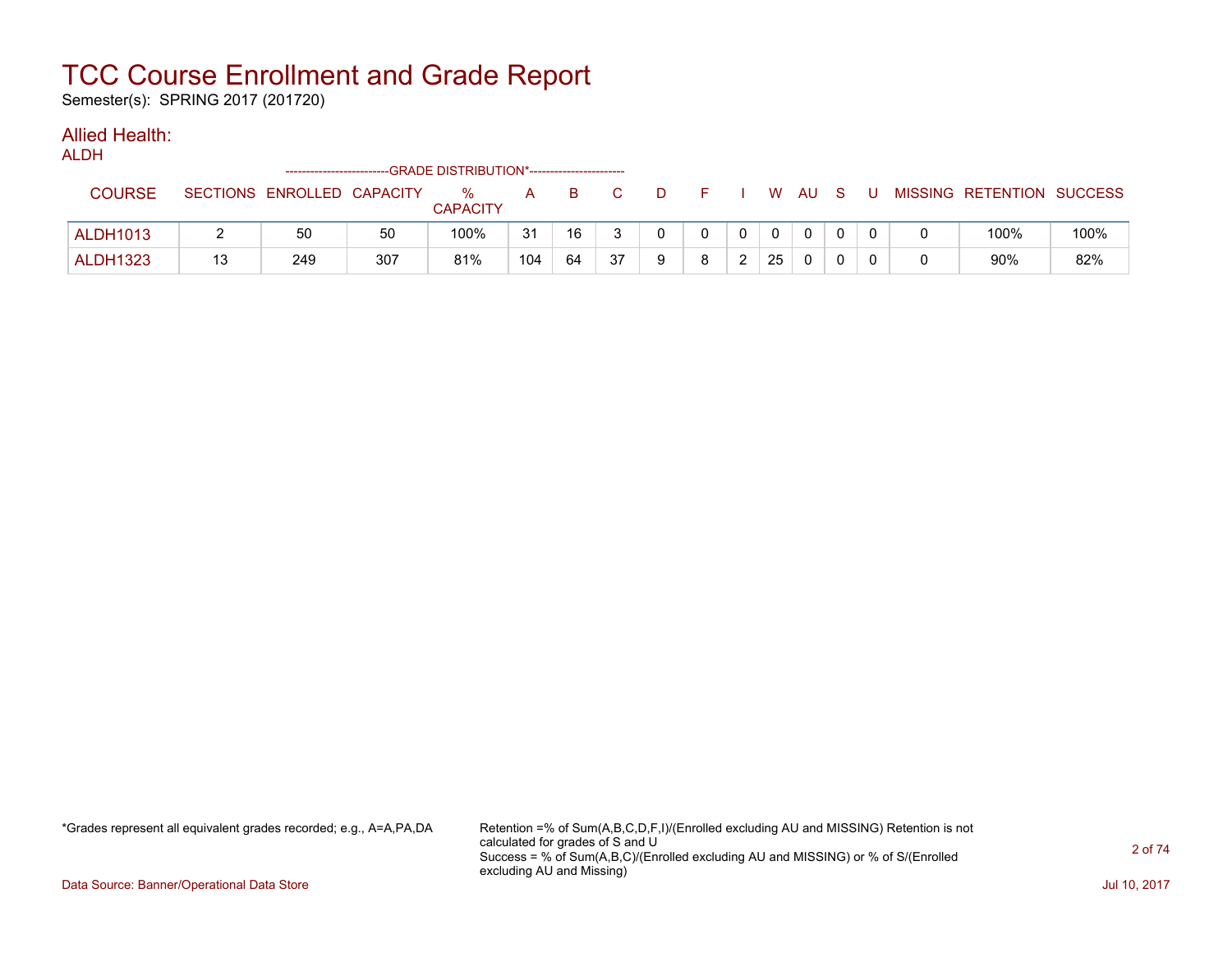# TCC Course Enrollment and Grade Report

Semester(s): SPRING 2017 (201720)

## Allied Health:

ALDH

| COURSE | SECTIONS | ENROLLED | CAPACITY | % CAPACITY | A | B | C | D | F | I | W | AU | S | U | MISSING | RETENTION | SUCCESS |
|---|---|---|---|---|---|---|---|---|---|---|---|---|---|---|---|---|---|
| | | | | -GRADE DISTRIBUTION*- | | | | | | | | | | | | | |
| ALDH1013 | 2 | 50 | 50 | 100% | 31 | 16 | 3 | 0 | 0 | 0 | 0 | 0 | 0 | 0 | 0 | 100% | 100% |
| ALDH1323 | 13 | 249 | 307 | 81% | 104 | 64 | 37 | 9 | 8 | 2 | 25 | 0 | 0 | 0 | 0 | 90% | 82% |

*Grades represent all equivalent grades recorded; e.g., A=A,PA,DA

Retention =% of Sum(A,B,C,D,F,I)/(Enrolled excluding AU and MISSING) Retention is not calculated for grades of S and U
Success = % of Sum(A,B,C)/(Enrolled excluding AU and MISSING) or % of S/(Enrolled excluding AU and Missing)

Data Source: Banner/Operational Data Store

Jul 10, 2017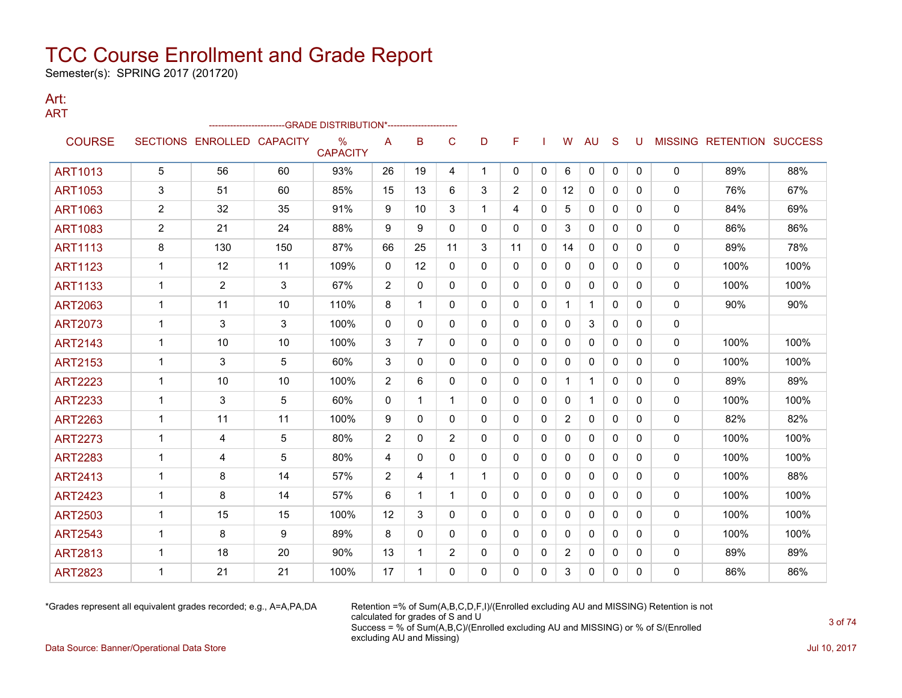# TCC Course Enrollment and Grade Report

Semester(s): SPRING 2017 (201720)

## Art:

ART

| COURSE | SECTIONS | ENROLLED | CAPACITY | % CAPACITY | A | B | C | D | F | I | W | AU | S | U | MISSING | RETENTION | SUCCESS |
|---|---|---|---|---|---|---|---|---|---|---|---|---|---|---|---|---|---|
| | | | | --------------------------GRADE DISTRIBUTION*------------------------ | | | | | | | | | | | | | |
| ART1013 | 5 | 56 | 60 | 93% | 26 | 19 | 4 | 1 | 0 | 0 | 6 | 0 | 0 | 0 | 0 | 89% | 88% |
| ART1053 | 3 | 51 | 60 | 85% | 15 | 13 | 6 | 3 | 2 | 0 | 12 | 0 | 0 | 0 | 0 | 76% | 67% |
| ART1063 | 2 | 32 | 35 | 91% | 9 | 10 | 3 | 1 | 4 | 0 | 5 | 0 | 0 | 0 | 0 | 84% | 69% |
| ART1083 | 2 | 21 | 24 | 88% | 9 | 9 | 0 | 0 | 0 | 0 | 3 | 0 | 0 | 0 | 0 | 86% | 86% |
| ART1113 | 8 | 130 | 150 | 87% | 66 | 25 | 11 | 3 | 11 | 0 | 14 | 0 | 0 | 0 | 0 | 89% | 78% |
| ART1123 | 1 | 12 | 11 | 109% | 0 | 12 | 0 | 0 | 0 | 0 | 0 | 0 | 0 | 0 | 0 | 100% | 100% |
| ART1133 | 1 | 2 | 3 | 67% | 2 | 0 | 0 | 0 | 0 | 0 | 0 | 0 | 0 | 0 | 0 | 100% | 100% |
| ART2063 | 1 | 11 | 10 | 110% | 8 | 1 | 0 | 0 | 0 | 0 | 1 | 1 | 0 | 0 | 0 | 90% | 90% |
| ART2073 | 1 | 3 | 3 | 100% | 0 | 0 | 0 | 0 | 0 | 0 | 0 | 3 | 0 | 0 | 0 | | |
| ART2143 | 1 | 10 | 10 | 100% | 3 | 7 | 0 | 0 | 0 | 0 | 0 | 0 | 0 | 0 | 0 | 100% | 100% |
| ART2153 | 1 | 3 | 5 | 60% | 3 | 0 | 0 | 0 | 0 | 0 | 0 | 0 | 0 | 0 | 0 | 100% | 100% |
| ART2223 | 1 | 10 | 10 | 100% | 2 | 6 | 0 | 0 | 0 | 0 | 1 | 1 | 0 | 0 | 0 | 89% | 89% |
| ART2233 | 1 | 3 | 5 | 60% | 0 | 1 | 1 | 0 | 0 | 0 | 0 | 1 | 0 | 0 | 0 | 100% | 100% |
| ART2263 | 1 | 11 | 11 | 100% | 9 | 0 | 0 | 0 | 0 | 0 | 2 | 0 | 0 | 0 | 0 | 82% | 82% |
| ART2273 | 1 | 4 | 5 | 80% | 2 | 0 | 2 | 0 | 0 | 0 | 0 | 0 | 0 | 0 | 0 | 100% | 100% |
| ART2283 | 1 | 4 | 5 | 80% | 4 | 0 | 0 | 0 | 0 | 0 | 0 | 0 | 0 | 0 | 0 | 100% | 100% |
| ART2413 | 1 | 8 | 14 | 57% | 2 | 4 | 1 | 1 | 0 | 0 | 0 | 0 | 0 | 0 | 0 | 100% | 88% |
| ART2423 | 1 | 8 | 14 | 57% | 6 | 1 | 1 | 0 | 0 | 0 | 0 | 0 | 0 | 0 | 0 | 100% | 100% |
| ART2503 | 1 | 15 | 15 | 100% | 12 | 3 | 0 | 0 | 0 | 0 | 0 | 0 | 0 | 0 | 0 | 100% | 100% |
| ART2543 | 1 | 8 | 9 | 89% | 8 | 0 | 0 | 0 | 0 | 0 | 0 | 0 | 0 | 0 | 0 | 100% | 100% |
| ART2813 | 1 | 18 | 20 | 90% | 13 | 1 | 2 | 0 | 0 | 0 | 2 | 0 | 0 | 0 | 0 | 89% | 89% |
| ART2823 | 1 | 21 | 21 | 100% | 17 | 1 | 0 | 0 | 0 | 0 | 3 | 0 | 0 | 0 | 0 | 86% | 86% |

*Grades represent all equivalent grades recorded; e.g., A=A,PA,DA

Retention =% of Sum(A,B,C,D,F,I)/(Enrolled excluding AU and MISSING) Retention is not calculated for grades of S and U

Success = % of Sum(A,B,C)/(Enrolled excluding AU and MISSING) or % of S/(Enrolled excluding AU and Missing)

Data Source: Banner/Operational Data Store

Jul 10, 2017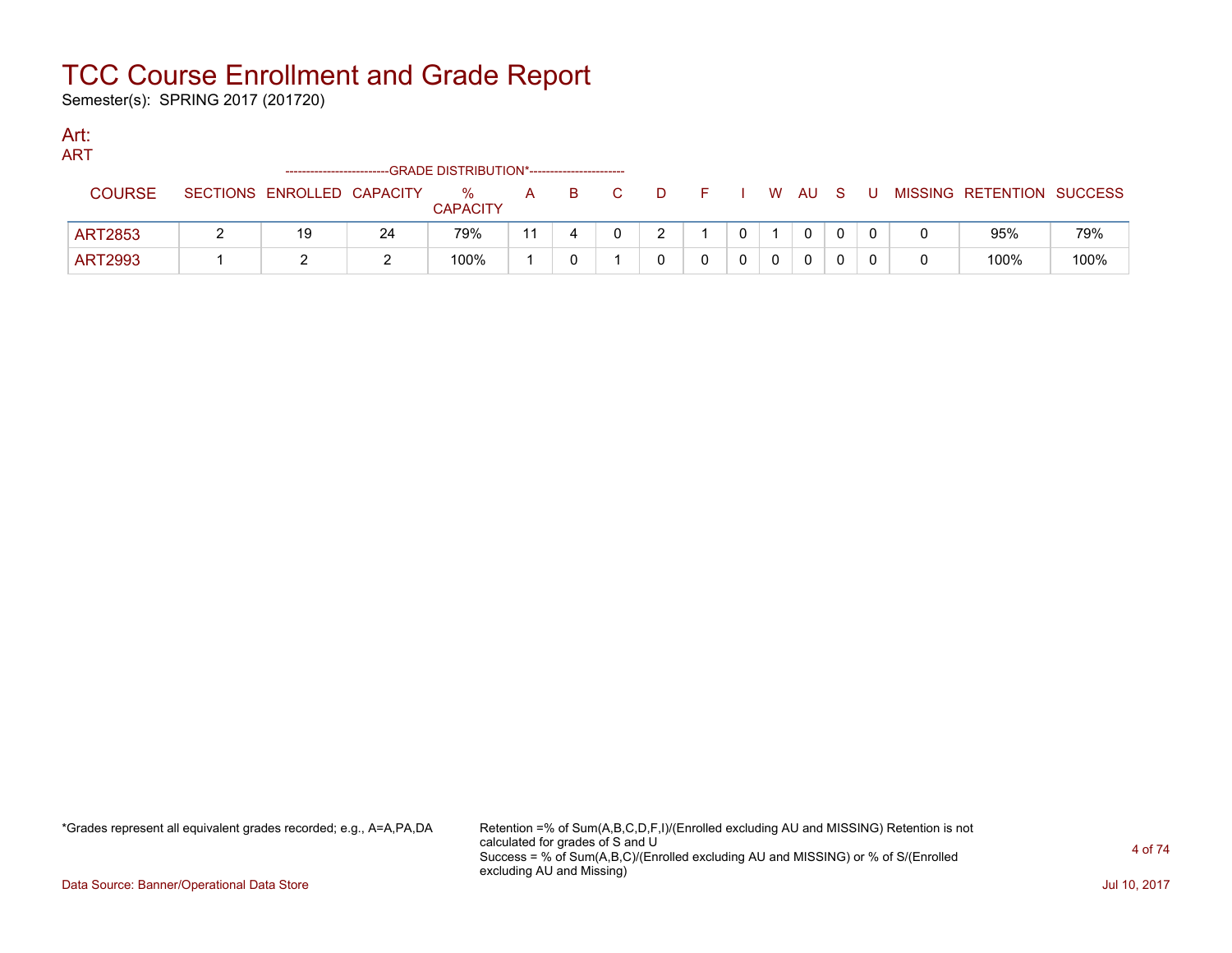# TCC Course Enrollment and Grade Report

Semester(s): SPRING 2017 (201720)

## Art:

### ART

| COURSE | SECTIONS | ENROLLED | CAPACITY | % CAPACITY | A | B | C | D | F | I | W | AU | S | U | MISSING | RETENTION | SUCCESS |
|---|---|---|---|---|---|---|---|---|---|---|---|---|---|---|---|---|---|
| | | -------GRADE DISTRIBUTION*------- | | | | | | | | | | | | | | | |
| ART2853 | 2 | 19 | 24 | 79% | 11 | 4 | 0 | 2 | 1 | 0 | 1 | 0 | 0 | 0 | 0 | 95% | 79% |
| ART2993 | 1 | 2 | 2 | 100% | 1 | 0 | 1 | 0 | 0 | 0 | 0 | 0 | 0 | 0 | 0 | 100% | 100% |

*Grades represent all equivalent grades recorded; e.g., A=A,PA,DA

Retention =% of Sum(A,B,C,D,F,I)/(Enrolled excluding AU and MISSING) Retention is not calculated for grades of S and U
Success = % of Sum(A,B,C)/(Enrolled excluding AU and MISSING) or % of S/(Enrolled excluding AU and Missing)

Data Source: Banner/Operational Data Store

Jul 10, 2017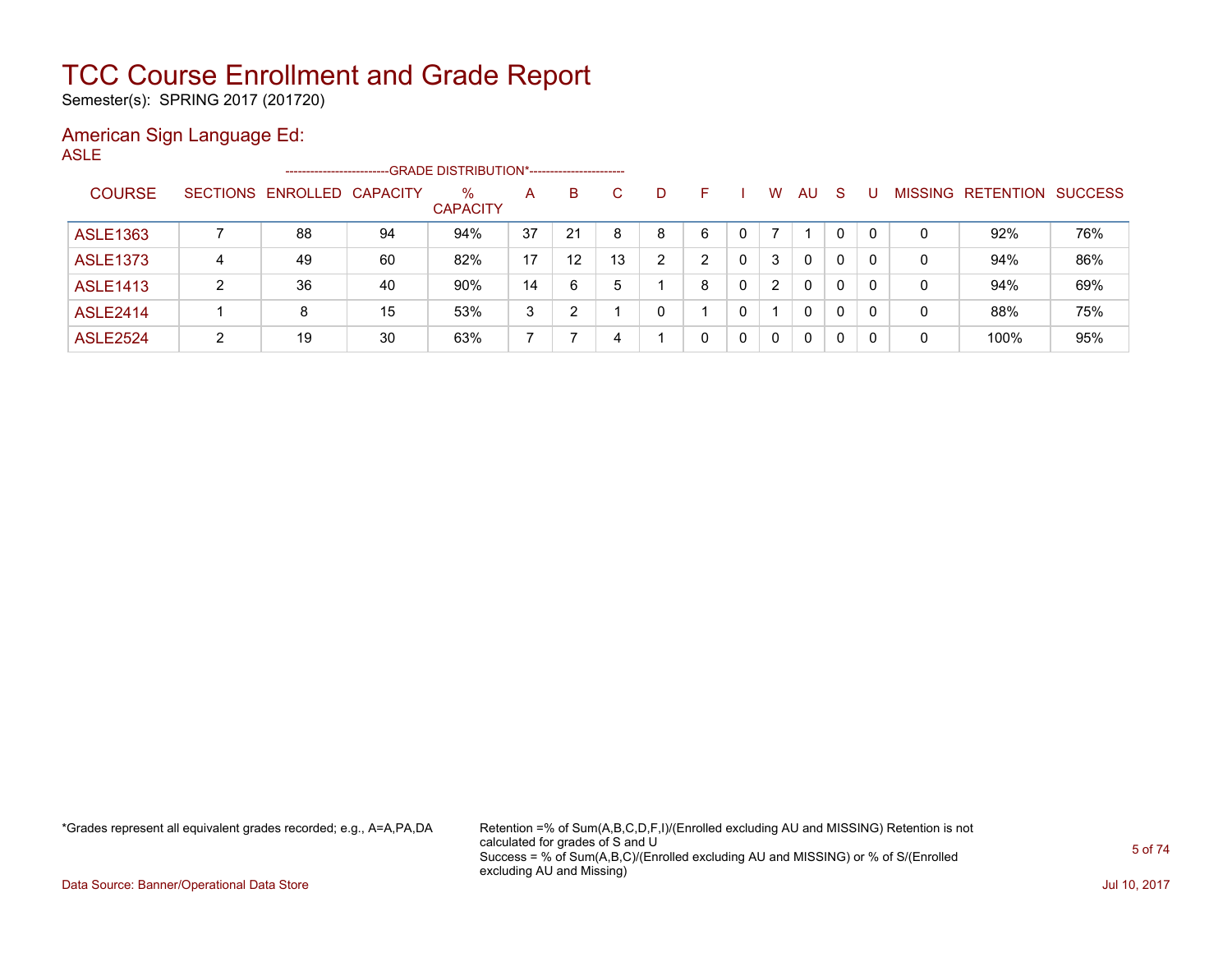# TCC Course Enrollment and Grade Report

Semester(s): SPRING 2017 (201720)

## American Sign Language Ed:

ASLE

| COURSE | SECTIONS | ENROLLED | CAPACITY | % CAPACITY | A | B | C | D | F | I | W | AU | S | U | MISSING | RETENTION | SUCCESS |
|---|---|---|---|---|---|---|---|---|---|---|---|---|---|---|---|---|---|
| | | | | -------------------------GRADE DISTRIBUTION*----------------------- | | | | | | | | | | | | | |
| ASLE1363 | 7 | 88 | 94 | 94% | 37 | 21 | 8 | 8 | 6 | 0 | 7 | 1 | 0 | 0 | 0 | 92% | 76% |
| ASLE1373 | 4 | 49 | 60 | 82% | 17 | 12 | 13 | 2 | 2 | 0 | 3 | 0 | 0 | 0 | 0 | 94% | 86% |
| ASLE1413 | 2 | 36 | 40 | 90% | 14 | 6 | 5 | 1 | 8 | 0 | 2 | 0 | 0 | 0 | 0 | 94% | 69% |
| ASLE2414 | 1 | 8 | 15 | 53% | 3 | 2 | 1 | 0 | 1 | 0 | 1 | 0 | 0 | 0 | 0 | 88% | 75% |
| ASLE2524 | 2 | 19 | 30 | 63% | 7 | 7 | 4 | 1 | 0 | 0 | 0 | 0 | 0 | 0 | 0 | 100% | 95% |

*Grades represent all equivalent grades recorded; e.g., A=A,PA,DA

Retention =% of Sum(A,B,C,D,F,I)/(Enrolled excluding AU and MISSING) Retention is not calculated for grades of S and U
Success = % of Sum(A,B,C)/(Enrolled excluding AU and MISSING) or % of S/(Enrolled excluding AU and Missing)

Data Source: Banner/Operational Data Store

Jul 10, 2017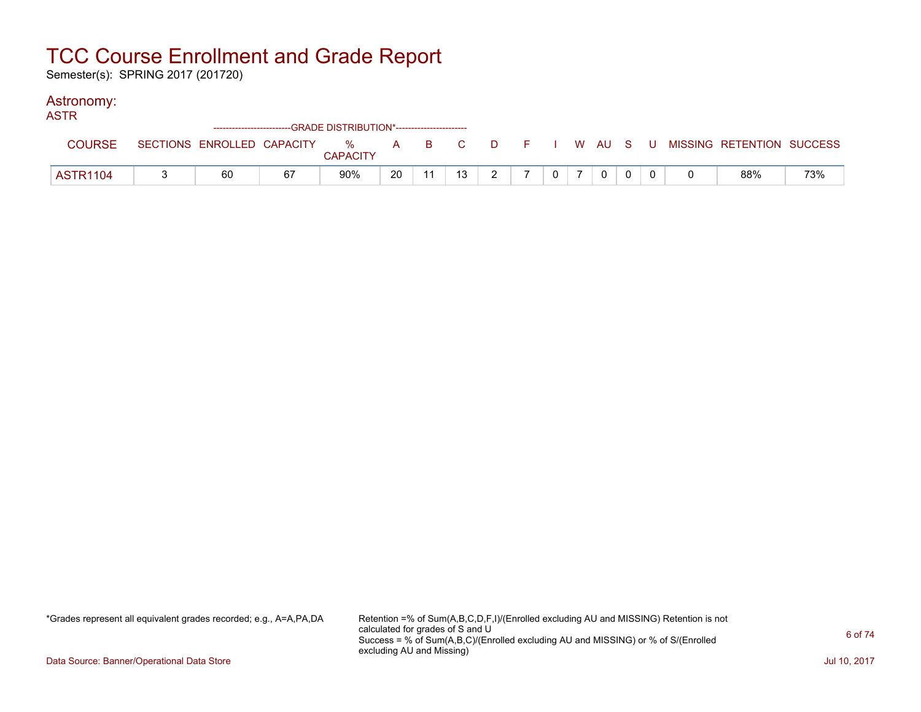# TCC Course Enrollment and Grade Report

Semester(s): SPRING 2017 (201720)

## Astronomy:

### ASTR

| COURSE | SECTIONS | ENROLLED | CAPACITY | % CAPACITY | A | B | C | D | F | I | W | AU | S | U | MISSING | RETENTION | SUCCESS |
|---|---|---|---|---|---|---|---|---|---|---|---|---|---|---|---|---|---|
| | | | | -------------------------GRADE DISTRIBUTION*----------------------- | | | | | | | | | | | | | |
| ASTR1104 | 3 | 60 | 67 | 90% | 20 | 11 | 13 | 2 | 7 | 0 | 7 | 0 | 0 | 0 | 0 | 88% | 73% |

*Grades represent all equivalent grades recorded; e.g., A=A,PA,DA

Retention =% of Sum(A,B,C,D,F,I)/(Enrolled excluding AU and MISSING) Retention is not calculated for grades of S and U
Success = % of Sum(A,B,C)/(Enrolled excluding AU and MISSING) or % of S/(Enrolled excluding AU and Missing)

Data Source: Banner/Operational Data Store

Jul 10, 2017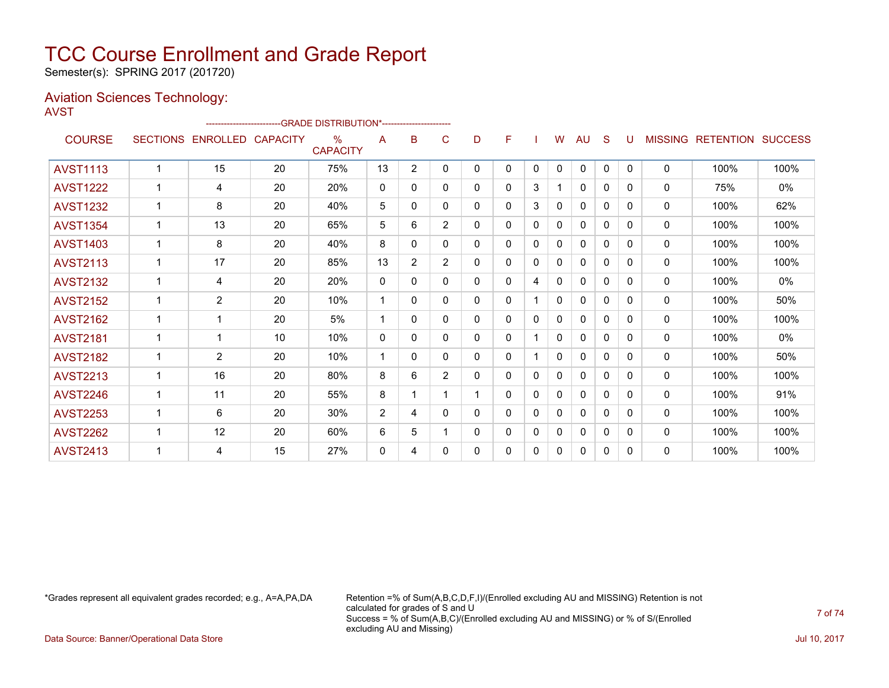# TCC Course Enrollment and Grade Report

Semester(s): SPRING 2017 (201720)

## Aviation Sciences Technology:

AVST

| COURSE | SECTIONS | ENROLLED | CAPACITY | % CAPACITY | A | B | C | D | F | I | W | AU | S | U | MISSING | RETENTION | SUCCESS |
|---|---|---|---|---|---|---|---|---|---|---|---|---|---|---|---|---|---|
| | | | | --GRADE DISTRIBUTION*-- | | | | | | | | | | | | | |
| AVST1113 | 1 | 15 | 20 | 75% | 13 | 2 | 0 | 0 | 0 | 0 | 0 | 0 | 0 | 0 | 0 | 100% | 100% |
| AVST1222 | 1 | 4 | 20 | 20% | 0 | 0 | 0 | 0 | 0 | 3 | 1 | 0 | 0 | 0 | 0 | 75% | 0% |
| AVST1232 | 1 | 8 | 20 | 40% | 5 | 0 | 0 | 0 | 0 | 3 | 0 | 0 | 0 | 0 | 0 | 100% | 62% |
| AVST1354 | 1 | 13 | 20 | 65% | 5 | 6 | 2 | 0 | 0 | 0 | 0 | 0 | 0 | 0 | 0 | 100% | 100% |
| AVST1403 | 1 | 8 | 20 | 40% | 8 | 0 | 0 | 0 | 0 | 0 | 0 | 0 | 0 | 0 | 0 | 100% | 100% |
| AVST2113 | 1 | 17 | 20 | 85% | 13 | 2 | 2 | 0 | 0 | 0 | 0 | 0 | 0 | 0 | 0 | 100% | 100% |
| AVST2132 | 1 | 4 | 20 | 20% | 0 | 0 | 0 | 0 | 0 | 4 | 0 | 0 | 0 | 0 | 0 | 100% | 0% |
| AVST2152 | 1 | 2 | 20 | 10% | 1 | 0 | 0 | 0 | 0 | 1 | 0 | 0 | 0 | 0 | 0 | 100% | 50% |
| AVST2162 | 1 | 1 | 20 | 5% | 1 | 0 | 0 | 0 | 0 | 0 | 0 | 0 | 0 | 0 | 0 | 100% | 100% |
| AVST2181 | 1 | 1 | 10 | 10% | 0 | 0 | 0 | 0 | 0 | 1 | 0 | 0 | 0 | 0 | 0 | 100% | 0% |
| AVST2182 | 1 | 2 | 20 | 10% | 1 | 0 | 0 | 0 | 0 | 1 | 0 | 0 | 0 | 0 | 0 | 100% | 50% |
| AVST2213 | 1 | 16 | 20 | 80% | 8 | 6 | 2 | 0 | 0 | 0 | 0 | 0 | 0 | 0 | 0 | 100% | 100% |
| AVST2246 | 1 | 11 | 20 | 55% | 8 | 1 | 1 | 1 | 0 | 0 | 0 | 0 | 0 | 0 | 0 | 100% | 91% |
| AVST2253 | 1 | 6 | 20 | 30% | 2 | 4 | 0 | 0 | 0 | 0 | 0 | 0 | 0 | 0 | 0 | 100% | 100% |
| AVST2262 | 1 | 12 | 20 | 60% | 6 | 5 | 1 | 0 | 0 | 0 | 0 | 0 | 0 | 0 | 0 | 100% | 100% |
| AVST2413 | 1 | 4 | 15 | 27% | 0 | 4 | 0 | 0 | 0 | 0 | 0 | 0 | 0 | 0 | 0 | 100% | 100% |

*Grades represent all equivalent grades recorded; e.g., A=A,PA,DA

Retention =% of Sum(A,B,C,D,F,I)/(Enrolled excluding AU and MISSING) Retention is not calculated for grades of S and U
Success = % of Sum(A,B,C)/(Enrolled excluding AU and MISSING) or % of S/(Enrolled excluding AU and Missing)

Data Source: Banner/Operational Data Store

Jul 10, 2017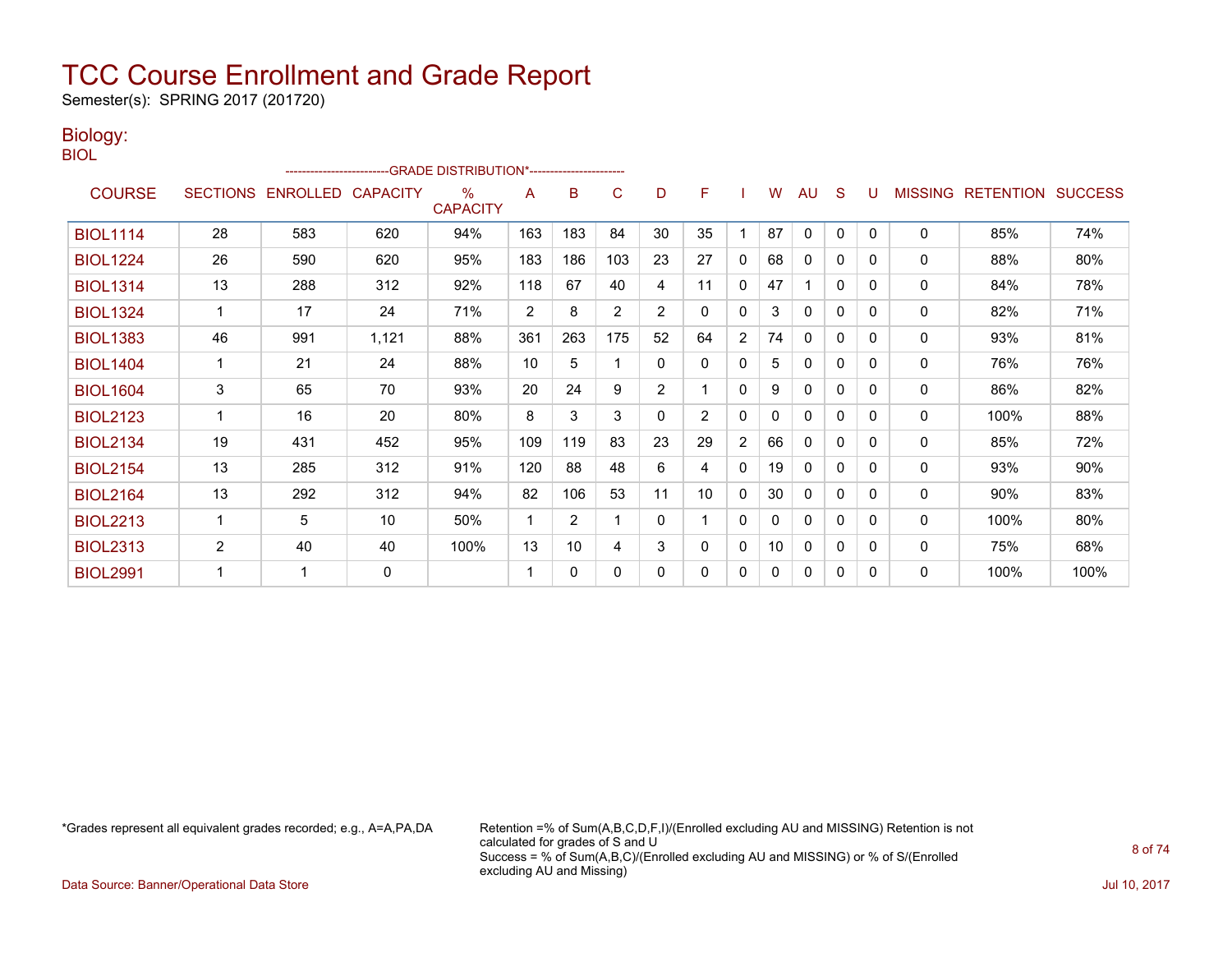# TCC Course Enrollment and Grade Report

Semester(s): SPRING 2017 (201720)

## Biology:

BIOL

| COURSE | SECTIONS | ENROLLED | CAPACITY | % CAPACITY | A | B | C | D | F | I | W | AU | S | U | MISSING | RETENTION | SUCCESS |
|---|---|---|---|---|---|---|---|---|---|---|---|---|---|---|---|---|---|
| | | | | | GRADE DISTRIBUTION* | | | | | | | | | | | | |
| BIOL1114 | 28 | 583 | 620 | 94% | 163 | 183 | 84 | 30 | 35 | 1 | 87 | 0 | 0 | 0 | 0 | 85% | 74% |
| BIOL1224 | 26 | 590 | 620 | 95% | 183 | 186 | 103 | 23 | 27 | 0 | 68 | 0 | 0 | 0 | 0 | 88% | 80% |
| BIOL1314 | 13 | 288 | 312 | 92% | 118 | 67 | 40 | 4 | 11 | 0 | 47 | 1 | 0 | 0 | 0 | 84% | 78% |
| BIOL1324 | 1 | 17 | 24 | 71% | 2 | 8 | 2 | 2 | 0 | 0 | 3 | 0 | 0 | 0 | 0 | 82% | 71% |
| BIOL1383 | 46 | 991 | 1,121 | 88% | 361 | 263 | 175 | 52 | 64 | 2 | 74 | 0 | 0 | 0 | 0 | 93% | 81% |
| BIOL1404 | 1 | 21 | 24 | 88% | 10 | 5 | 1 | 0 | 0 | 0 | 5 | 0 | 0 | 0 | 0 | 76% | 76% |
| BIOL1604 | 3 | 65 | 70 | 93% | 20 | 24 | 9 | 2 | 1 | 0 | 9 | 0 | 0 | 0 | 0 | 86% | 82% |
| BIOL2123 | 1 | 16 | 20 | 80% | 8 | 3 | 3 | 0 | 2 | 0 | 0 | 0 | 0 | 0 | 0 | 100% | 88% |
| BIOL2134 | 19 | 431 | 452 | 95% | 109 | 119 | 83 | 23 | 29 | 2 | 66 | 0 | 0 | 0 | 0 | 85% | 72% |
| BIOL2154 | 13 | 285 | 312 | 91% | 120 | 88 | 48 | 6 | 4 | 0 | 19 | 0 | 0 | 0 | 0 | 93% | 90% |
| BIOL2164 | 13 | 292 | 312 | 94% | 82 | 106 | 53 | 11 | 10 | 0 | 30 | 0 | 0 | 0 | 0 | 90% | 83% |
| BIOL2213 | 1 | 5 | 10 | 50% | 1 | 2 | 1 | 0 | 1 | 0 | 0 | 0 | 0 | 0 | 0 | 100% | 80% |
| BIOL2313 | 2 | 40 | 40 | 100% | 13 | 10 | 4 | 3 | 0 | 0 | 10 | 0 | 0 | 0 | 0 | 75% | 68% |
| BIOL2991 | 1 | 1 | 0 | | 1 | 0 | 0 | 0 | 0 | 0 | 0 | 0 | 0 | 0 | 0 | 100% | 100% |

*Grades represent all equivalent grades recorded; e.g., A=A,PA,DA

Retention =% of Sum(A,B,C,D,F,I)/(Enrolled excluding AU and MISSING) Retention is not calculated for grades of S and U
Success = % of Sum(A,B,C)/(Enrolled excluding AU and MISSING) or % of S/(Enrolled excluding AU and Missing)

Data Source: Banner/Operational Data Store

Jul 10, 2017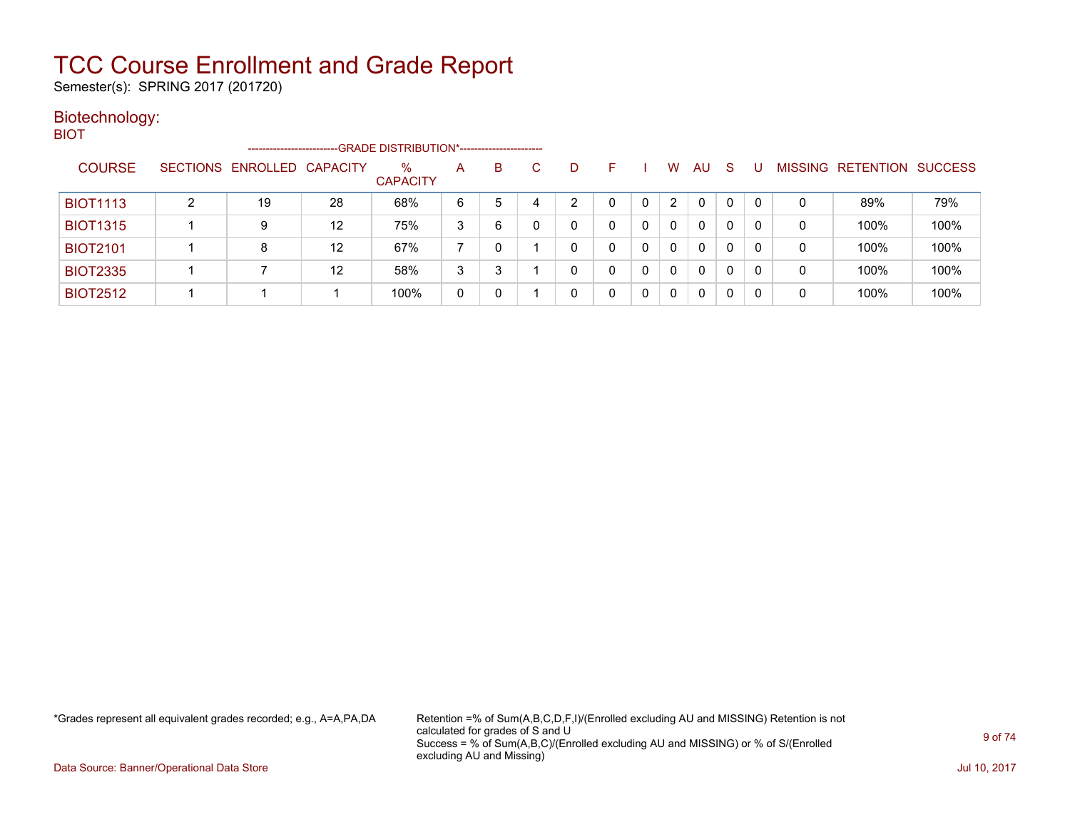# TCC Course Enrollment and Grade Report

Semester(s): SPRING 2017 (201720)

## Biotechnology:

BIOT

| COURSE | SECTIONS | ENROLLED | CAPACITY | % CAPACITY | A | B | C | D | F | I | W | AU | S | U | MISSING | RETENTION | SUCCESS |
|---|---|---|---|---|---|---|---|---|---|---|---|---|---|---|---|---|---|
| | | | | GRADE DISTRIBUTION* | | | | | | | | | | | | | |
| BIOT1113 | 2 | 19 | 28 | 68% | 6 | 5 | 4 | 2 | 0 | 0 | 2 | 0 | 0 | 0 | 0 | 89% | 79% |
| BIOT1315 | 1 | 9 | 12 | 75% | 3 | 6 | 0 | 0 | 0 | 0 | 0 | 0 | 0 | 0 | 0 | 100% | 100% |
| BIOT2101 | 1 | 8 | 12 | 67% | 7 | 0 | 1 | 0 | 0 | 0 | 0 | 0 | 0 | 0 | 0 | 100% | 100% |
| BIOT2335 | 1 | 7 | 12 | 58% | 3 | 3 | 1 | 0 | 0 | 0 | 0 | 0 | 0 | 0 | 0 | 100% | 100% |
| BIOT2512 | 1 | 1 | 1 | 100% | 0 | 0 | 1 | 0 | 0 | 0 | 0 | 0 | 0 | 0 | 0 | 100% | 100% |

*Grades represent all equivalent grades recorded; e.g., A=A,PA,DA

Retention =% of Sum(A,B,C,D,F,I)/(Enrolled excluding AU and MISSING) Retention is not calculated for grades of S and U
Success = % of Sum(A,B,C)/(Enrolled excluding AU and MISSING) or % of S/(Enrolled excluding AU and Missing)

Data Source: Banner/Operational Data Store

Jul 10, 2017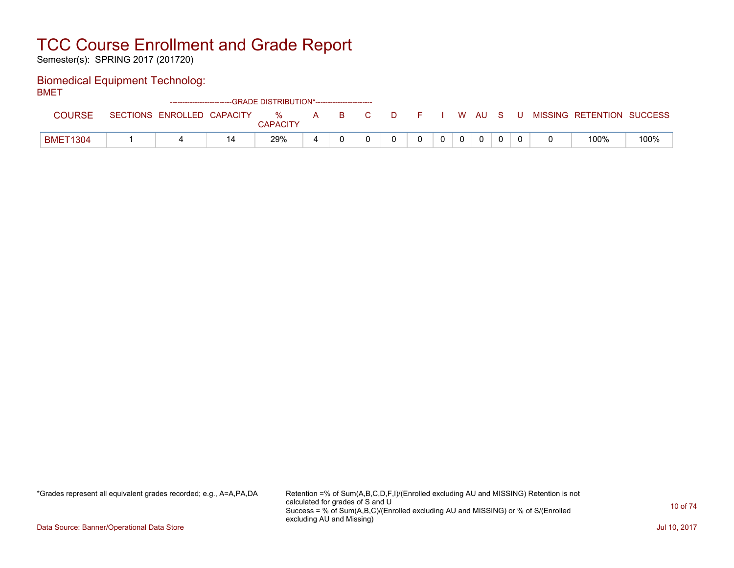# TCC Course Enrollment and Grade Report

Semester(s): SPRING 2017 (201720)

## Biomedical Equipment Technolog:

BMET

| COURSE | SECTIONS | ENROLLED | CAPACITY | % CAPACITY | A | B | C | D | F | I | W | AU | S | U | MISSING | RETENTION | SUCCESS |
|---|---|---|---|---|---|---|---|---|---|---|---|---|---|---|---|---|---|
| | | | | -------------------------GRADE DISTRIBUTION*----------------------- | | | | | | | | | | | | | |
| BMET1304 | 1 | 4 | 14 | 29% | 4 | 0 | 0 | 0 | 0 | 0 | 0 | 0 | 0 | 0 | 0 | 100% | 100% |

*Grades represent all equivalent grades recorded; e.g., A=A,PA,DA

Retention =% of Sum(A,B,C,D,F,I)/(Enrolled excluding AU and MISSING) Retention is not calculated for grades of S and U
Success = % of Sum(A,B,C)/(Enrolled excluding AU and MISSING) or % of S/(Enrolled excluding AU and Missing)

Data Source: Banner/Operational Data Store

Jul 10, 2017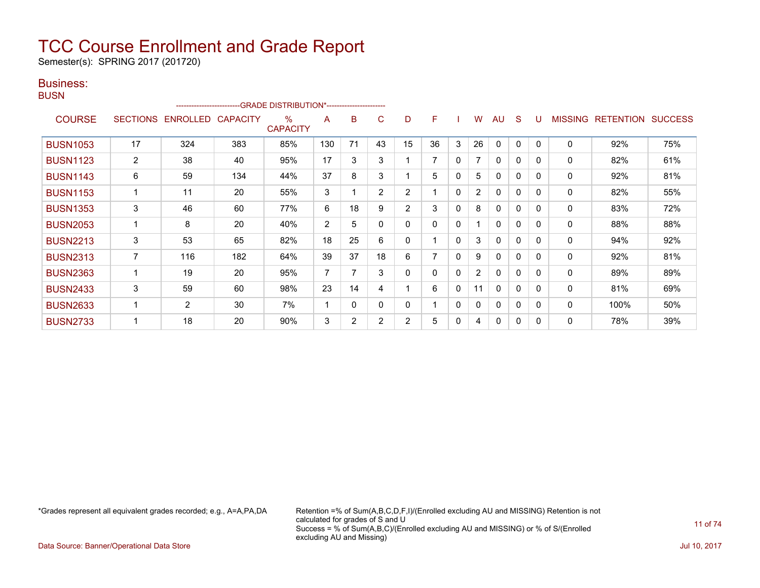# TCC Course Enrollment and Grade Report

Semester(s): SPRING 2017 (201720)

## Business:

### BUSN

| COURSE | SECTIONS | ENROLLED | CAPACITY | % CAPACITY | A | B | C | D | F | I | W | AU | S | U | MISSING | RETENTION | SUCCESS |
|---|---|---|---|---|---|---|---|---|---|---|---|---|---|---|---|---|---|
| | | | | GRADE DISTRIBUTION* | | | | | | | | | | | | | |
| BUSN1053 | 17 | 324 | 383 | 85% | 130 | 71 | 43 | 15 | 36 | 3 | 26 | 0 | 0 | 0 | 0 | 92% | 75% |
| BUSN1123 | 2 | 38 | 40 | 95% | 17 | 3 | 3 | 1 | 7 | 0 | 7 | 0 | 0 | 0 | 0 | 82% | 61% |
| BUSN1143 | 6 | 59 | 134 | 44% | 37 | 8 | 3 | 1 | 5 | 0 | 5 | 0 | 0 | 0 | 0 | 92% | 81% |
| BUSN1153 | 1 | 11 | 20 | 55% | 3 | 1 | 2 | 2 | 1 | 0 | 2 | 0 | 0 | 0 | 0 | 82% | 55% |
| BUSN1353 | 3 | 46 | 60 | 77% | 6 | 18 | 9 | 2 | 3 | 0 | 8 | 0 | 0 | 0 | 0 | 83% | 72% |
| BUSN2053 | 1 | 8 | 20 | 40% | 2 | 5 | 0 | 0 | 0 | 0 | 1 | 0 | 0 | 0 | 0 | 88% | 88% |
| BUSN2213 | 3 | 53 | 65 | 82% | 18 | 25 | 6 | 0 | 1 | 0 | 3 | 0 | 0 | 0 | 0 | 94% | 92% |
| BUSN2313 | 7 | 116 | 182 | 64% | 39 | 37 | 18 | 6 | 7 | 0 | 9 | 0 | 0 | 0 | 0 | 92% | 81% |
| BUSN2363 | 1 | 19 | 20 | 95% | 7 | 7 | 3 | 0 | 0 | 0 | 2 | 0 | 0 | 0 | 0 | 89% | 89% |
| BUSN2433 | 3 | 59 | 60 | 98% | 23 | 14 | 4 | 1 | 6 | 0 | 11 | 0 | 0 | 0 | 0 | 81% | 69% |
| BUSN2633 | 1 | 2 | 30 | 7% | 1 | 0 | 0 | 0 | 1 | 0 | 0 | 0 | 0 | 0 | 0 | 100% | 50% |
| BUSN2733 | 1 | 18 | 20 | 90% | 3 | 2 | 2 | 2 | 5 | 0 | 4 | 0 | 0 | 0 | 0 | 78% | 39% |

*Grades represent all equivalent grades recorded; e.g., A=A,PA,DA

Retention =% of Sum(A,B,C,D,F,I)/(Enrolled excluding AU and MISSING) Retention is not calculated for grades of S and U
Success = % of Sum(A,B,C)/(Enrolled excluding AU and MISSING) or % of S/(Enrolled excluding AU and Missing)

Data Source: Banner/Operational Data Store

Jul 10, 2017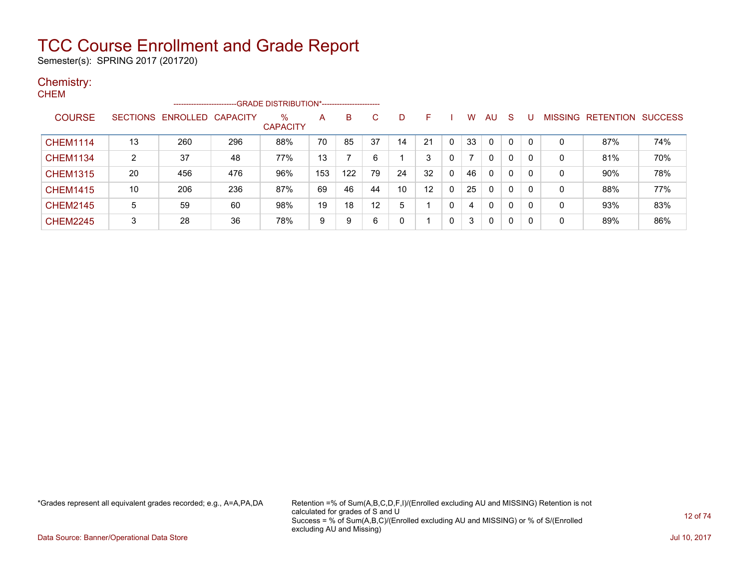# TCC Course Enrollment and Grade Report

Semester(s): SPRING 2017 (201720)

## Chemistry:

### CHEM

| COURSE | SECTIONS | ENROLLED | CAPACITY | % CAPACITY | A | B | C | D | F | I | W | AU | S | U | MISSING | RETENTION | SUCCESS |
|---|---|---|---|---|---|---|---|---|---|---|---|---|---|---|---|---|---|
| | | | | -GRADE DISTRIBUTION*- | | | | | | | | | | | | | |
| CHEM1114 | 13 | 260 | 296 | 88% | 70 | 85 | 37 | 14 | 21 | 0 | 33 | 0 | 0 | 0 | 0 | 87% | 74% |
| CHEM1134 | 2 | 37 | 48 | 77% | 13 | 7 | 6 | 1 | 3 | 0 | 7 | 0 | 0 | 0 | 0 | 81% | 70% |
| CHEM1315 | 20 | 456 | 476 | 96% | 153 | 122 | 79 | 24 | 32 | 0 | 46 | 0 | 0 | 0 | 0 | 90% | 78% |
| CHEM1415 | 10 | 206 | 236 | 87% | 69 | 46 | 44 | 10 | 12 | 0 | 25 | 0 | 0 | 0 | 0 | 88% | 77% |
| CHEM2145 | 5 | 59 | 60 | 98% | 19 | 18 | 12 | 5 | 1 | 0 | 4 | 0 | 0 | 0 | 0 | 93% | 83% |
| CHEM2245 | 3 | 28 | 36 | 78% | 9 | 9 | 6 | 0 | 1 | 0 | 3 | 0 | 0 | 0 | 0 | 89% | 86% |

*Grades represent all equivalent grades recorded; e.g., A=A,PA,DA

Retention =% of Sum(A,B,C,D,F,I)/(Enrolled excluding AU and MISSING) Retention is not calculated for grades of S and U
Success = % of Sum(A,B,C)/(Enrolled excluding AU and MISSING) or % of S/(Enrolled excluding AU and Missing)

Data Source: Banner/Operational Data Store

Jul 10, 2017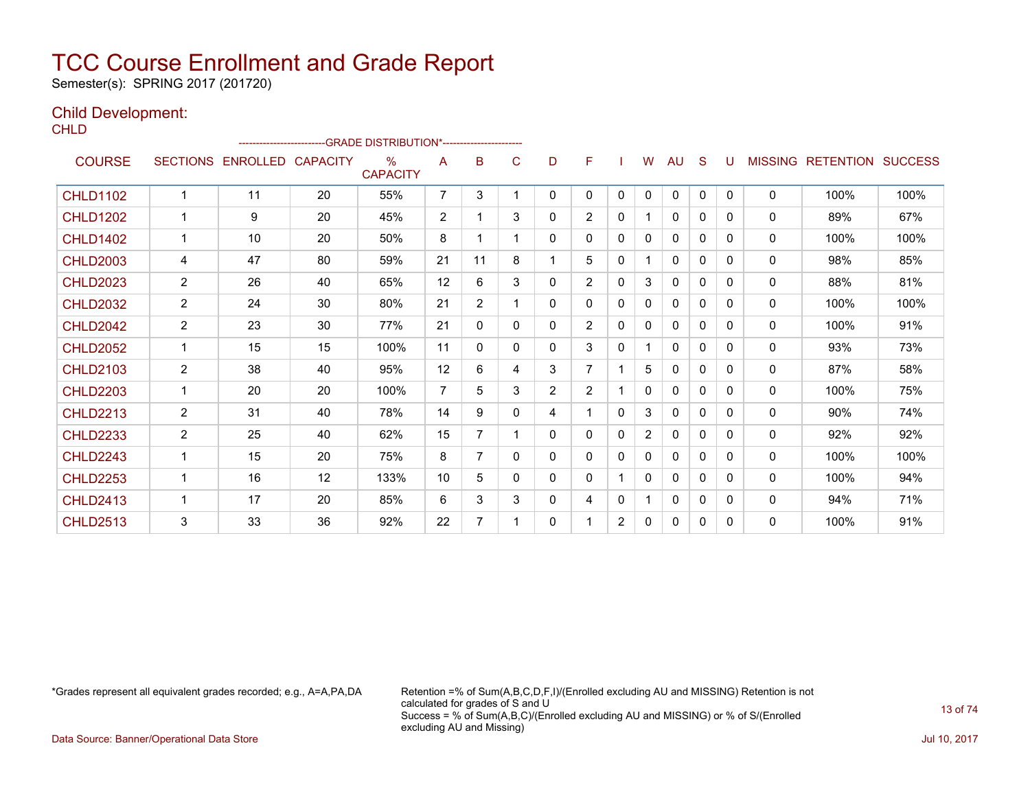# TCC Course Enrollment and Grade Report

Semester(s): SPRING 2017 (201720)

## Child Development:

CHLD

| COURSE | SECTIONS | ENROLLED | CAPACITY | % CAPACITY | A | B | C | D | F | I | W | AU | S | U | MISSING | RETENTION | SUCCESS |
|---|---|---|---|---|---|---|---|---|---|---|---|---|---|---|---|---|---|
| | | | | | --- | GRADE | DISTRIBUTION* | --- | | | | | | | | | |
| CHLD1102 | 1 | 11 | 20 | 55% | 7 | 3 | 1 | 0 | 0 | 0 | 0 | 0 | 0 | 0 | 0 | 100% | 100% |
| CHLD1202 | 1 | 9 | 20 | 45% | 2 | 1 | 3 | 0 | 2 | 0 | 1 | 0 | 0 | 0 | 0 | 89% | 67% |
| CHLD1402 | 1 | 10 | 20 | 50% | 8 | 1 | 1 | 0 | 0 | 0 | 0 | 0 | 0 | 0 | 0 | 100% | 100% |
| CHLD2003 | 4 | 47 | 80 | 59% | 21 | 11 | 8 | 1 | 5 | 0 | 1 | 0 | 0 | 0 | 0 | 98% | 85% |
| CHLD2023 | 2 | 26 | 40 | 65% | 12 | 6 | 3 | 0 | 2 | 0 | 3 | 0 | 0 | 0 | 0 | 88% | 81% |
| CHLD2032 | 2 | 24 | 30 | 80% | 21 | 2 | 1 | 0 | 0 | 0 | 0 | 0 | 0 | 0 | 0 | 100% | 100% |
| CHLD2042 | 2 | 23 | 30 | 77% | 21 | 0 | 0 | 0 | 2 | 0 | 0 | 0 | 0 | 0 | 0 | 100% | 91% |
| CHLD2052 | 1 | 15 | 15 | 100% | 11 | 0 | 0 | 0 | 3 | 0 | 1 | 0 | 0 | 0 | 0 | 93% | 73% |
| CHLD2103 | 2 | 38 | 40 | 95% | 12 | 6 | 4 | 3 | 7 | 1 | 5 | 0 | 0 | 0 | 0 | 87% | 58% |
| CHLD2203 | 1 | 20 | 20 | 100% | 7 | 5 | 3 | 2 | 2 | 1 | 0 | 0 | 0 | 0 | 0 | 100% | 75% |
| CHLD2213 | 2 | 31 | 40 | 78% | 14 | 9 | 0 | 4 | 1 | 0 | 3 | 0 | 0 | 0 | 0 | 90% | 74% |
| CHLD2233 | 2 | 25 | 40 | 62% | 15 | 7 | 1 | 0 | 0 | 0 | 2 | 0 | 0 | 0 | 0 | 92% | 92% |
| CHLD2243 | 1 | 15 | 20 | 75% | 8 | 7 | 0 | 0 | 0 | 0 | 0 | 0 | 0 | 0 | 0 | 100% | 100% |
| CHLD2253 | 1 | 16 | 12 | 133% | 10 | 5 | 0 | 0 | 0 | 1 | 0 | 0 | 0 | 0 | 0 | 100% | 94% |
| CHLD2413 | 1 | 17 | 20 | 85% | 6 | 3 | 3 | 0 | 4 | 0 | 1 | 0 | 0 | 0 | 0 | 94% | 71% |
| CHLD2513 | 3 | 33 | 36 | 92% | 22 | 7 | 1 | 0 | 1 | 2 | 0 | 0 | 0 | 0 | 0 | 100% | 91% |

*Grades represent all equivalent grades recorded; e.g., A=A,PA,DA

Retention =% of Sum(A,B,C,D,F,I)/(Enrolled excluding AU and MISSING) Retention is not calculated for grades of S and U
Success = % of Sum(A,B,C)/(Enrolled excluding AU and MISSING) or % of S/(Enrolled excluding AU and Missing)

Data Source: Banner/Operational Data Store

Jul 10, 2017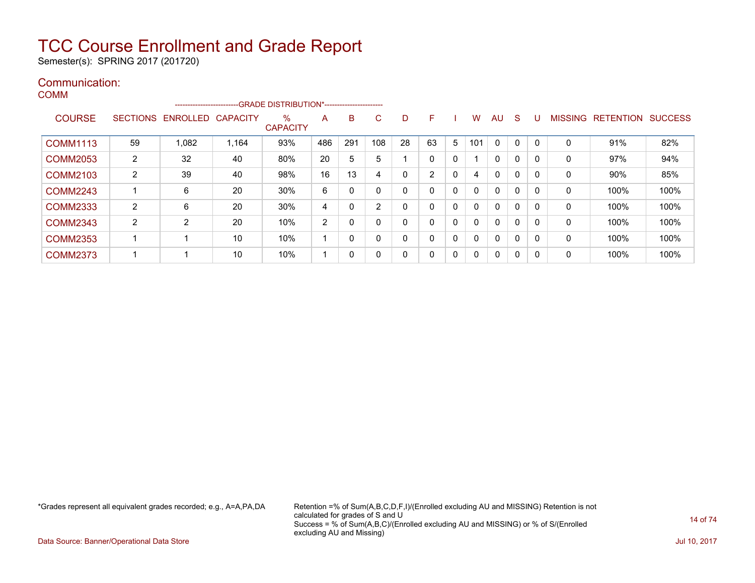# TCC Course Enrollment and Grade Report

Semester(s): SPRING 2017 (201720)

## Communication:

### COMM

| COURSE | SECTIONS | ENROLLED | CAPACITY | % CAPACITY | A | B | C | D | F | I | W | AU | S | U | MISSING | RETENTION | SUCCESS |
|---|---|---|---|---|---|---|---|---|---|---|---|---|---|---|---|---|---|
| | | | | --GRADE DISTRIBUTION*-- | | | | | | | | | | | | | |
| COMM1113 | 59 | 1,082 | 1,164 | 93% | 486 | 291 | 108 | 28 | 63 | 5 | 101 | 0 | 0 | 0 | 0 | 91% | 82% |
| COMM2053 | 2 | 32 | 40 | 80% | 20 | 5 | 5 | 1 | 0 | 0 | 1 | 0 | 0 | 0 | 0 | 97% | 94% |
| COMM2103 | 2 | 39 | 40 | 98% | 16 | 13 | 4 | 0 | 2 | 0 | 4 | 0 | 0 | 0 | 0 | 90% | 85% |
| COMM2243 | 1 | 6 | 20 | 30% | 6 | 0 | 0 | 0 | 0 | 0 | 0 | 0 | 0 | 0 | 0 | 100% | 100% |
| COMM2333 | 2 | 6 | 20 | 30% | 4 | 0 | 2 | 0 | 0 | 0 | 0 | 0 | 0 | 0 | 0 | 100% | 100% |
| COMM2343 | 2 | 2 | 20 | 10% | 2 | 0 | 0 | 0 | 0 | 0 | 0 | 0 | 0 | 0 | 0 | 100% | 100% |
| COMM2353 | 1 | 1 | 10 | 10% | 1 | 0 | 0 | 0 | 0 | 0 | 0 | 0 | 0 | 0 | 0 | 100% | 100% |
| COMM2373 | 1 | 1 | 10 | 10% | 1 | 0 | 0 | 0 | 0 | 0 | 0 | 0 | 0 | 0 | 0 | 100% | 100% |

*Grades represent all equivalent grades recorded; e.g., A=A,PA,DA

Retention =% of Sum(A,B,C,D,F,I)/(Enrolled excluding AU and MISSING) Retention is not calculated for grades of S and U
Success = % of Sum(A,B,C)/(Enrolled excluding AU and MISSING) or % of S/(Enrolled excluding AU and Missing)

Data Source: Banner/Operational Data Store

Jul 10, 2017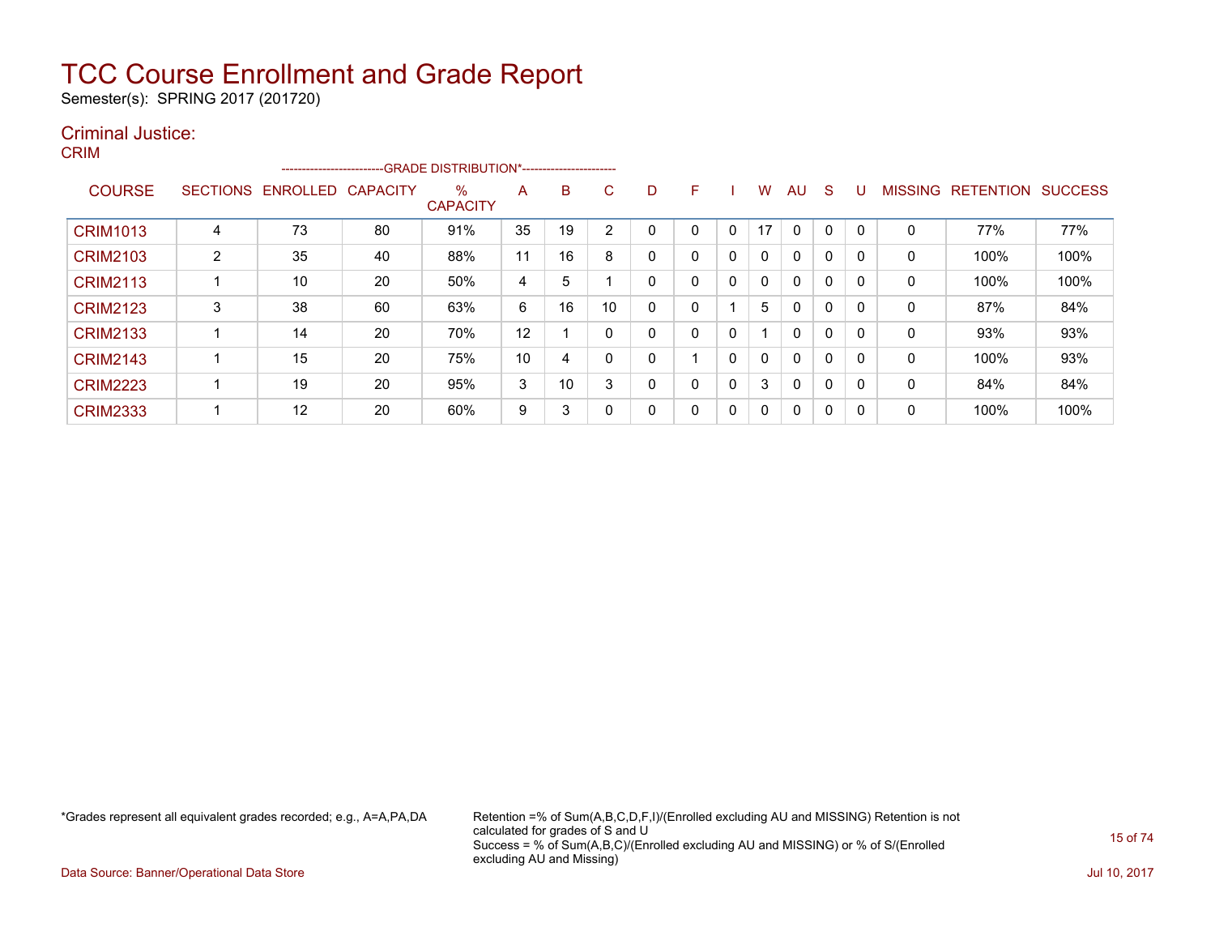# TCC Course Enrollment and Grade Report

Semester(s): SPRING 2017 (201720)

## Criminal Justice:

CRIM

| COURSE | SECTIONS | ENROLLED | CAPACITY | % CAPACITY | A | B | C | D | F | I | W | AU | S | U | MISSING | RETENTION | SUCCESS |
|---|---|---|---|---|---|---|---|---|---|---|---|---|---|---|---|---|---|
| | | | | -------------------------GRADE DISTRIBUTION*----------------------- | | | | | | | | | | | | | |
| CRIM1013 | 4 | 73 | 80 | 91% | 35 | 19 | 2 | 0 | 0 | 0 | 17 | 0 | 0 | 0 | 0 | 77% | 77% |
| CRIM2103 | 2 | 35 | 40 | 88% | 11 | 16 | 8 | 0 | 0 | 0 | 0 | 0 | 0 | 0 | 0 | 100% | 100% |
| CRIM2113 | 1 | 10 | 20 | 50% | 4 | 5 | 1 | 0 | 0 | 0 | 0 | 0 | 0 | 0 | 0 | 100% | 100% |
| CRIM2123 | 3 | 38 | 60 | 63% | 6 | 16 | 10 | 0 | 0 | 1 | 5 | 0 | 0 | 0 | 0 | 87% | 84% |
| CRIM2133 | 1 | 14 | 20 | 70% | 12 | 1 | 0 | 0 | 0 | 0 | 1 | 0 | 0 | 0 | 0 | 93% | 93% |
| CRIM2143 | 1 | 15 | 20 | 75% | 10 | 4 | 0 | 0 | 1 | 0 | 0 | 0 | 0 | 0 | 0 | 100% | 93% |
| CRIM2223 | 1 | 19 | 20 | 95% | 3 | 10 | 3 | 0 | 0 | 0 | 3 | 0 | 0 | 0 | 0 | 84% | 84% |
| CRIM2333 | 1 | 12 | 20 | 60% | 9 | 3 | 0 | 0 | 0 | 0 | 0 | 0 | 0 | 0 | 0 | 100% | 100% |

*Grades represent all equivalent grades recorded; e.g., A=A,PA,DA

Retention =% of Sum(A,B,C,D,F,I)/(Enrolled excluding AU and MISSING) Retention is not calculated for grades of S and U
Success = % of Sum(A,B,C)/(Enrolled excluding AU and MISSING) or % of S/(Enrolled excluding AU and Missing)

Data Source: Banner/Operational Data Store

Jul 10, 2017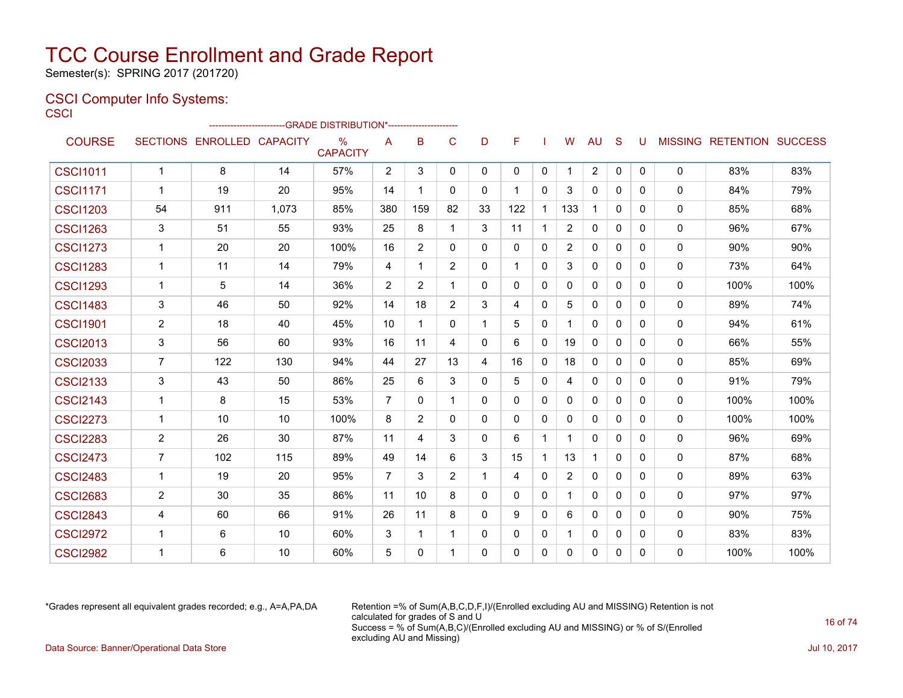# TCC Course Enrollment and Grade Report

Semester(s): SPRING 2017 (201720)

## CSCI Computer Info Systems:

CSCI

| COURSE | SECTIONS | ENROLLED | CAPACITY | % CAPACITY | A | B | C | D | F | I | W | AU | S | U | MISSING | RETENTION | SUCCESS |
|---|---|---|---|---|---|---|---|---|---|---|---|---|---|---|---|---|---|
| | | | | -GRADE DISTRIBUTION*- | | | | | | | | | | | | | |
| CSCI1011 | 1 | 8 | 14 | 57% | 2 | 3 | 0 | 0 | 0 | 0 | 1 | 2 | 0 | 0 | 0 | 83% | 83% |
| CSCI1171 | 1 | 19 | 20 | 95% | 14 | 1 | 0 | 0 | 1 | 0 | 3 | 0 | 0 | 0 | 0 | 84% | 79% |
| CSCI1203 | 54 | 911 | 1,073 | 85% | 380 | 159 | 82 | 33 | 122 | 1 | 133 | 1 | 0 | 0 | 0 | 85% | 68% |
| CSCI1263 | 3 | 51 | 55 | 93% | 25 | 8 | 1 | 3 | 11 | 1 | 2 | 0 | 0 | 0 | 0 | 96% | 67% |
| CSCI1273 | 1 | 20 | 20 | 100% | 16 | 2 | 0 | 0 | 0 | 0 | 2 | 0 | 0 | 0 | 0 | 90% | 90% |
| CSCI1283 | 1 | 11 | 14 | 79% | 4 | 1 | 2 | 0 | 1 | 0 | 3 | 0 | 0 | 0 | 0 | 73% | 64% |
| CSCI1293 | 1 | 5 | 14 | 36% | 2 | 2 | 1 | 0 | 0 | 0 | 0 | 0 | 0 | 0 | 0 | 100% | 100% |
| CSCI1483 | 3 | 46 | 50 | 92% | 14 | 18 | 2 | 3 | 4 | 0 | 5 | 0 | 0 | 0 | 0 | 89% | 74% |
| CSCI1901 | 2 | 18 | 40 | 45% | 10 | 1 | 0 | 1 | 5 | 0 | 1 | 0 | 0 | 0 | 0 | 94% | 61% |
| CSCI2013 | 3 | 56 | 60 | 93% | 16 | 11 | 4 | 0 | 6 | 0 | 19 | 0 | 0 | 0 | 0 | 66% | 55% |
| CSCI2033 | 7 | 122 | 130 | 94% | 44 | 27 | 13 | 4 | 16 | 0 | 18 | 0 | 0 | 0 | 0 | 85% | 69% |
| CSCI2133 | 3 | 43 | 50 | 86% | 25 | 6 | 3 | 0 | 5 | 0 | 4 | 0 | 0 | 0 | 0 | 91% | 79% |
| CSCI2143 | 1 | 8 | 15 | 53% | 7 | 0 | 1 | 0 | 0 | 0 | 0 | 0 | 0 | 0 | 0 | 100% | 100% |
| CSCI2273 | 1 | 10 | 10 | 100% | 8 | 2 | 0 | 0 | 0 | 0 | 0 | 0 | 0 | 0 | 0 | 100% | 100% |
| CSCI2283 | 2 | 26 | 30 | 87% | 11 | 4 | 3 | 0 | 6 | 1 | 1 | 0 | 0 | 0 | 0 | 96% | 69% |
| CSCI2473 | 7 | 102 | 115 | 89% | 49 | 14 | 6 | 3 | 15 | 1 | 13 | 1 | 0 | 0 | 0 | 87% | 68% |
| CSCI2483 | 1 | 19 | 20 | 95% | 7 | 3 | 2 | 1 | 4 | 0 | 2 | 0 | 0 | 0 | 0 | 89% | 63% |
| CSCI2683 | 2 | 30 | 35 | 86% | 11 | 10 | 8 | 0 | 0 | 0 | 1 | 0 | 0 | 0 | 0 | 97% | 97% |
| CSCI2843 | 4 | 60 | 66 | 91% | 26 | 11 | 8 | 0 | 9 | 0 | 6 | 0 | 0 | 0 | 0 | 90% | 75% |
| CSCI2972 | 1 | 6 | 10 | 60% | 3 | 1 | 1 | 0 | 0 | 0 | 1 | 0 | 0 | 0 | 0 | 83% | 83% |
| CSCI2982 | 1 | 6 | 10 | 60% | 5 | 0 | 1 | 0 | 0 | 0 | 0 | 0 | 0 | 0 | 0 | 100% | 100% |

*Grades represent all equivalent grades recorded; e.g., A=A,PA,DA

Retention =% of Sum(A,B,C,D,F,I)/(Enrolled excluding AU and MISSING) Retention is not calculated for grades of S and U
Success = % of Sum(A,B,C)/(Enrolled excluding AU and MISSING) or % of S/(Enrolled excluding AU and Missing)

Data Source: Banner/Operational Data Store

Jul 10, 2017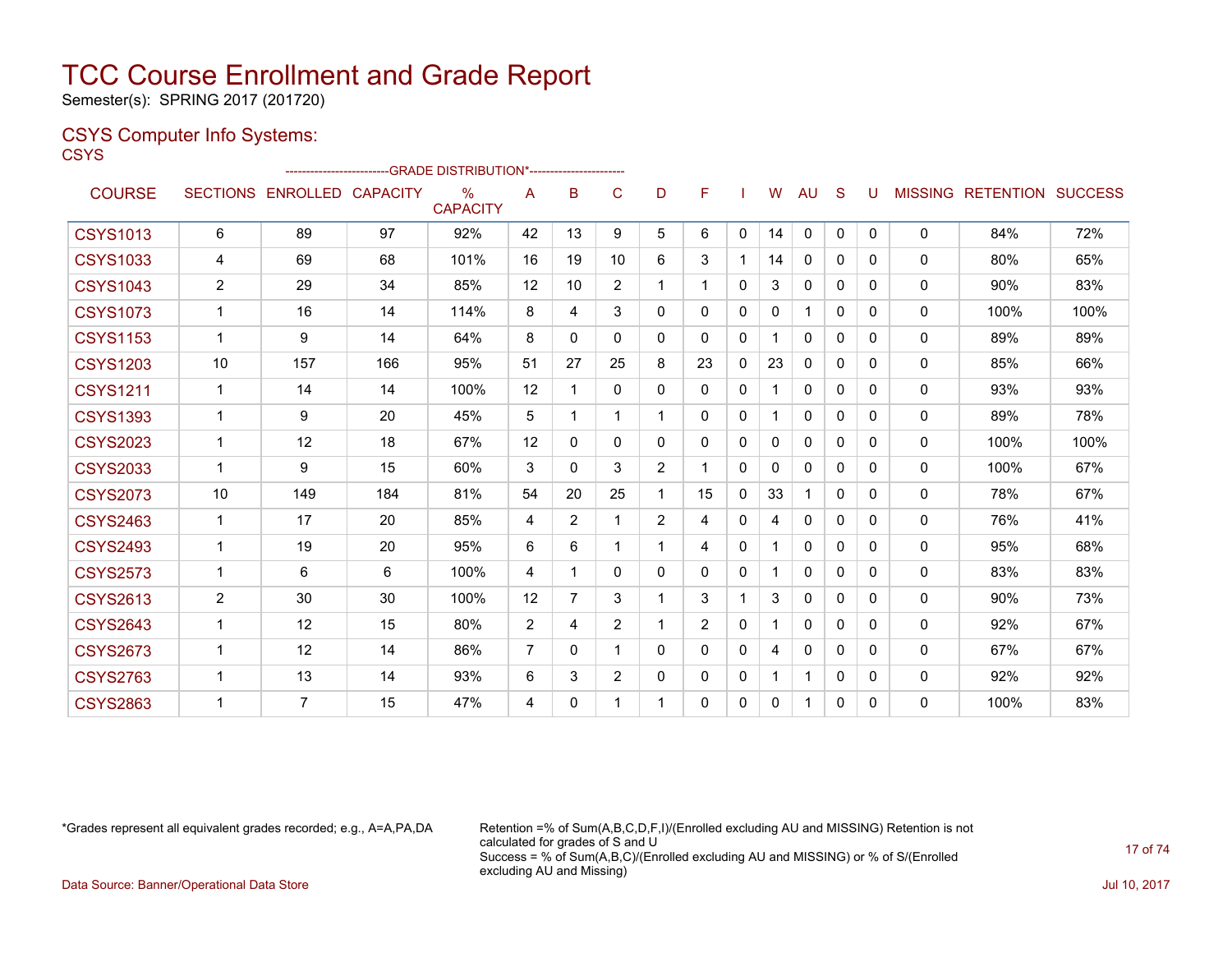# TCC Course Enrollment and Grade Report

Semester(s): SPRING 2017 (201720)

## CSYS Computer Info Systems:

CSYS

| COURSE | SECTIONS | ENROLLED | CAPACITY | % CAPACITY | A | B | C | D | F | I | W | AU | S | U | MISSING | RETENTION | SUCCESS |
|---|---|---|---|---|---|---|---|---|---|---|---|---|---|---|---|---|---|
| | | | | -------------------------GRADE DISTRIBUTION*----------------------- | | | | | | | | | | | | | |
| CSYS1013 | 6 | 89 | 97 | 92% | 42 | 13 | 9 | 5 | 6 | 0 | 14 | 0 | 0 | 0 | 0 | 84% | 72% |
| CSYS1033 | 4 | 69 | 68 | 101% | 16 | 19 | 10 | 6 | 3 | 1 | 14 | 0 | 0 | 0 | 0 | 80% | 65% |
| CSYS1043 | 2 | 29 | 34 | 85% | 12 | 10 | 2 | 1 | 1 | 0 | 3 | 0 | 0 | 0 | 0 | 90% | 83% |
| CSYS1073 | 1 | 16 | 14 | 114% | 8 | 4 | 3 | 0 | 0 | 0 | 0 | 1 | 0 | 0 | 0 | 100% | 100% |
| CSYS1153 | 1 | 9 | 14 | 64% | 8 | 0 | 0 | 0 | 0 | 0 | 1 | 0 | 0 | 0 | 0 | 89% | 89% |
| CSYS1203 | 10 | 157 | 166 | 95% | 51 | 27 | 25 | 8 | 23 | 0 | 23 | 0 | 0 | 0 | 0 | 85% | 66% |
| CSYS1211 | 1 | 14 | 14 | 100% | 12 | 1 | 0 | 0 | 0 | 0 | 1 | 0 | 0 | 0 | 0 | 93% | 93% |
| CSYS1393 | 1 | 9 | 20 | 45% | 5 | 1 | 1 | 1 | 0 | 0 | 1 | 0 | 0 | 0 | 0 | 89% | 78% |
| CSYS2023 | 1 | 12 | 18 | 67% | 12 | 0 | 0 | 0 | 0 | 0 | 0 | 0 | 0 | 0 | 0 | 100% | 100% |
| CSYS2033 | 1 | 9 | 15 | 60% | 3 | 0 | 3 | 2 | 1 | 0 | 0 | 0 | 0 | 0 | 0 | 100% | 67% |
| CSYS2073 | 10 | 149 | 184 | 81% | 54 | 20 | 25 | 1 | 15 | 0 | 33 | 1 | 0 | 0 | 0 | 78% | 67% |
| CSYS2463 | 1 | 17 | 20 | 85% | 4 | 2 | 1 | 2 | 4 | 0 | 4 | 0 | 0 | 0 | 0 | 76% | 41% |
| CSYS2493 | 1 | 19 | 20 | 95% | 6 | 6 | 1 | 1 | 4 | 0 | 1 | 0 | 0 | 0 | 0 | 95% | 68% |
| CSYS2573 | 1 | 6 | 6 | 100% | 4 | 1 | 0 | 0 | 0 | 0 | 1 | 0 | 0 | 0 | 0 | 83% | 83% |
| CSYS2613 | 2 | 30 | 30 | 100% | 12 | 7 | 3 | 1 | 3 | 1 | 3 | 0 | 0 | 0 | 0 | 90% | 73% |
| CSYS2643 | 1 | 12 | 15 | 80% | 2 | 4 | 2 | 1 | 2 | 0 | 1 | 0 | 0 | 0 | 0 | 92% | 67% |
| CSYS2673 | 1 | 12 | 14 | 86% | 7 | 0 | 1 | 0 | 0 | 0 | 4 | 0 | 0 | 0 | 0 | 67% | 67% |
| CSYS2763 | 1 | 13 | 14 | 93% | 6 | 3 | 2 | 0 | 0 | 0 | 1 | 1 | 0 | 0 | 0 | 92% | 92% |
| CSYS2863 | 1 | 7 | 15 | 47% | 4 | 0 | 1 | 1 | 0 | 0 | 0 | 1 | 0 | 0 | 0 | 100% | 83% |

*Grades represent all equivalent grades recorded; e.g., A=A,PA,DA

Retention =% of Sum(A,B,C,D,F,I)/(Enrolled excluding AU and MISSING) Retention is not calculated for grades of S and U
Success = % of Sum(A,B,C)/(Enrolled excluding AU and MISSING) or % of S/(Enrolled excluding AU and Missing)

Data Source: Banner/Operational Data Store

Jul 10, 2017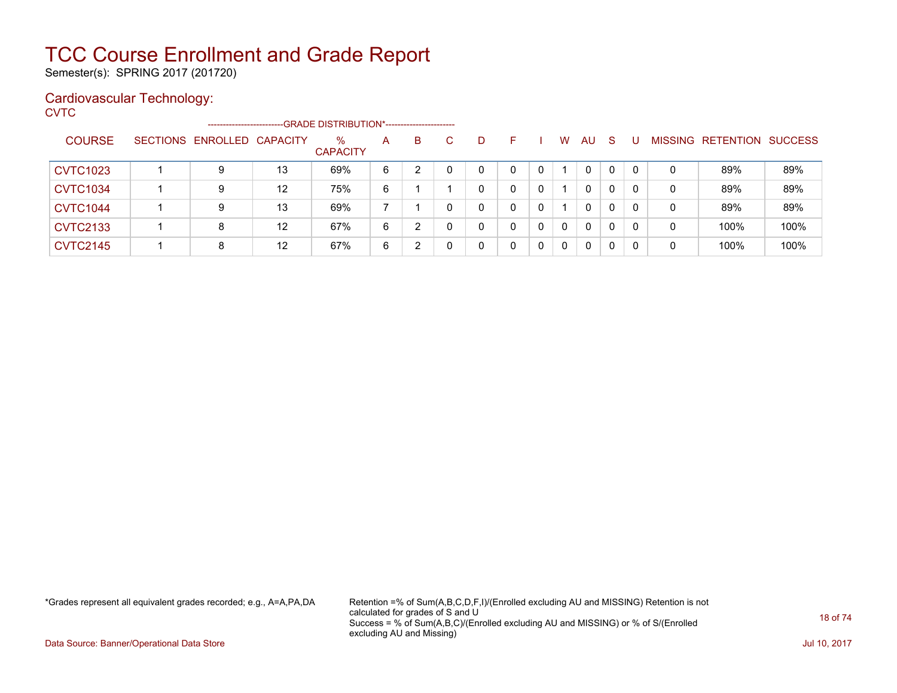# TCC Course Enrollment and Grade Report

Semester(s): SPRING 2017 (201720)

## Cardiovascular Technology:

CVTC

| COURSE | SECTIONS | ENROLLED | CAPACITY | % CAPACITY | A | B | C | D | F | I | W | AU | S | U | MISSING | RETENTION | SUCCESS |
|---|---|---|---|---|---|---|---|---|---|---|---|---|---|---|---|---|---|
| | | | | --GRADE DISTRIBUTION*-- | | | | | | | | | | | | | |
| CVTC1023 | 1 | 9 | 13 | 69% | 6 | 2 | 0 | 0 | 0 | 0 | 1 | 0 | 0 | 0 | 0 | 89% | 89% |
| CVTC1034 | 1 | 9 | 12 | 75% | 6 | 1 | 1 | 0 | 0 | 0 | 1 | 0 | 0 | 0 | 0 | 89% | 89% |
| CVTC1044 | 1 | 9 | 13 | 69% | 7 | 1 | 0 | 0 | 0 | 0 | 1 | 0 | 0 | 0 | 0 | 89% | 89% |
| CVTC2133 | 1 | 8 | 12 | 67% | 6 | 2 | 0 | 0 | 0 | 0 | 0 | 0 | 0 | 0 | 0 | 100% | 100% |
| CVTC2145 | 1 | 8 | 12 | 67% | 6 | 2 | 0 | 0 | 0 | 0 | 0 | 0 | 0 | 0 | 0 | 100% | 100% |

*Grades represent all equivalent grades recorded; e.g., A=A,PA,DA

Retention =% of Sum(A,B,C,D,F,I)/(Enrolled excluding AU and MISSING) Retention is not calculated for grades of S and U
Success = % of Sum(A,B,C)/(Enrolled excluding AU and MISSING) or % of S/(Enrolled excluding AU and Missing)

Data Source: Banner/Operational Data Store

Jul 10, 2017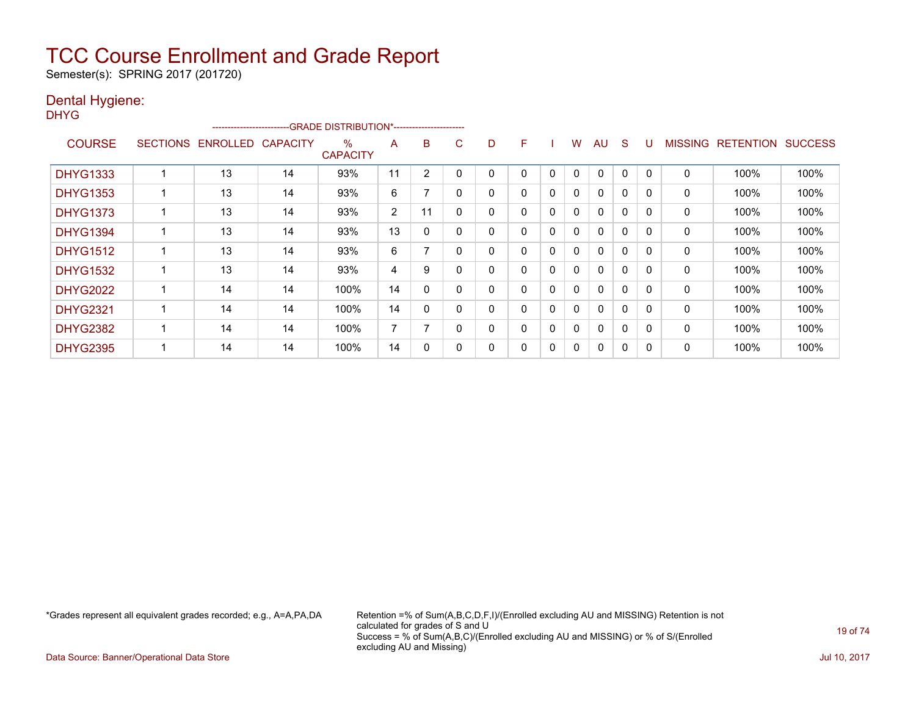# TCC Course Enrollment and Grade Report

Semester(s): SPRING 2017 (201720)

## Dental Hygiene:

DHYG

| COURSE | SECTIONS | ENROLLED | CAPACITY | % CAPACITY | A | B | C | D | F | I | W | AU | S | U | MISSING | RETENTION | SUCCESS |
|---|---|---|---|---|---|---|---|---|---|---|---|---|---|---|---|---|---|
| | | | | --GRADE DISTRIBUTION*-- | | | | | | | | | | | | | |
| DHYG1333 | 1 | 13 | 14 | 93% | 11 | 2 | 0 | 0 | 0 | 0 | 0 | 0 | 0 | 0 | 0 | 100% | 100% |
| DHYG1353 | 1 | 13 | 14 | 93% | 6 | 7 | 0 | 0 | 0 | 0 | 0 | 0 | 0 | 0 | 0 | 100% | 100% |
| DHYG1373 | 1 | 13 | 14 | 93% | 2 | 11 | 0 | 0 | 0 | 0 | 0 | 0 | 0 | 0 | 0 | 100% | 100% |
| DHYG1394 | 1 | 13 | 14 | 93% | 13 | 0 | 0 | 0 | 0 | 0 | 0 | 0 | 0 | 0 | 0 | 100% | 100% |
| DHYG1512 | 1 | 13 | 14 | 93% | 6 | 7 | 0 | 0 | 0 | 0 | 0 | 0 | 0 | 0 | 0 | 100% | 100% |
| DHYG1532 | 1 | 13 | 14 | 93% | 4 | 9 | 0 | 0 | 0 | 0 | 0 | 0 | 0 | 0 | 0 | 100% | 100% |
| DHYG2022 | 1 | 14 | 14 | 100% | 14 | 0 | 0 | 0 | 0 | 0 | 0 | 0 | 0 | 0 | 0 | 100% | 100% |
| DHYG2321 | 1 | 14 | 14 | 100% | 14 | 0 | 0 | 0 | 0 | 0 | 0 | 0 | 0 | 0 | 0 | 100% | 100% |
| DHYG2382 | 1 | 14 | 14 | 100% | 7 | 7 | 0 | 0 | 0 | 0 | 0 | 0 | 0 | 0 | 0 | 100% | 100% |
| DHYG2395 | 1 | 14 | 14 | 100% | 14 | 0 | 0 | 0 | 0 | 0 | 0 | 0 | 0 | 0 | 0 | 100% | 100% |

*Grades represent all equivalent grades recorded; e.g., A=A,PA,DA

Retention =% of Sum(A,B,C,D,F,I)/(Enrolled excluding AU and MISSING) Retention is not calculated for grades of S and U
Success = % of Sum(A,B,C)/(Enrolled excluding AU and MISSING) or % of S/(Enrolled excluding AU and Missing)

Data Source: Banner/Operational Data Store

Jul 10, 2017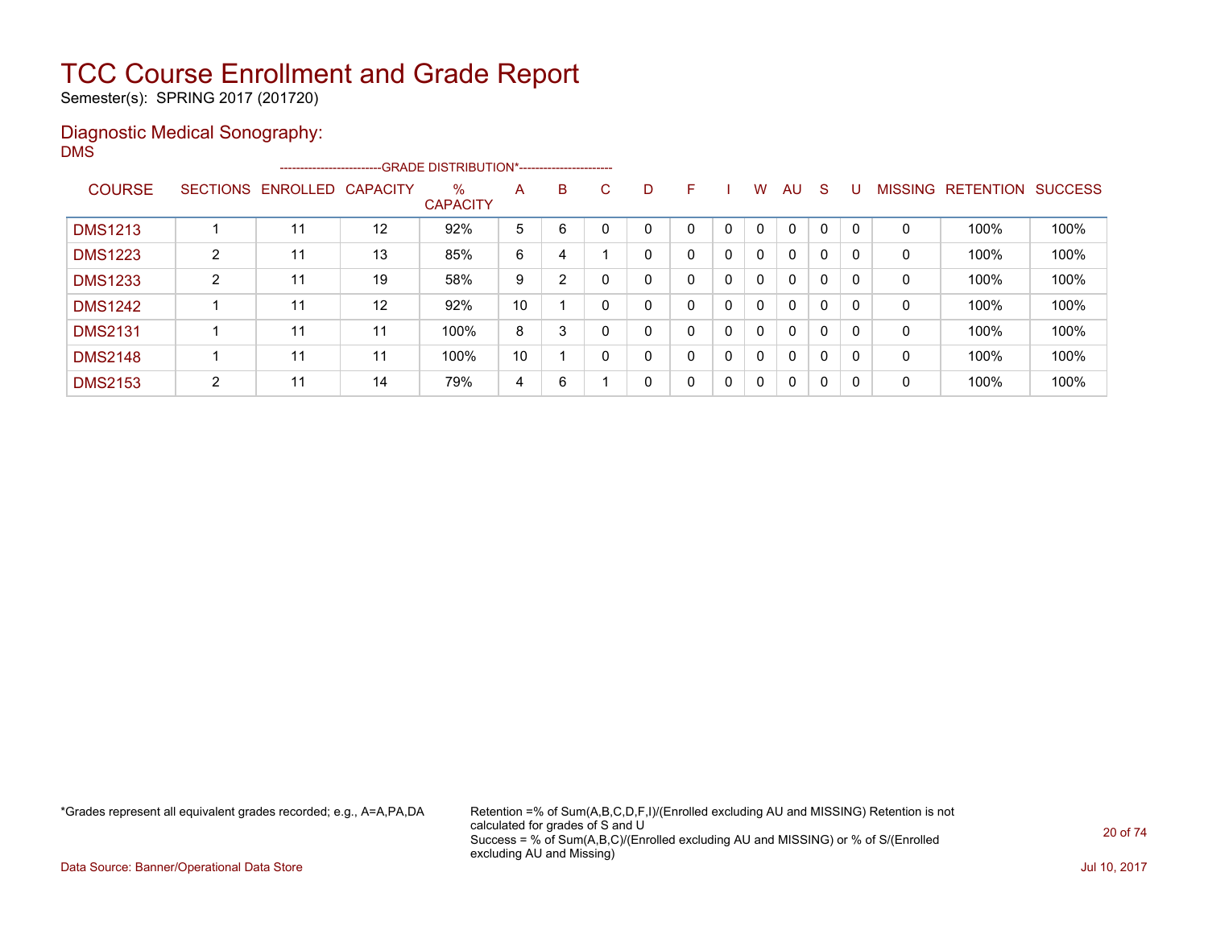# TCC Course Enrollment and Grade Report

Semester(s): SPRING 2017 (201720)

## Diagnostic Medical Sonography:

DMS

| COURSE | SECTIONS | ENROLLED | CAPACITY | % CAPACITY | A | B | C | D | F | I | W | AU | S | U | MISSING | RETENTION | SUCCESS |
|---|---|---|---|---|---|---|---|---|---|---|---|---|---|---|---|---|---|
| | | | | --------------------------GRADE DISTRIBUTION*----------------------- | | | | | | | | | | | | | |
| DMS1213 | 1 | 11 | 12 | 92% | 5 | 6 | 0 | 0 | 0 | 0 | 0 | 0 | 0 | 0 | 0 | 100% | 100% |
| DMS1223 | 2 | 11 | 13 | 85% | 6 | 4 | 1 | 0 | 0 | 0 | 0 | 0 | 0 | 0 | 0 | 100% | 100% |
| DMS1233 | 2 | 11 | 19 | 58% | 9 | 2 | 0 | 0 | 0 | 0 | 0 | 0 | 0 | 0 | 0 | 100% | 100% |
| DMS1242 | 1 | 11 | 12 | 92% | 10 | 1 | 0 | 0 | 0 | 0 | 0 | 0 | 0 | 0 | 0 | 100% | 100% |
| DMS2131 | 1 | 11 | 11 | 100% | 8 | 3 | 0 | 0 | 0 | 0 | 0 | 0 | 0 | 0 | 0 | 100% | 100% |
| DMS2148 | 1 | 11 | 11 | 100% | 10 | 1 | 0 | 0 | 0 | 0 | 0 | 0 | 0 | 0 | 0 | 100% | 100% |
| DMS2153 | 2 | 11 | 14 | 79% | 4 | 6 | 1 | 0 | 0 | 0 | 0 | 0 | 0 | 0 | 0 | 100% | 100% |

*Grades represent all equivalent grades recorded; e.g., A=A,PA,DA

Retention =% of Sum(A,B,C,D,F,I)/(Enrolled excluding AU and MISSING) Retention is not calculated for grades of S and U
Success = % of Sum(A,B,C)/(Enrolled excluding AU and MISSING) or % of S/(Enrolled excluding AU and Missing)

Data Source: Banner/Operational Data Store

Jul 10, 2017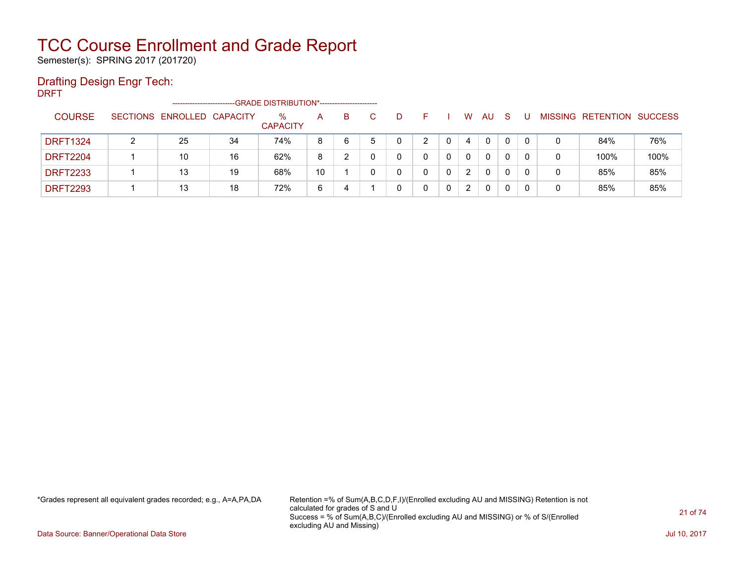# TCC Course Enrollment and Grade Report

Semester(s): SPRING 2017 (201720)

## Drafting Design Engr Tech:

DRFT

| COURSE | SECTIONS | ENROLLED | CAPACITY | % CAPACITY | A | B | C | D | F | I | W | AU | S | U | MISSING | RETENTION | SUCCESS |
|---|---|---|---|---|---|---|---|---|---|---|---|---|---|---|---|---|---|
| | | | | -------------------------GRADE DISTRIBUTION*----------------------- | | | | | | | | | | | | | |
| DRFT1324 | 2 | 25 | 34 | 74% | 8 | 6 | 5 | 0 | 2 | 0 | 4 | 0 | 0 | 0 | 0 | 84% | 76% |
| DRFT2204 | 1 | 10 | 16 | 62% | 8 | 2 | 0 | 0 | 0 | 0 | 0 | 0 | 0 | 0 | 0 | 100% | 100% |
| DRFT2233 | 1 | 13 | 19 | 68% | 10 | 1 | 0 | 0 | 0 | 0 | 2 | 0 | 0 | 0 | 0 | 85% | 85% |
| DRFT2293 | 1 | 13 | 18 | 72% | 6 | 4 | 1 | 0 | 0 | 0 | 2 | 0 | 0 | 0 | 0 | 85% | 85% |

*Grades represent all equivalent grades recorded; e.g., A=A,PA,DA

Retention =% of Sum(A,B,C,D,F,I)/(Enrolled excluding AU and MISSING) Retention is not calculated for grades of S and U
Success = % of Sum(A,B,C)/(Enrolled excluding AU and MISSING) or % of S/(Enrolled excluding AU and Missing)

Data Source: Banner/Operational Data Store

Jul 10, 2017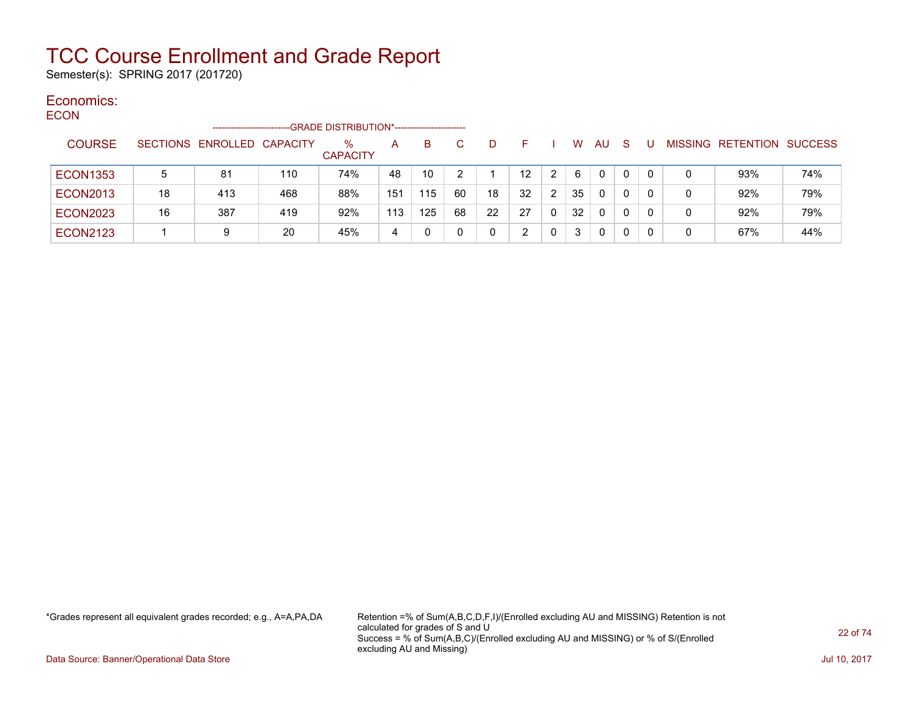# TCC Course Enrollment and Grade Report

Semester(s): SPRING 2017 (201720)

## Economics:

ECON

| COURSE | SECTIONS | ENROLLED | CAPACITY | % CAPACITY | A | B | C | D | F | I | W | AU | S | U | MISSING | RETENTION | SUCCESS |
|---|---|---|---|---|---|---|---|---|---|---|---|---|---|---|---|---|---|
| | | | | -------------------------GRADE DISTRIBUTION*----------------------- | | | | | | | | | | | | | |
| ECON1353 | 5 | 81 | 110 | 74% | 48 | 10 | 2 | 1 | 12 | 2 | 6 | 0 | 0 | 0 | 0 | 93% | 74% |
| ECON2013 | 18 | 413 | 468 | 88% | 151 | 115 | 60 | 18 | 32 | 2 | 35 | 0 | 0 | 0 | 0 | 92% | 79% |
| ECON2023 | 16 | 387 | 419 | 92% | 113 | 125 | 68 | 22 | 27 | 0 | 32 | 0 | 0 | 0 | 0 | 92% | 79% |
| ECON2123 | 1 | 9 | 20 | 45% | 4 | 0 | 0 | 0 | 2 | 0 | 3 | 0 | 0 | 0 | 0 | 67% | 44% |

*Grades represent all equivalent grades recorded; e.g., A=A,PA,DA

Retention =% of Sum(A,B,C,D,F,I)/(Enrolled excluding AU and MISSING) Retention is not calculated for grades of S and U
Success = % of Sum(A,B,C)/(Enrolled excluding AU and MISSING) or % of S/(Enrolled excluding AU and Missing)

Data Source: Banner/Operational Data Store

Jul 10, 2017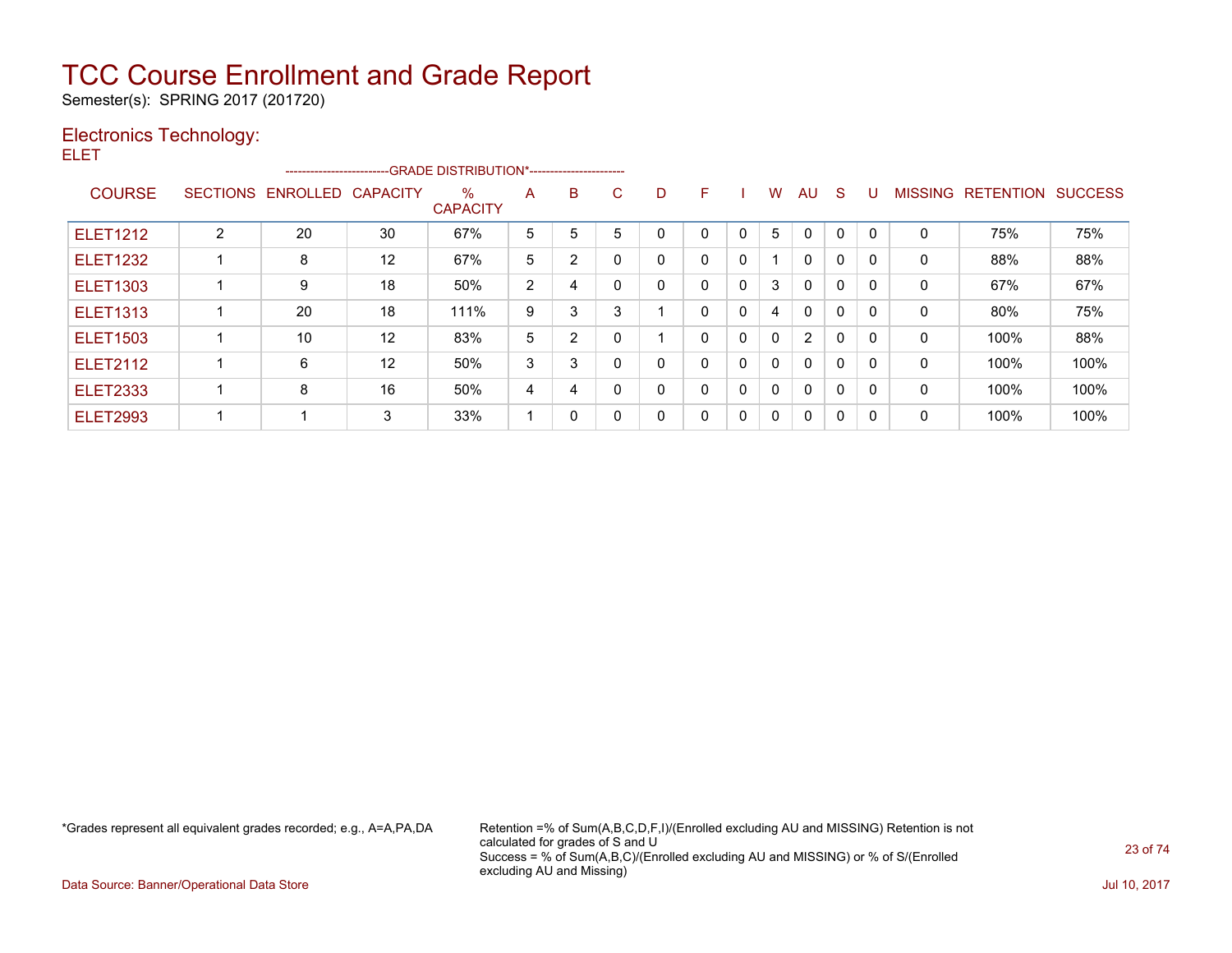# TCC Course Enrollment and Grade Report

Semester(s): SPRING 2017 (201720)

## Electronics Technology:

ELET

| COURSE | SECTIONS | ENROLLED | CAPACITY | % CAPACITY | A | B | C | D | F | I | W | AU | S | U | MISSING | RETENTION | SUCCESS |
|---|---|---|---|---|---|---|---|---|---|---|---|---|---|---|---|---|---|
| | | | | ---GRADE DISTRIBUTION*--- | | | | | | | | | | | | | |
| ELET1212 | 2 | 20 | 30 | 67% | 5 | 5 | 5 | 0 | 0 | 0 | 5 | 0 | 0 | 0 | 0 | 75% | 75% |
| ELET1232 | 1 | 8 | 12 | 67% | 5 | 2 | 0 | 0 | 0 | 0 | 1 | 0 | 0 | 0 | 0 | 88% | 88% |
| ELET1303 | 1 | 9 | 18 | 50% | 2 | 4 | 0 | 0 | 0 | 0 | 3 | 0 | 0 | 0 | 0 | 67% | 67% |
| ELET1313 | 1 | 20 | 18 | 111% | 9 | 3 | 3 | 1 | 0 | 0 | 4 | 0 | 0 | 0 | 0 | 80% | 75% |
| ELET1503 | 1 | 10 | 12 | 83% | 5 | 2 | 0 | 1 | 0 | 0 | 0 | 2 | 0 | 0 | 0 | 100% | 88% |
| ELET2112 | 1 | 6 | 12 | 50% | 3 | 3 | 0 | 0 | 0 | 0 | 0 | 0 | 0 | 0 | 0 | 100% | 100% |
| ELET2333 | 1 | 8 | 16 | 50% | 4 | 4 | 0 | 0 | 0 | 0 | 0 | 0 | 0 | 0 | 0 | 100% | 100% |
| ELET2993 | 1 | 1 | 3 | 33% | 1 | 0 | 0 | 0 | 0 | 0 | 0 | 0 | 0 | 0 | 0 | 100% | 100% |

*Grades represent all equivalent grades recorded; e.g., A=A,PA,DA

Retention =% of Sum(A,B,C,D,F,I)/(Enrolled excluding AU and MISSING) Retention is not calculated for grades of S and U
Success = % of Sum(A,B,C)/(Enrolled excluding AU and MISSING) or % of S/(Enrolled excluding AU and Missing)

Data Source: Banner/Operational Data Store

Jul 10, 2017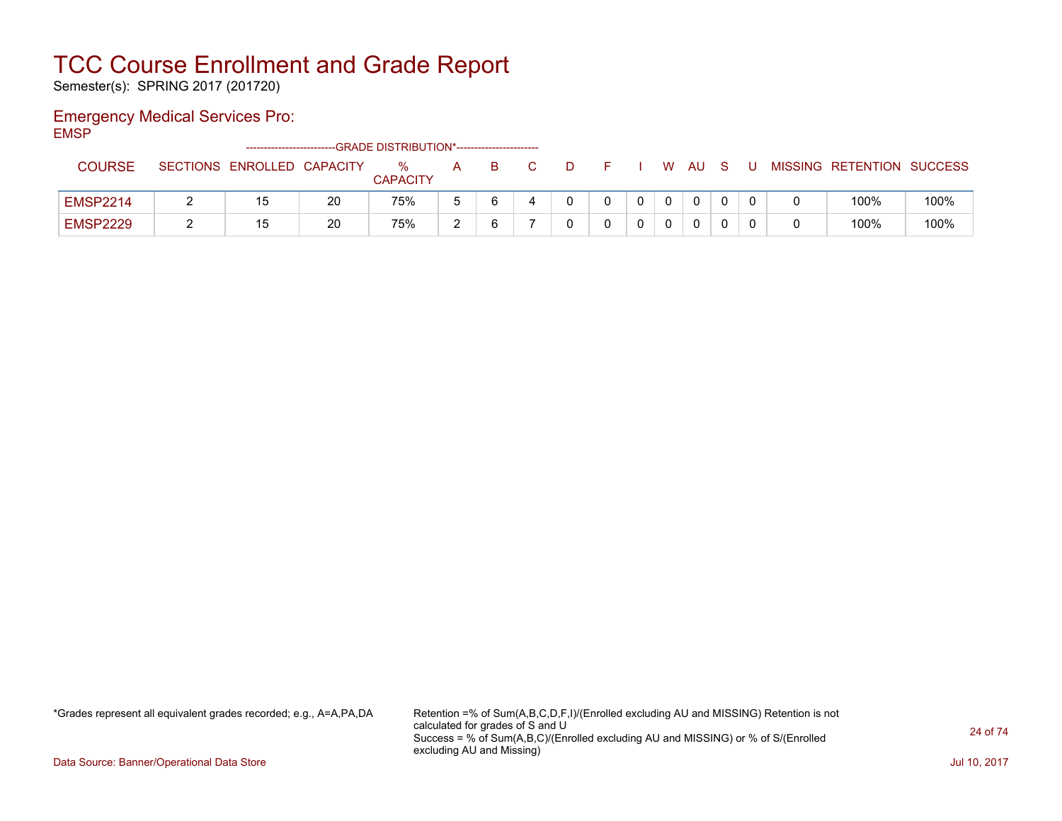# TCC Course Enrollment and Grade Report

Semester(s): SPRING 2017 (201720)

## Emergency Medical Services Pro:

EMSP

| COURSE | SECTIONS | ENROLLED | CAPACITY | % CAPACITY | A | B | C | D | F | I | W | AU | S | U | MISSING | RETENTION | SUCCESS |
|---|---|---|---|---|---|---|---|---|---|---|---|---|---|---|---|---|---|
| | | | | --------GRADE DISTRIBUTION*-------- | | | | | | | | | | | | | |
| EMSP2214 | 2 | 15 | 20 | 75% | 5 | 6 | 4 | 0 | 0 | 0 | 0 | 0 | 0 | 0 | 0 | 100% | 100% |
| EMSP2229 | 2 | 15 | 20 | 75% | 2 | 6 | 7 | 0 | 0 | 0 | 0 | 0 | 0 | 0 | 0 | 100% | 100% |

*Grades represent all equivalent grades recorded; e.g., A=A,PA,DA

Retention =% of Sum(A,B,C,D,F,I)/(Enrolled excluding AU and MISSING) Retention is not calculated for grades of S and U
Success = % of Sum(A,B,C)/(Enrolled excluding AU and MISSING) or % of S/(Enrolled excluding AU and Missing)

Data Source: Banner/Operational Data Store

Jul 10, 2017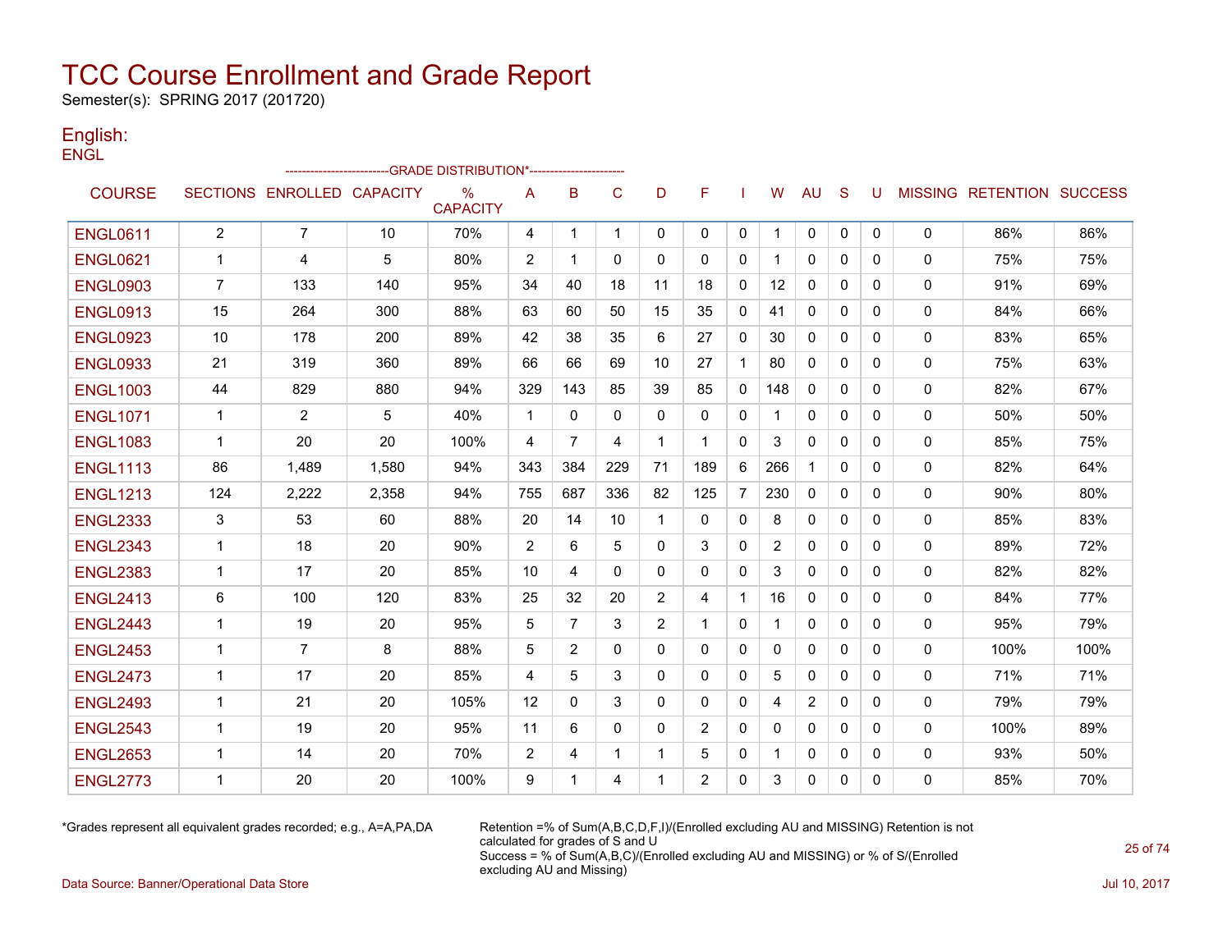# TCC Course Enrollment and Grade Report

Semester(s): SPRING 2017 (201720)

## English:

ENGL

| COURSE | SECTIONS | ENROLLED | CAPACITY | % CAPACITY | A | B | C | D | F | I | W | AU | S | U | MISSING | RETENTION | SUCCESS |
|---|---|---|---|---|---|---|---|---|---|---|---|---|---|---|---|---|---|
| | | | | -------------------------GRADE DISTRIBUTION*----------------------- | | | | | | | | | | | | | |
| ENGL0611 | 2 | 7 | 10 | 70% | 4 | 1 | 1 | 0 | 0 | 0 | 1 | 0 | 0 | 0 | 0 | 86% | 86% |
| ENGL0621 | 1 | 4 | 5 | 80% | 2 | 1 | 0 | 0 | 0 | 0 | 1 | 0 | 0 | 0 | 0 | 75% | 75% |
| ENGL0903 | 7 | 133 | 140 | 95% | 34 | 40 | 18 | 11 | 18 | 0 | 12 | 0 | 0 | 0 | 0 | 91% | 69% |
| ENGL0913 | 15 | 264 | 300 | 88% | 63 | 60 | 50 | 15 | 35 | 0 | 41 | 0 | 0 | 0 | 0 | 84% | 66% |
| ENGL0923 | 10 | 178 | 200 | 89% | 42 | 38 | 35 | 6 | 27 | 0 | 30 | 0 | 0 | 0 | 0 | 83% | 65% |
| ENGL0933 | 21 | 319 | 360 | 89% | 66 | 66 | 69 | 10 | 27 | 1 | 80 | 0 | 0 | 0 | 0 | 75% | 63% |
| ENGL1003 | 44 | 829 | 880 | 94% | 329 | 143 | 85 | 39 | 85 | 0 | 148 | 0 | 0 | 0 | 0 | 82% | 67% |
| ENGL1071 | 1 | 2 | 5 | 40% | 1 | 0 | 0 | 0 | 0 | 0 | 1 | 0 | 0 | 0 | 0 | 50% | 50% |
| ENGL1083 | 1 | 20 | 20 | 100% | 4 | 7 | 4 | 1 | 1 | 0 | 3 | 0 | 0 | 0 | 0 | 85% | 75% |
| ENGL1113 | 86 | 1,489 | 1,580 | 94% | 343 | 384 | 229 | 71 | 189 | 6 | 266 | 1 | 0 | 0 | 0 | 82% | 64% |
| ENGL1213 | 124 | 2,222 | 2,358 | 94% | 755 | 687 | 336 | 82 | 125 | 7 | 230 | 0 | 0 | 0 | 0 | 90% | 80% |
| ENGL2333 | 3 | 53 | 60 | 88% | 20 | 14 | 10 | 1 | 0 | 0 | 8 | 0 | 0 | 0 | 0 | 85% | 83% |
| ENGL2343 | 1 | 18 | 20 | 90% | 2 | 6 | 5 | 0 | 3 | 0 | 2 | 0 | 0 | 0 | 0 | 89% | 72% |
| ENGL2383 | 1 | 17 | 20 | 85% | 10 | 4 | 0 | 0 | 0 | 0 | 3 | 0 | 0 | 0 | 0 | 82% | 82% |
| ENGL2413 | 6 | 100 | 120 | 83% | 25 | 32 | 20 | 2 | 4 | 1 | 16 | 0 | 0 | 0 | 0 | 84% | 77% |
| ENGL2443 | 1 | 19 | 20 | 95% | 5 | 7 | 3 | 2 | 1 | 0 | 1 | 0 | 0 | 0 | 0 | 95% | 79% |
| ENGL2453 | 1 | 7 | 8 | 88% | 5 | 2 | 0 | 0 | 0 | 0 | 0 | 0 | 0 | 0 | 0 | 100% | 100% |
| ENGL2473 | 1 | 17 | 20 | 85% | 4 | 5 | 3 | 0 | 0 | 0 | 5 | 0 | 0 | 0 | 0 | 71% | 71% |
| ENGL2493 | 1 | 21 | 20 | 105% | 12 | 0 | 3 | 0 | 0 | 0 | 4 | 2 | 0 | 0 | 0 | 79% | 79% |
| ENGL2543 | 1 | 19 | 20 | 95% | 11 | 6 | 0 | 0 | 2 | 0 | 0 | 0 | 0 | 0 | 0 | 100% | 89% |
| ENGL2653 | 1 | 14 | 20 | 70% | 2 | 4 | 1 | 1 | 5 | 0 | 1 | 0 | 0 | 0 | 0 | 93% | 50% |
| ENGL2773 | 1 | 20 | 20 | 100% | 9 | 1 | 4 | 1 | 2 | 0 | 3 | 0 | 0 | 0 | 0 | 85% | 70% |

*Grades represent all equivalent grades recorded; e.g., A=A,PA,DA

Retention =% of Sum(A,B,C,D,F,I)/(Enrolled excluding AU and MISSING) Retention is not calculated for grades of S and U
Success = % of Sum(A,B,C)/(Enrolled excluding AU and MISSING) or % of S/(Enrolled excluding AU and Missing)

Data Source: Banner/Operational Data Store

Jul 10, 2017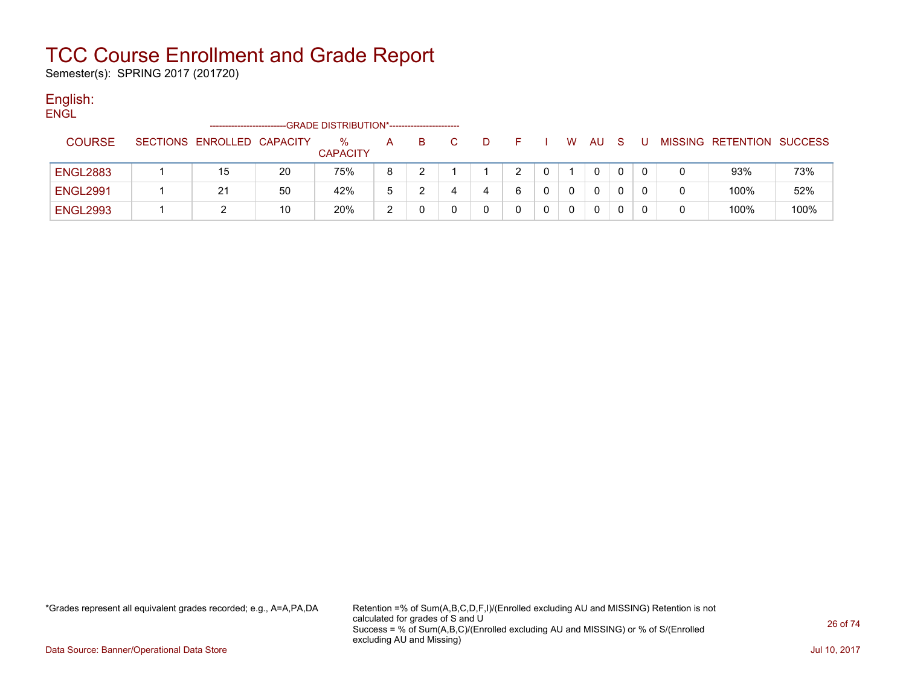# TCC Course Enrollment and Grade Report

Semester(s): SPRING 2017 (201720)

## English:

ENGL

| COURSE | SECTIONS | ENROLLED | CAPACITY | % CAPACITY | A | B | C | D | F | I | W | AU | S | U | MISSING | RETENTION | SUCCESS |
|---|---|---|---|---|---|---|---|---|---|---|---|---|---|---|---|---|---|
| | | | | --------GRADE DISTRIBUTION*-------- | | | | | | | | | | | | | |
| ENGL2883 | 1 | 15 | 20 | 75% | 8 | 2 | 1 | 1 | 2 | 0 | 1 | 0 | 0 | 0 | 0 | 93% | 73% |
| ENGL2991 | 1 | 21 | 50 | 42% | 5 | 2 | 4 | 4 | 6 | 0 | 0 | 0 | 0 | 0 | 0 | 100% | 52% |
| ENGL2993 | 1 | 2 | 10 | 20% | 2 | 0 | 0 | 0 | 0 | 0 | 0 | 0 | 0 | 0 | 0 | 100% | 100% |

*Grades represent all equivalent grades recorded; e.g., A=A,PA,DA

Retention =% of Sum(A,B,C,D,F,I)/(Enrolled excluding AU and MISSING) Retention is not calculated for grades of S and U
Success = % of Sum(A,B,C)/(Enrolled excluding AU and MISSING) or % of S/(Enrolled excluding AU and Missing)

Data Source: Banner/Operational Data Store

Jul 10, 2017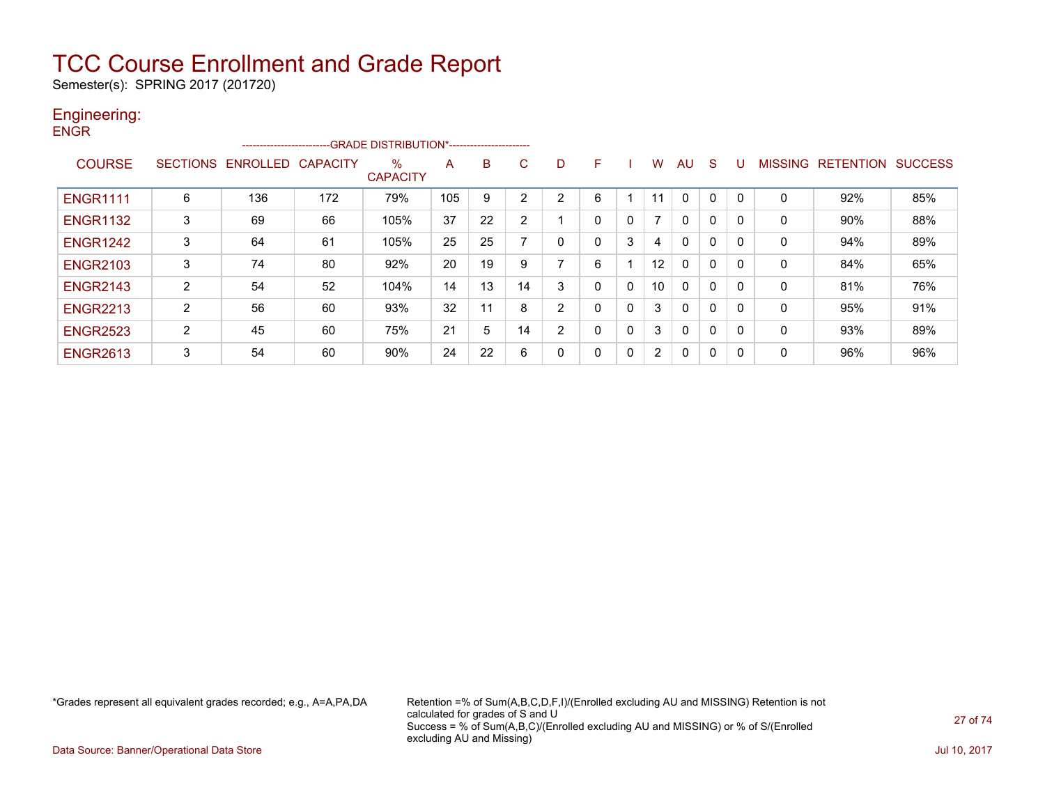# TCC Course Enrollment and Grade Report

Semester(s): SPRING 2017 (201720)

## Engineering:

ENGR

| COURSE | SECTIONS | ENROLLED | CAPACITY | % CAPACITY | A | B | C | D | F | I | W | AU | S | U | MISSING | RETENTION | SUCCESS |
|---|---|---|---|---|---|---|---|---|---|---|---|---|---|---|---|---|---|
| | | | | --GRADE DISTRIBUTION*-- | | | | | | | | | | | | | |
| ENGR1111 | 6 | 136 | 172 | 79% | 105 | 9 | 2 | 2 | 6 | 1 | 11 | 0 | 0 | 0 | 0 | 92% | 85% |
| ENGR1132 | 3 | 69 | 66 | 105% | 37 | 22 | 2 | 1 | 0 | 0 | 7 | 0 | 0 | 0 | 0 | 90% | 88% |
| ENGR1242 | 3 | 64 | 61 | 105% | 25 | 25 | 7 | 0 | 0 | 3 | 4 | 0 | 0 | 0 | 0 | 94% | 89% |
| ENGR2103 | 3 | 74 | 80 | 92% | 20 | 19 | 9 | 7 | 6 | 1 | 12 | 0 | 0 | 0 | 0 | 84% | 65% |
| ENGR2143 | 2 | 54 | 52 | 104% | 14 | 13 | 14 | 3 | 0 | 0 | 10 | 0 | 0 | 0 | 0 | 81% | 76% |
| ENGR2213 | 2 | 56 | 60 | 93% | 32 | 11 | 8 | 2 | 0 | 0 | 3 | 0 | 0 | 0 | 0 | 95% | 91% |
| ENGR2523 | 2 | 45 | 60 | 75% | 21 | 5 | 14 | 2 | 0 | 0 | 3 | 0 | 0 | 0 | 0 | 93% | 89% |
| ENGR2613 | 3 | 54 | 60 | 90% | 24 | 22 | 6 | 0 | 0 | 0 | 2 | 0 | 0 | 0 | 0 | 96% | 96% |

*Grades represent all equivalent grades recorded; e.g., A=A,PA,DA

Retention =% of Sum(A,B,C,D,F,I)/(Enrolled excluding AU and MISSING) Retention is not calculated for grades of S and U
Success = % of Sum(A,B,C)/(Enrolled excluding AU and MISSING) or % of S/(Enrolled excluding AU and Missing)

Data Source: Banner/Operational Data Store

Jul 10, 2017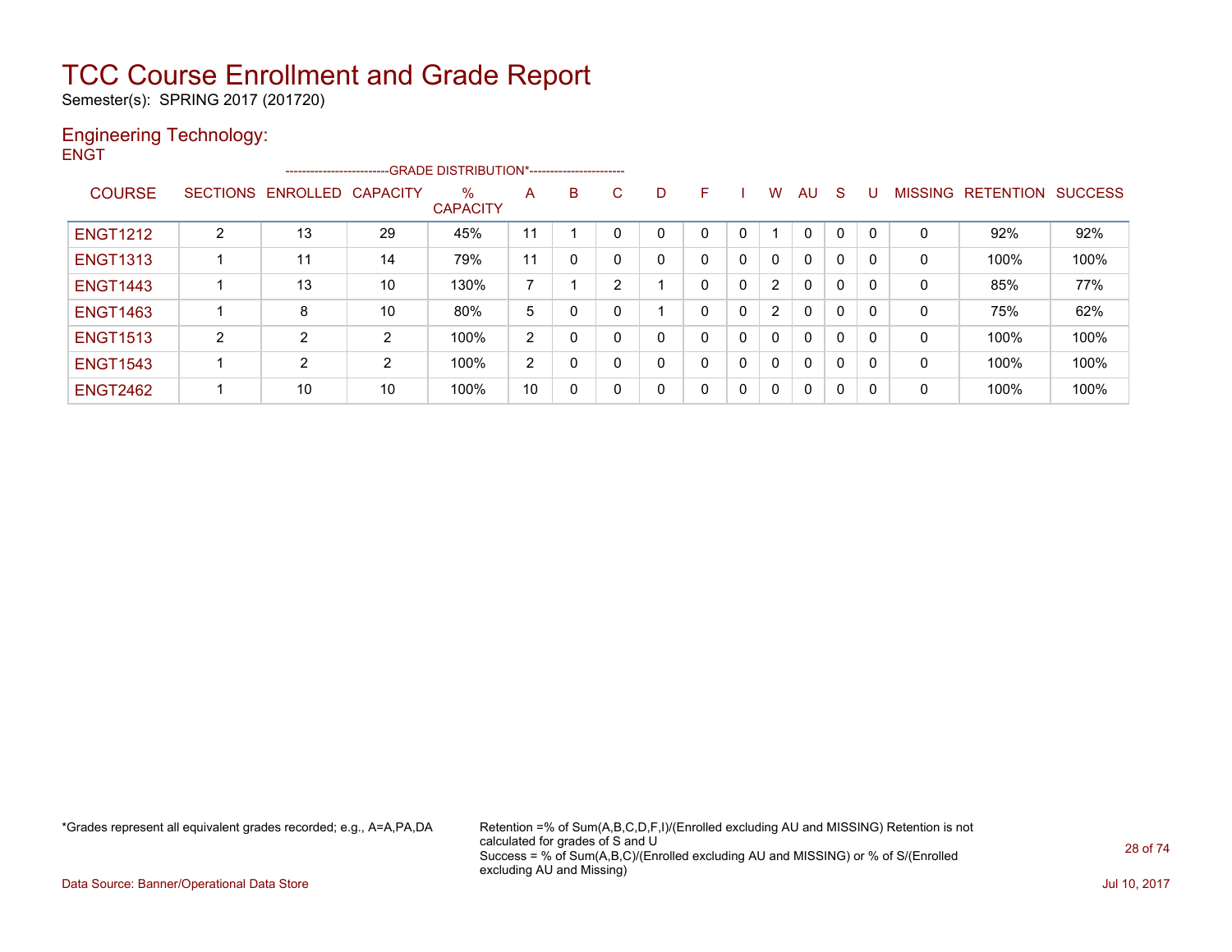# TCC Course Enrollment and Grade Report

Semester(s): SPRING 2017 (201720)

## Engineering Technology:

ENGT

| COURSE | SECTIONS | ENROLLED | CAPACITY | % CAPACITY | A | B | C | D | F | I | W | AU | S | U | MISSING | RETENTION | SUCCESS |
|---|---|---|---|---|---|---|---|---|---|---|---|---|---|---|---|---|---|
| | | | | -------------------------GRADE DISTRIBUTION*----------------------- | | | | | | | | | | | | | |
| ENGT1212 | 2 | 13 | 29 | 45% | 11 | 1 | 0 | 0 | 0 | 0 | 1 | 0 | 0 | 0 | 0 | 92% | 92% |
| ENGT1313 | 1 | 11 | 14 | 79% | 11 | 0 | 0 | 0 | 0 | 0 | 0 | 0 | 0 | 0 | 0 | 100% | 100% |
| ENGT1443 | 1 | 13 | 10 | 130% | 7 | 1 | 2 | 1 | 0 | 0 | 2 | 0 | 0 | 0 | 0 | 85% | 77% |
| ENGT1463 | 1 | 8 | 10 | 80% | 5 | 0 | 0 | 1 | 0 | 0 | 2 | 0 | 0 | 0 | 0 | 75% | 62% |
| ENGT1513 | 2 | 2 | 2 | 100% | 2 | 0 | 0 | 0 | 0 | 0 | 0 | 0 | 0 | 0 | 0 | 100% | 100% |
| ENGT1543 | 1 | 2 | 2 | 100% | 2 | 0 | 0 | 0 | 0 | 0 | 0 | 0 | 0 | 0 | 0 | 100% | 100% |
| ENGT2462 | 1 | 10 | 10 | 100% | 10 | 0 | 0 | 0 | 0 | 0 | 0 | 0 | 0 | 0 | 0 | 100% | 100% |

*Grades represent all equivalent grades recorded; e.g., A=A,PA,DA

Retention =% of Sum(A,B,C,D,F,I)/(Enrolled excluding AU and MISSING) Retention is not calculated for grades of S and U
Success = % of Sum(A,B,C)/(Enrolled excluding AU and MISSING) or % of S/(Enrolled excluding AU and Missing)

Data Source: Banner/Operational Data Store

Jul 10, 2017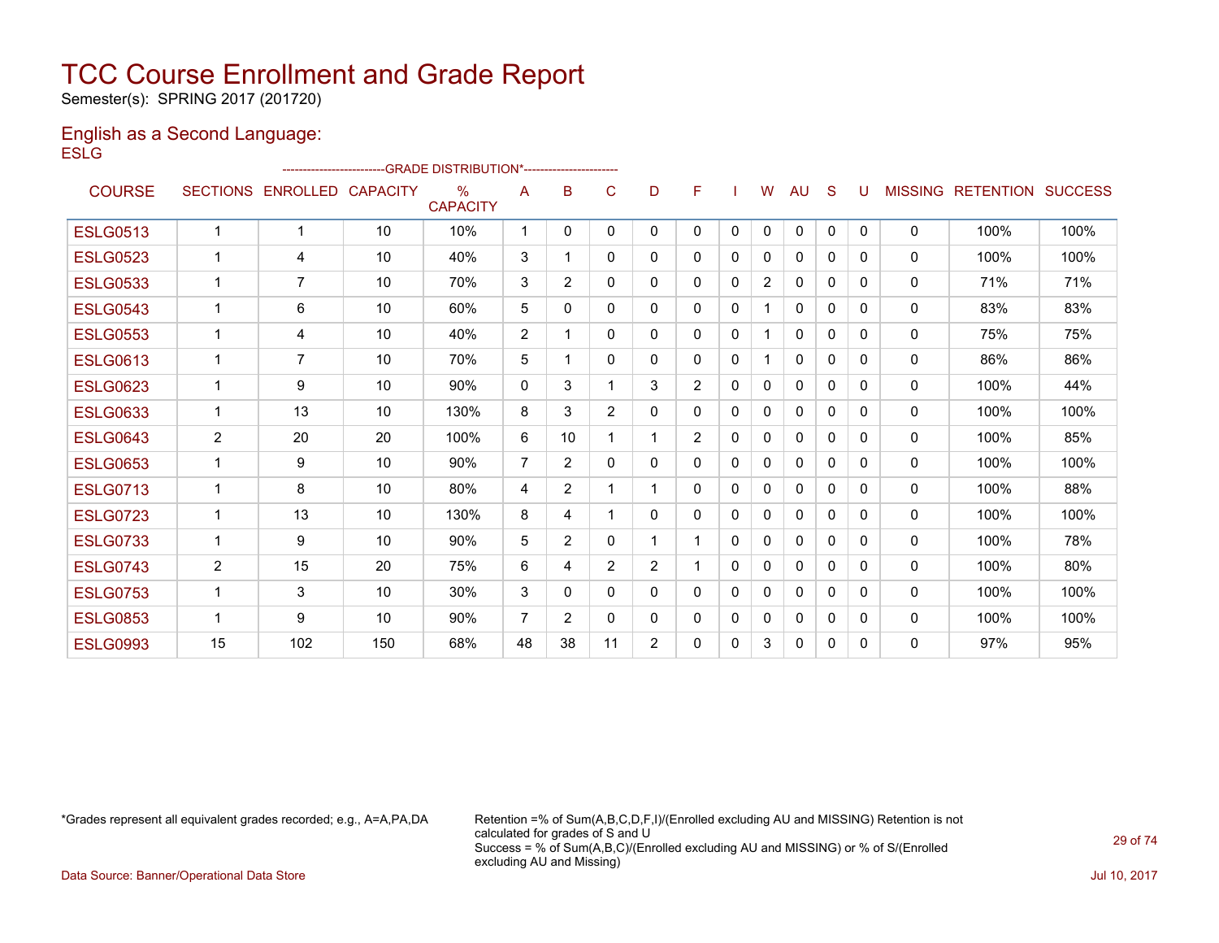# TCC Course Enrollment and Grade Report

Semester(s): SPRING 2017 (201720)

## English as a Second Language:

ESLG

| COURSE | SECTIONS | ENROLLED | CAPACITY | % CAPACITY | A | B | C | D | F | I | W | AU | S | U | MISSING | RETENTION | SUCCESS |
|---|---|---|---|---|---|---|---|---|---|---|---|---|---|---|---|---|---|
| | | | | --------------------------GRADE DISTRIBUTION*------------------------ | | | | | | | | | | | | | |
| ESLG0513 | 1 | 1 | 10 | 10% | 1 | 0 | 0 | 0 | 0 | 0 | 0 | 0 | 0 | 0 | 0 | 100% | 100% |
| ESLG0523 | 1 | 4 | 10 | 40% | 3 | 1 | 0 | 0 | 0 | 0 | 0 | 0 | 0 | 0 | 0 | 100% | 100% |
| ESLG0533 | 1 | 7 | 10 | 70% | 3 | 2 | 0 | 0 | 0 | 0 | 2 | 0 | 0 | 0 | 0 | 71% | 71% |
| ESLG0543 | 1 | 6 | 10 | 60% | 5 | 0 | 0 | 0 | 0 | 0 | 1 | 0 | 0 | 0 | 0 | 83% | 83% |
| ESLG0553 | 1 | 4 | 10 | 40% | 2 | 1 | 0 | 0 | 0 | 0 | 1 | 0 | 0 | 0 | 0 | 75% | 75% |
| ESLG0613 | 1 | 7 | 10 | 70% | 5 | 1 | 0 | 0 | 0 | 0 | 1 | 0 | 0 | 0 | 0 | 86% | 86% |
| ESLG0623 | 1 | 9 | 10 | 90% | 0 | 3 | 1 | 3 | 2 | 0 | 0 | 0 | 0 | 0 | 0 | 100% | 44% |
| ESLG0633 | 1 | 13 | 10 | 130% | 8 | 3 | 2 | 0 | 0 | 0 | 0 | 0 | 0 | 0 | 0 | 100% | 100% |
| ESLG0643 | 2 | 20 | 20 | 100% | 6 | 10 | 1 | 1 | 2 | 0 | 0 | 0 | 0 | 0 | 0 | 100% | 85% |
| ESLG0653 | 1 | 9 | 10 | 90% | 7 | 2 | 0 | 0 | 0 | 0 | 0 | 0 | 0 | 0 | 0 | 100% | 100% |
| ESLG0713 | 1 | 8 | 10 | 80% | 4 | 2 | 1 | 1 | 0 | 0 | 0 | 0 | 0 | 0 | 0 | 100% | 88% |
| ESLG0723 | 1 | 13 | 10 | 130% | 8 | 4 | 1 | 0 | 0 | 0 | 0 | 0 | 0 | 0 | 0 | 100% | 100% |
| ESLG0733 | 1 | 9 | 10 | 90% | 5 | 2 | 0 | 1 | 1 | 0 | 0 | 0 | 0 | 0 | 0 | 100% | 78% |
| ESLG0743 | 2 | 15 | 20 | 75% | 6 | 4 | 2 | 2 | 1 | 0 | 0 | 0 | 0 | 0 | 0 | 100% | 80% |
| ESLG0753 | 1 | 3 | 10 | 30% | 3 | 0 | 0 | 0 | 0 | 0 | 0 | 0 | 0 | 0 | 0 | 100% | 100% |
| ESLG0853 | 1 | 9 | 10 | 90% | 7 | 2 | 0 | 0 | 0 | 0 | 0 | 0 | 0 | 0 | 0 | 100% | 100% |
| ESLG0993 | 15 | 102 | 150 | 68% | 48 | 38 | 11 | 2 | 0 | 0 | 3 | 0 | 0 | 0 | 0 | 97% | 95% |

*Grades represent all equivalent grades recorded; e.g., A=A,PA,DA

Retention =% of Sum(A,B,C,D,F,I)/(Enrolled excluding AU and MISSING) Retention is not calculated for grades of S and U
Success = % of Sum(A,B,C)/(Enrolled excluding AU and MISSING) or % of S/(Enrolled excluding AU and Missing)

Data Source: Banner/Operational Data Store

Jul 10, 2017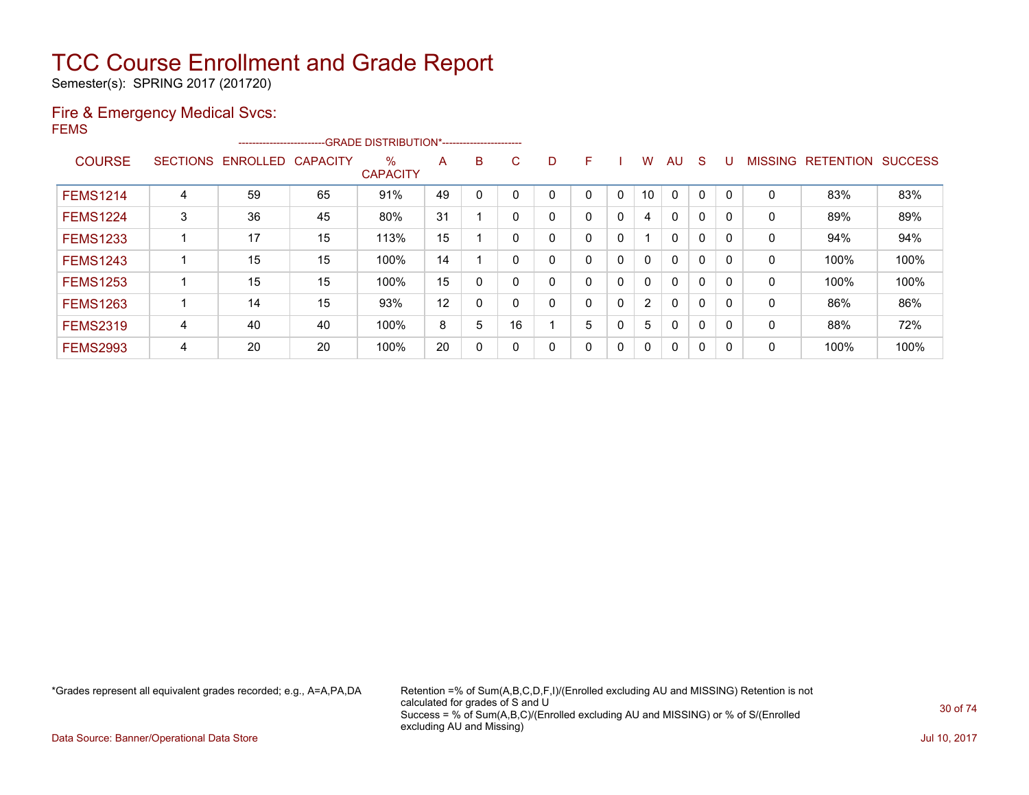# TCC Course Enrollment and Grade Report

Semester(s): SPRING 2017 (201720)

## Fire & Emergency Medical Svcs:

FEMS

| COURSE | SECTIONS | ENROLLED | CAPACITY | % CAPACITY | A | B | C | D | F | I | W | AU | S | U | MISSING | RETENTION | SUCCESS |
|---|---|---|---|---|---|---|---|---|---|---|---|---|---|---|---|---|---|
| | | | | -------------------------GRADE DISTRIBUTION*----------------------- | | | | | | | | | | | | | |
| FEMS1214 | 4 | 59 | 65 | 91% | 49 | 0 | 0 | 0 | 0 | 0 | 10 | 0 | 0 | 0 | 0 | 83% | 83% |
| FEMS1224 | 3 | 36 | 45 | 80% | 31 | 1 | 0 | 0 | 0 | 0 | 4 | 0 | 0 | 0 | 0 | 89% | 89% |
| FEMS1233 | 1 | 17 | 15 | 113% | 15 | 1 | 0 | 0 | 0 | 0 | 1 | 0 | 0 | 0 | 0 | 94% | 94% |
| FEMS1243 | 1 | 15 | 15 | 100% | 14 | 1 | 0 | 0 | 0 | 0 | 0 | 0 | 0 | 0 | 0 | 100% | 100% |
| FEMS1253 | 1 | 15 | 15 | 100% | 15 | 0 | 0 | 0 | 0 | 0 | 0 | 0 | 0 | 0 | 0 | 100% | 100% |
| FEMS1263 | 1 | 14 | 15 | 93% | 12 | 0 | 0 | 0 | 0 | 0 | 2 | 0 | 0 | 0 | 0 | 86% | 86% |
| FEMS2319 | 4 | 40 | 40 | 100% | 8 | 5 | 16 | 1 | 5 | 0 | 5 | 0 | 0 | 0 | 0 | 88% | 72% |
| FEMS2993 | 4 | 20 | 20 | 100% | 20 | 0 | 0 | 0 | 0 | 0 | 0 | 0 | 0 | 0 | 0 | 100% | 100% |

*Grades represent all equivalent grades recorded; e.g., A=A,PA,DA

Retention =% of Sum(A,B,C,D,F,I)/(Enrolled excluding AU and MISSING) Retention is not calculated for grades of S and U
Success = % of Sum(A,B,C)/(Enrolled excluding AU and MISSING) or % of S/(Enrolled excluding AU and Missing)

Data Source: Banner/Operational Data Store

Jul 10, 2017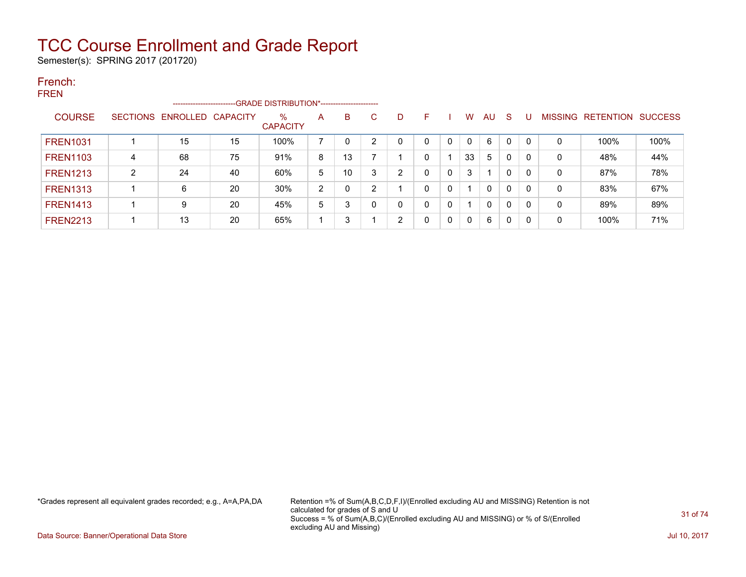# TCC Course Enrollment and Grade Report

Semester(s): SPRING 2017 (201720)

## French:

FREN

| COURSE | SECTIONS | ENROLLED | CAPACITY | % CAPACITY | A | B | C | D | F | I | W | AU | S | U | MISSING | RETENTION | SUCCESS |
|---|---|---|---|---|---|---|---|---|---|---|---|---|---|---|---|---|---|
| FREN1031 | 1 | 15 | 15 | 100% | 7 | 0 | 2 | 0 | 0 | 0 | 0 | 6 | 0 | 0 | 0 | 100% | 100% |
| FREN1103 | 4 | 68 | 75 | 91% | 8 | 13 | 7 | 1 | 0 | 1 | 33 | 5 | 0 | 0 | 0 | 48% | 44% |
| FREN1213 | 2 | 24 | 40 | 60% | 5 | 10 | 3 | 2 | 0 | 0 | 3 | 1 | 0 | 0 | 0 | 87% | 78% |
| FREN1313 | 1 | 6 | 20 | 30% | 2 | 0 | 2 | 1 | 0 | 0 | 1 | 0 | 0 | 0 | 0 | 83% | 67% |
| FREN1413 | 1 | 9 | 20 | 45% | 5 | 3 | 0 | 0 | 0 | 0 | 1 | 0 | 0 | 0 | 0 | 89% | 89% |
| FREN2213 | 1 | 13 | 20 | 65% | 1 | 3 | 1 | 2 | 0 | 0 | 0 | 6 | 0 | 0 | 0 | 100% | 71% |

(Columns A through U fall under GRADE DISTRIBUTION*.)

*Grades represent all equivalent grades recorded; e.g., A=A,PA,DA

Retention =% of Sum(A,B,C,D,F,I)/(Enrolled excluding AU and MISSING) Retention is not calculated for grades of S and U
Success = % of Sum(A,B,C)/(Enrolled excluding AU and MISSING) or % of S/(Enrolled excluding AU and Missing)

Data Source: Banner/Operational Data Store

Jul 10, 2017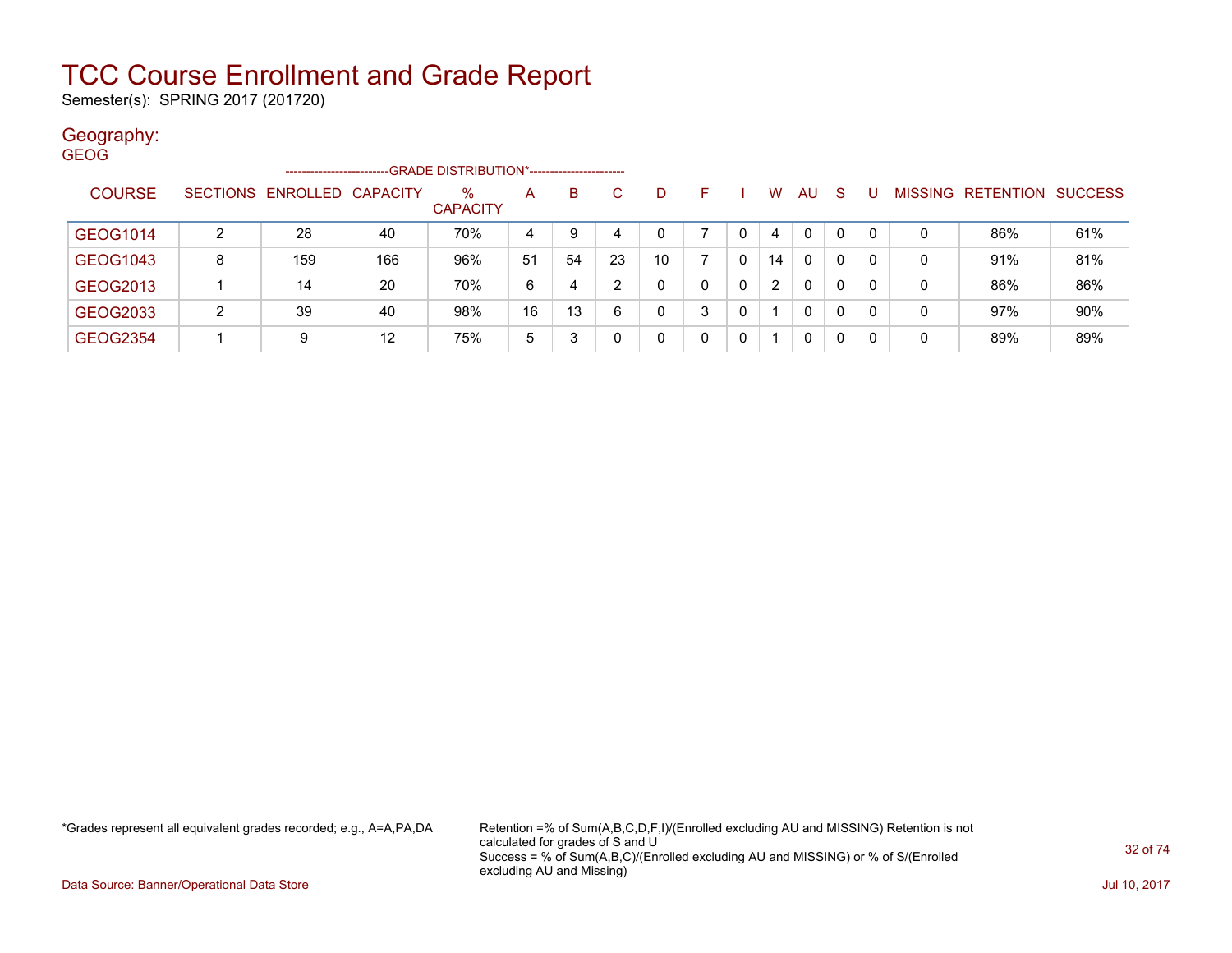# TCC Course Enrollment and Grade Report

Semester(s): SPRING 2017 (201720)

## Geography:

GEOG

| COURSE | SECTIONS | ENROLLED | CAPACITY | % CAPACITY | A | B | C | D | F | I | W | AU | S | U | MISSING | RETENTION | SUCCESS |
|---|---|---|---|---|---|---|---|---|---|---|---|---|---|---|---|---|---|
| GEOG1014 | 2 | 28 | 40 | 70% | 4 | 9 | 4 | 0 | 7 | 0 | 4 | 0 | 0 | 0 | 0 | 86% | 61% |
| GEOG1043 | 8 | 159 | 166 | 96% | 51 | 54 | 23 | 10 | 7 | 0 | 14 | 0 | 0 | 0 | 0 | 91% | 81% |
| GEOG2013 | 1 | 14 | 20 | 70% | 6 | 4 | 2 | 0 | 0 | 0 | 2 | 0 | 0 | 0 | 0 | 86% | 86% |
| GEOG2033 | 2 | 39 | 40 | 98% | 16 | 13 | 6 | 0 | 3 | 0 | 1 | 0 | 0 | 0 | 0 | 97% | 90% |
| GEOG2354 | 1 | 9 | 12 | 75% | 5 | 3 | 0 | 0 | 0 | 0 | 1 | 0 | 0 | 0 | 0 | 89% | 89% |

(Columns A through MISSING: GRADE DISTRIBUTION*)

*Grades represent all equivalent grades recorded; e.g., A=A,PA,DA

Retention =% of Sum(A,B,C,D,F,I)/(Enrolled excluding AU and MISSING) Retention is not calculated for grades of S and U
Success = % of Sum(A,B,C)/(Enrolled excluding AU and MISSING) or % of S/(Enrolled excluding AU and Missing)

Data Source: Banner/Operational Data Store

Jul 10, 2017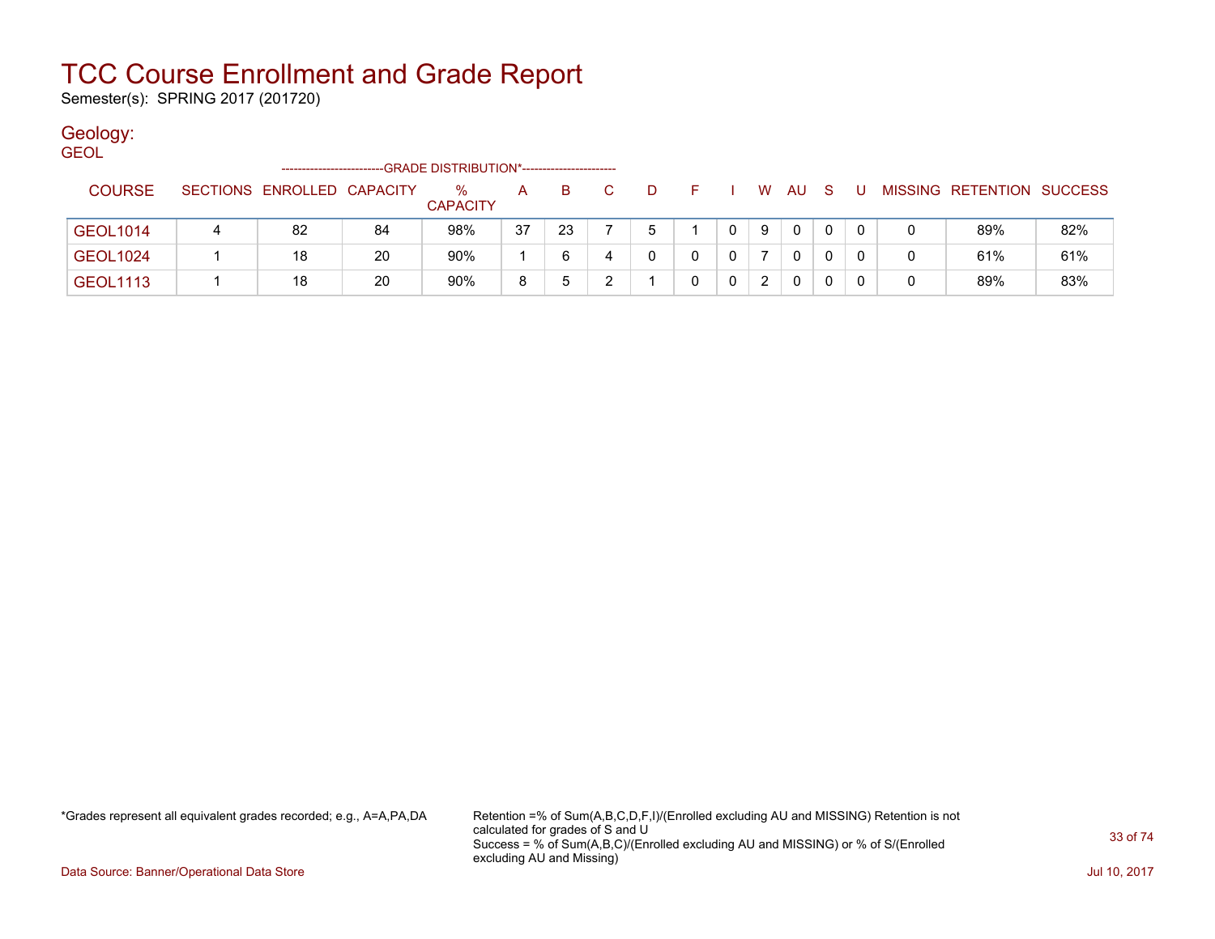# TCC Course Enrollment and Grade Report

Semester(s): SPRING 2017 (201720)

## Geology:

GEOL

| COURSE | SECTIONS | ENROLLED | CAPACITY | % CAPACITY | A | B | C | D | F | I | W | AU | S | U | MISSING | RETENTION | SUCCESS |
|---|---|---|---|---|---|---|---|---|---|---|---|---|---|---|---|---|---|
| | | | | --GRADE DISTRIBUTION*-- | | | | | | | | | | | | | |
| GEOL1014 | 4 | 82 | 84 | 98% | 37 | 23 | 7 | 5 | 1 | 0 | 9 | 0 | 0 | 0 | 0 | 89% | 82% |
| GEOL1024 | 1 | 18 | 20 | 90% | 1 | 6 | 4 | 0 | 0 | 0 | 7 | 0 | 0 | 0 | 0 | 61% | 61% |
| GEOL1113 | 1 | 18 | 20 | 90% | 8 | 5 | 2 | 1 | 0 | 0 | 2 | 0 | 0 | 0 | 0 | 89% | 83% |

*Grades represent all equivalent grades recorded; e.g., A=A,PA,DA

Retention =% of Sum(A,B,C,D,F,I)/(Enrolled excluding AU and MISSING) Retention is not calculated for grades of S and U
Success = % of Sum(A,B,C)/(Enrolled excluding AU and MISSING) or % of S/(Enrolled excluding AU and Missing)

Data Source: Banner/Operational Data Store

Jul 10, 2017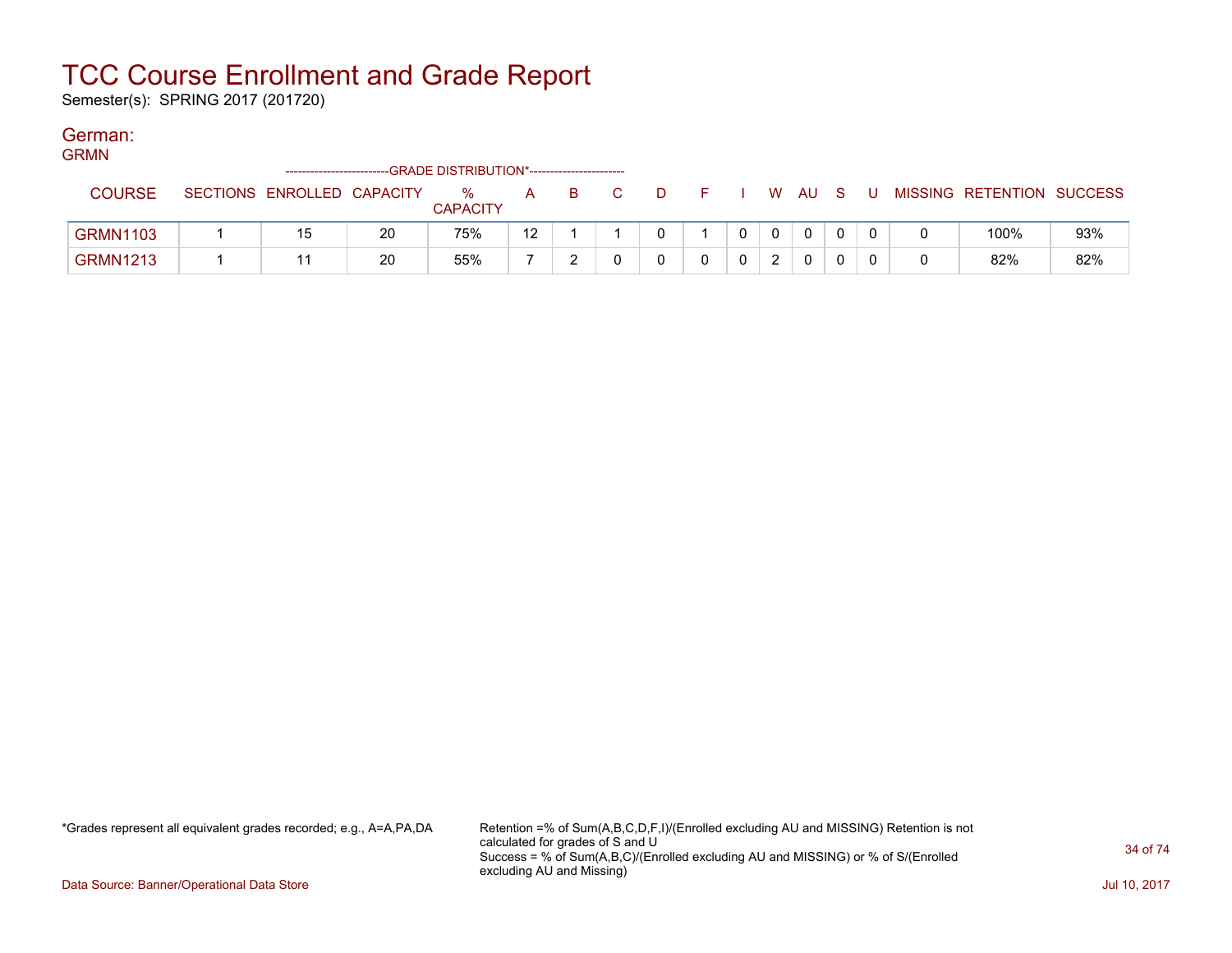# TCC Course Enrollment and Grade Report

Semester(s): SPRING 2017 (201720)

## German:

### GRMN

| COURSE | SECTIONS | ENROLLED | CAPACITY | % CAPACITY | A | B | C | D | F | I | W | AU | S | U | MISSING | RETENTION | SUCCESS |
|---|---|---|---|---|---|---|---|---|---|---|---|---|---|---|---|---|---|
| | | | | -------------------------GRADE DISTRIBUTION*----------------------- | | | | | | | | | | | | | |
| GRMN1103 | 1 | 15 | 20 | 75% | 12 | 1 | 1 | 0 | 1 | 0 | 0 | 0 | 0 | 0 | 0 | 100% | 93% |
| GRMN1213 | 1 | 11 | 20 | 55% | 7 | 2 | 0 | 0 | 0 | 0 | 2 | 0 | 0 | 0 | 0 | 82% | 82% |

*Grades represent all equivalent grades recorded; e.g., A=A,PA,DA

Retention =% of Sum(A,B,C,D,F,I)/(Enrolled excluding AU and MISSING) Retention is not calculated for grades of S and U
Success = % of Sum(A,B,C)/(Enrolled excluding AU and MISSING) or % of S/(Enrolled excluding AU and Missing)

Data Source: Banner/Operational Data Store

Jul 10, 2017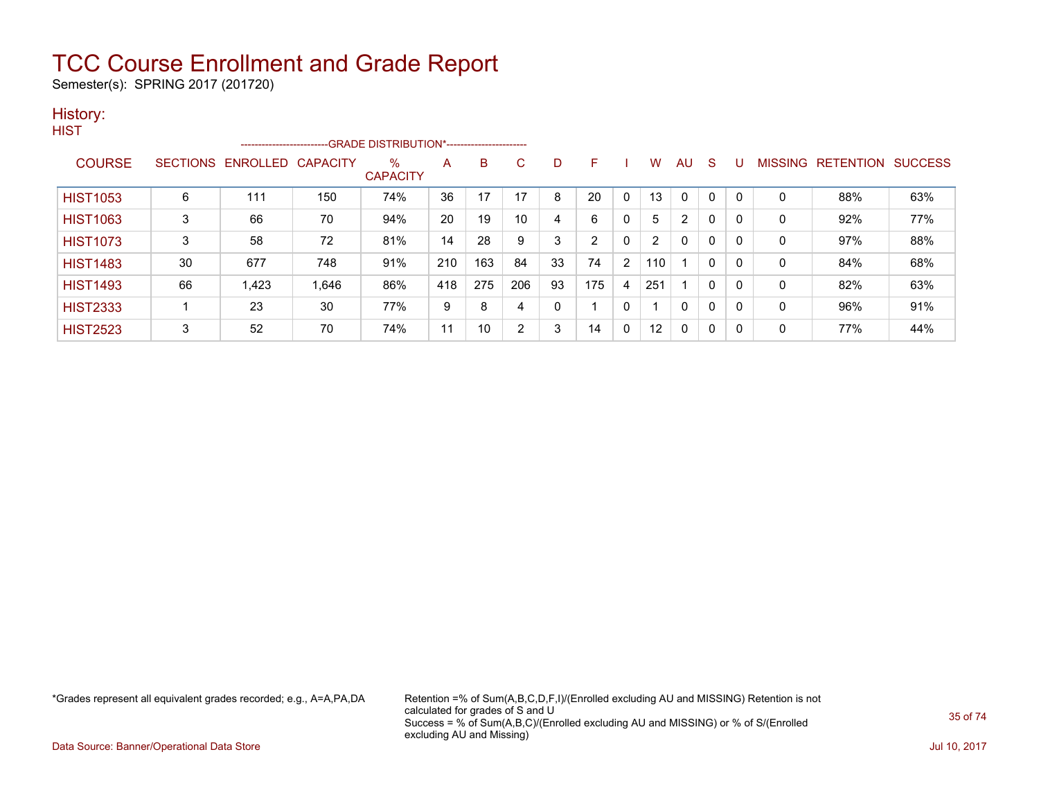# TCC Course Enrollment and Grade Report

Semester(s): SPRING 2017 (201720)

## History:

### HIST

| COURSE | SECTIONS | ENROLLED | CAPACITY | % CAPACITY | A | B | C | D | F | I | W | AU | S | U | MISSING | RETENTION | SUCCESS |
|---|---|---|---|---|---|---|---|---|---|---|---|---|---|---|---|---|---|
| | | | | ---GRADE DISTRIBUTION*--- | | | | | | | | | | | | | |
| HIST1053 | 6 | 111 | 150 | 74% | 36 | 17 | 17 | 8 | 20 | 0 | 13 | 0 | 0 | 0 | 0 | 88% | 63% |
| HIST1063 | 3 | 66 | 70 | 94% | 20 | 19 | 10 | 4 | 6 | 0 | 5 | 2 | 0 | 0 | 0 | 92% | 77% |
| HIST1073 | 3 | 58 | 72 | 81% | 14 | 28 | 9 | 3 | 2 | 0 | 2 | 0 | 0 | 0 | 0 | 97% | 88% |
| HIST1483 | 30 | 677 | 748 | 91% | 210 | 163 | 84 | 33 | 74 | 2 | 110 | 1 | 0 | 0 | 0 | 84% | 68% |
| HIST1493 | 66 | 1,423 | 1,646 | 86% | 418 | 275 | 206 | 93 | 175 | 4 | 251 | 1 | 0 | 0 | 0 | 82% | 63% |
| HIST2333 | 1 | 23 | 30 | 77% | 9 | 8 | 4 | 0 | 1 | 0 | 1 | 0 | 0 | 0 | 0 | 96% | 91% |
| HIST2523 | 3 | 52 | 70 | 74% | 11 | 10 | 2 | 3 | 14 | 0 | 12 | 0 | 0 | 0 | 0 | 77% | 44% |

*Grades represent all equivalent grades recorded; e.g., A=A,PA,DA

Retention =% of Sum(A,B,C,D,F,I)/(Enrolled excluding AU and MISSING) Retention is not calculated for grades of S and U
Success = % of Sum(A,B,C)/(Enrolled excluding AU and MISSING) or % of S/(Enrolled excluding AU and Missing)

Data Source: Banner/Operational Data Store

Jul 10, 2017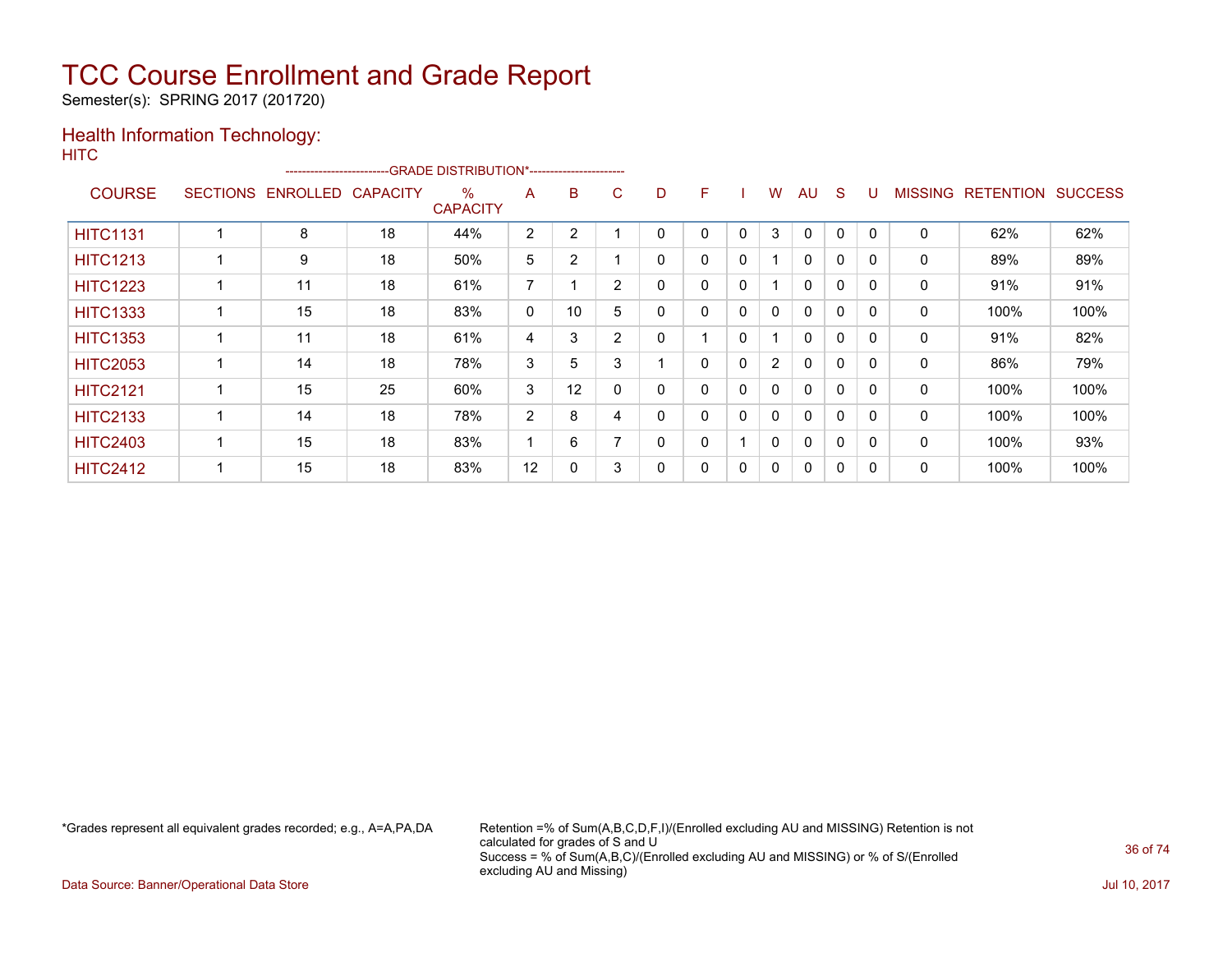# TCC Course Enrollment and Grade Report

Semester(s): SPRING 2017 (201720)

## Health Information Technology:

HITC

| COURSE | SECTIONS | ENROLLED | CAPACITY | % CAPACITY | A | B | C | D | F | I | W | AU | S | U | MISSING | RETENTION | SUCCESS |
|---|---|---|---|---|---|---|---|---|---|---|---|---|---|---|---|---|---|
| | | | | ---GRADE DISTRIBUTION*--- | | | | | | | | | | | | | |
| HITC1131 | 1 | 8 | 18 | 44% | 2 | 2 | 1 | 0 | 0 | 0 | 3 | 0 | 0 | 0 | 0 | 62% | 62% |
| HITC1213 | 1 | 9 | 18 | 50% | 5 | 2 | 1 | 0 | 0 | 0 | 1 | 0 | 0 | 0 | 0 | 89% | 89% |
| HITC1223 | 1 | 11 | 18 | 61% | 7 | 1 | 2 | 0 | 0 | 0 | 1 | 0 | 0 | 0 | 0 | 91% | 91% |
| HITC1333 | 1 | 15 | 18 | 83% | 0 | 10 | 5 | 0 | 0 | 0 | 0 | 0 | 0 | 0 | 0 | 100% | 100% |
| HITC1353 | 1 | 11 | 18 | 61% | 4 | 3 | 2 | 0 | 1 | 0 | 1 | 0 | 0 | 0 | 0 | 91% | 82% |
| HITC2053 | 1 | 14 | 18 | 78% | 3 | 5 | 3 | 1 | 0 | 0 | 2 | 0 | 0 | 0 | 0 | 86% | 79% |
| HITC2121 | 1 | 15 | 25 | 60% | 3 | 12 | 0 | 0 | 0 | 0 | 0 | 0 | 0 | 0 | 0 | 100% | 100% |
| HITC2133 | 1 | 14 | 18 | 78% | 2 | 8 | 4 | 0 | 0 | 0 | 0 | 0 | 0 | 0 | 0 | 100% | 100% |
| HITC2403 | 1 | 15 | 18 | 83% | 1 | 6 | 7 | 0 | 0 | 1 | 0 | 0 | 0 | 0 | 0 | 100% | 93% |
| HITC2412 | 1 | 15 | 18 | 83% | 12 | 0 | 3 | 0 | 0 | 0 | 0 | 0 | 0 | 0 | 0 | 100% | 100% |

*Grades represent all equivalent grades recorded; e.g., A=A,PA,DA

Retention =% of Sum(A,B,C,D,F,I)/(Enrolled excluding AU and MISSING) Retention is not calculated for grades of S and U
Success = % of Sum(A,B,C)/(Enrolled excluding AU and MISSING) or % of S/(Enrolled excluding AU and Missing)

Data Source: Banner/Operational Data Store

Jul 10, 2017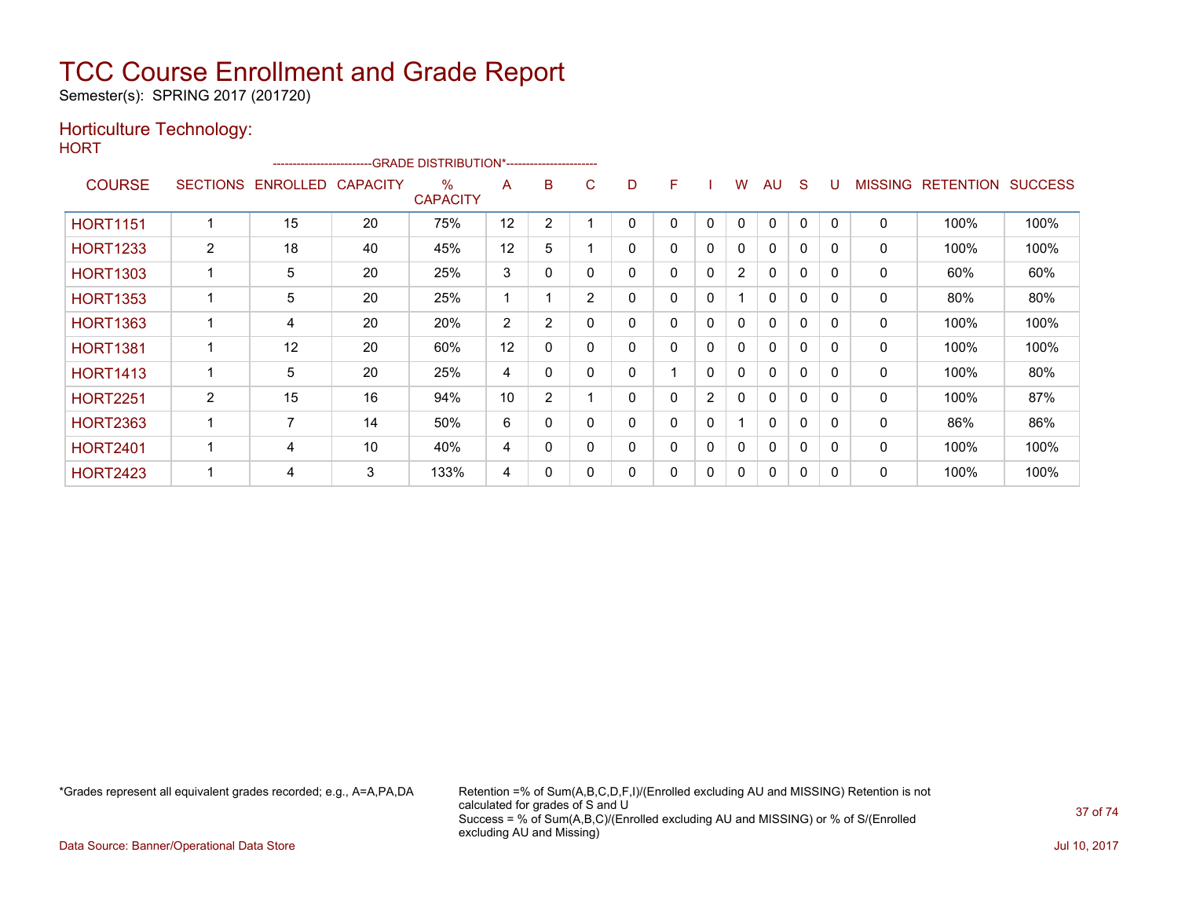# TCC Course Enrollment and Grade Report

Semester(s): SPRING 2017 (201720)

## Horticulture Technology:

HORT

| COURSE | SECTIONS | ENROLLED | CAPACITY | % CAPACITY | A | B | C | D | F | I | W | AU | S | U | MISSING | RETENTION | SUCCESS |
|---|---|---|---|---|---|---|---|---|---|---|---|---|---|---|---|---|---|
| | | | | -GRADE DISTRIBUTION*- | | | | | | | | | | | | | |
| HORT1151 | 1 | 15 | 20 | 75% | 12 | 2 | 1 | 0 | 0 | 0 | 0 | 0 | 0 | 0 | 0 | 100% | 100% |
| HORT1233 | 2 | 18 | 40 | 45% | 12 | 5 | 1 | 0 | 0 | 0 | 0 | 0 | 0 | 0 | 0 | 100% | 100% |
| HORT1303 | 1 | 5 | 20 | 25% | 3 | 0 | 0 | 0 | 0 | 0 | 2 | 0 | 0 | 0 | 0 | 60% | 60% |
| HORT1353 | 1 | 5 | 20 | 25% | 1 | 1 | 2 | 0 | 0 | 0 | 1 | 0 | 0 | 0 | 0 | 80% | 80% |
| HORT1363 | 1 | 4 | 20 | 20% | 2 | 2 | 0 | 0 | 0 | 0 | 0 | 0 | 0 | 0 | 0 | 100% | 100% |
| HORT1381 | 1 | 12 | 20 | 60% | 12 | 0 | 0 | 0 | 0 | 0 | 0 | 0 | 0 | 0 | 0 | 100% | 100% |
| HORT1413 | 1 | 5 | 20 | 25% | 4 | 0 | 0 | 0 | 1 | 0 | 0 | 0 | 0 | 0 | 0 | 100% | 80% |
| HORT2251 | 2 | 15 | 16 | 94% | 10 | 2 | 1 | 0 | 0 | 2 | 0 | 0 | 0 | 0 | 0 | 100% | 87% |
| HORT2363 | 1 | 7 | 14 | 50% | 6 | 0 | 0 | 0 | 0 | 0 | 1 | 0 | 0 | 0 | 0 | 86% | 86% |
| HORT2401 | 1 | 4 | 10 | 40% | 4 | 0 | 0 | 0 | 0 | 0 | 0 | 0 | 0 | 0 | 0 | 100% | 100% |
| HORT2423 | 1 | 4 | 3 | 133% | 4 | 0 | 0 | 0 | 0 | 0 | 0 | 0 | 0 | 0 | 0 | 100% | 100% |

*Grades represent all equivalent grades recorded; e.g., A=A,PA,DA

Retention =% of Sum(A,B,C,D,F,I)/(Enrolled excluding AU and MISSING) Retention is not calculated for grades of S and U
Success = % of Sum(A,B,C)/(Enrolled excluding AU and MISSING) or % of S/(Enrolled excluding AU and Missing)

Data Source: Banner/Operational Data Store

Jul 10, 2017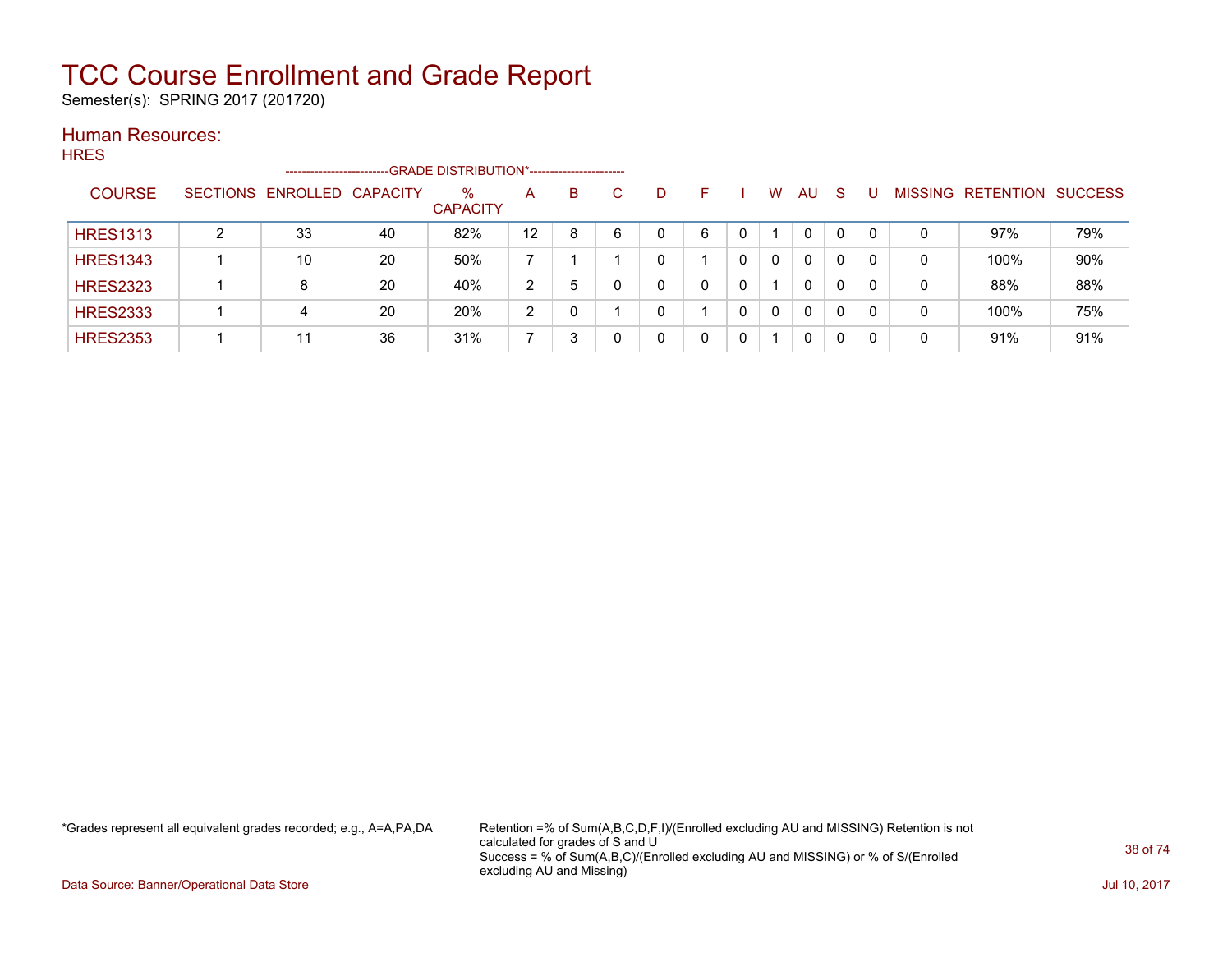# TCC Course Enrollment and Grade Report

Semester(s): SPRING 2017 (201720)

## Human Resources:

### HRES

| COURSE | SECTIONS | ENROLLED | CAPACITY | % CAPACITY | A | B | C | D | F | I | W | AU | S | U | MISSING | RETENTION | SUCCESS |
|---|---|---|---|---|---|---|---|---|---|---|---|---|---|---|---|---|---|
| | | | | -GRADE DISTRIBUTION*- | | | | | | | | | | | | | |
| HRES1313 | 2 | 33 | 40 | 82% | 12 | 8 | 6 | 0 | 6 | 0 | 1 | 0 | 0 | 0 | 0 | 97% | 79% |
| HRES1343 | 1 | 10 | 20 | 50% | 7 | 1 | 1 | 0 | 1 | 0 | 0 | 0 | 0 | 0 | 0 | 100% | 90% |
| HRES2323 | 1 | 8 | 20 | 40% | 2 | 5 | 0 | 0 | 0 | 0 | 1 | 0 | 0 | 0 | 0 | 88% | 88% |
| HRES2333 | 1 | 4 | 20 | 20% | 2 | 0 | 1 | 0 | 1 | 0 | 0 | 0 | 0 | 0 | 0 | 100% | 75% |
| HRES2353 | 1 | 11 | 36 | 31% | 7 | 3 | 0 | 0 | 0 | 0 | 1 | 0 | 0 | 0 | 0 | 91% | 91% |

*Grades represent all equivalent grades recorded; e.g., A=A,PA,DA

Retention =% of Sum(A,B,C,D,F,I)/(Enrolled excluding AU and MISSING) Retention is not calculated for grades of S and U
Success = % of Sum(A,B,C)/(Enrolled excluding AU and MISSING) or % of S/(Enrolled excluding AU and Missing)

Data Source: Banner/Operational Data Store

Jul 10, 2017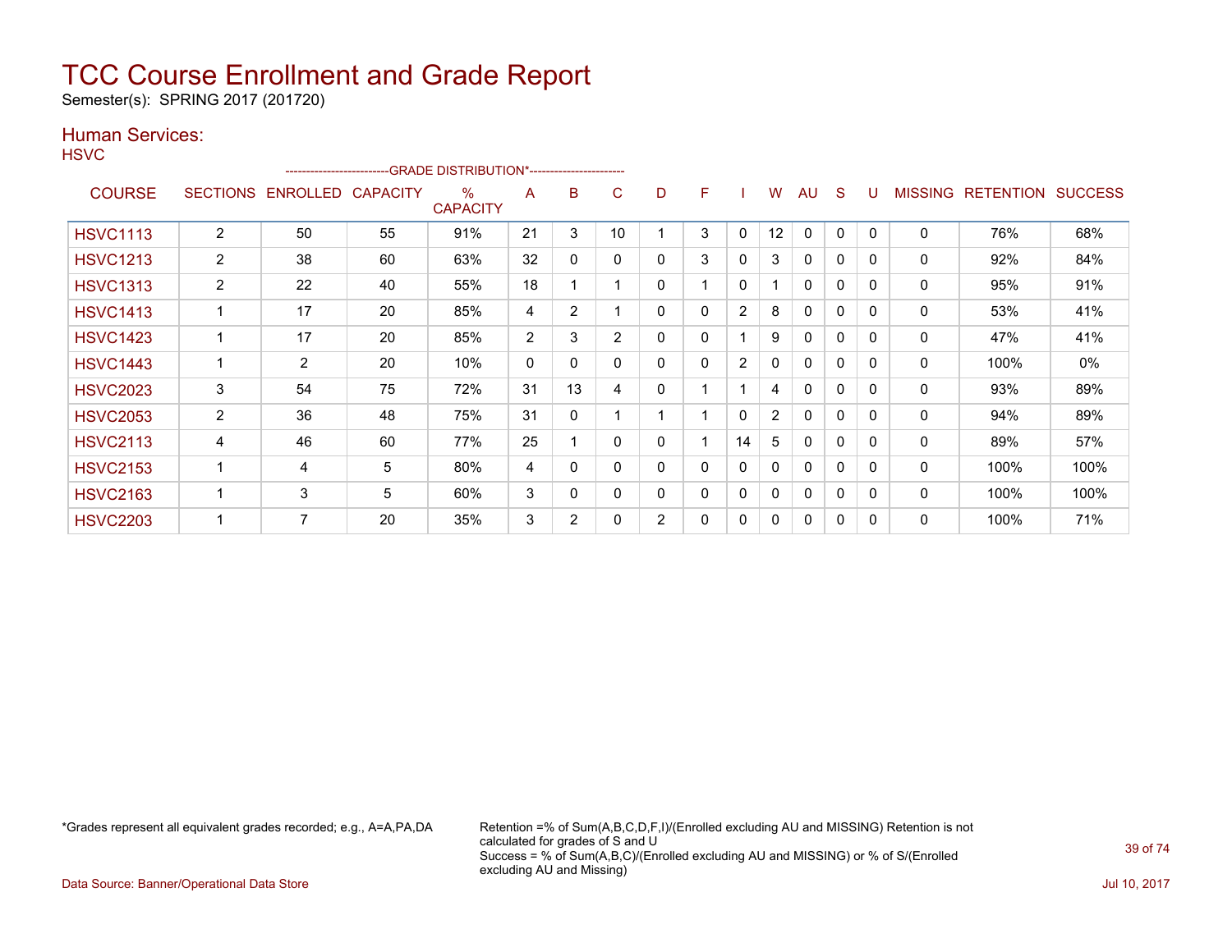# TCC Course Enrollment and Grade Report

Semester(s): SPRING 2017 (201720)

## Human Services:

HSVC

| COURSE | SECTIONS | ENROLLED | CAPACITY | % CAPACITY | A | B | C | D | F | I | W | AU | S | U | MISSING | RETENTION | SUCCESS |
|---|---|---|---|---|---|---|---|---|---|---|---|---|---|---|---|---|---|
| HSVC1113 | 2 | 50 | 55 | 91% | 21 | 3 | 10 | 1 | 3 | 0 | 12 | 0 | 0 | 0 | 0 | 76% | 68% |
| HSVC1213 | 2 | 38 | 60 | 63% | 32 | 0 | 0 | 0 | 3 | 0 | 3 | 0 | 0 | 0 | 0 | 92% | 84% |
| HSVC1313 | 2 | 22 | 40 | 55% | 18 | 1 | 1 | 0 | 1 | 0 | 1 | 0 | 0 | 0 | 0 | 95% | 91% |
| HSVC1413 | 1 | 17 | 20 | 85% | 4 | 2 | 1 | 0 | 0 | 2 | 8 | 0 | 0 | 0 | 0 | 53% | 41% |
| HSVC1423 | 1 | 17 | 20 | 85% | 2 | 3 | 2 | 0 | 0 | 1 | 9 | 0 | 0 | 0 | 0 | 47% | 41% |
| HSVC1443 | 1 | 2 | 20 | 10% | 0 | 0 | 0 | 0 | 0 | 2 | 0 | 0 | 0 | 0 | 0 | 100% | 0% |
| HSVC2023 | 3 | 54 | 75 | 72% | 31 | 13 | 4 | 0 | 1 | 1 | 4 | 0 | 0 | 0 | 0 | 93% | 89% |
| HSVC2053 | 2 | 36 | 48 | 75% | 31 | 0 | 1 | 1 | 1 | 0 | 2 | 0 | 0 | 0 | 0 | 94% | 89% |
| HSVC2113 | 4 | 46 | 60 | 77% | 25 | 1 | 0 | 0 | 1 | 14 | 5 | 0 | 0 | 0 | 0 | 89% | 57% |
| HSVC2153 | 1 | 4 | 5 | 80% | 4 | 0 | 0 | 0 | 0 | 0 | 0 | 0 | 0 | 0 | 0 | 100% | 100% |
| HSVC2163 | 1 | 3 | 5 | 60% | 3 | 0 | 0 | 0 | 0 | 0 | 0 | 0 | 0 | 0 | 0 | 100% | 100% |
| HSVC2203 | 1 | 7 | 20 | 35% | 3 | 2 | 0 | 2 | 0 | 0 | 0 | 0 | 0 | 0 | 0 | 100% | 71% |

*Grades represent all equivalent grades recorded; e.g., A=A,PA,DA

Retention =% of Sum(A,B,C,D,F,I)/(Enrolled excluding AU and MISSING) Retention is not calculated for grades of S and U
Success = % of Sum(A,B,C)/(Enrolled excluding AU and MISSING) or % of S/(Enrolled excluding AU and Missing)

Data Source: Banner/Operational Data Store

Jul 10, 2017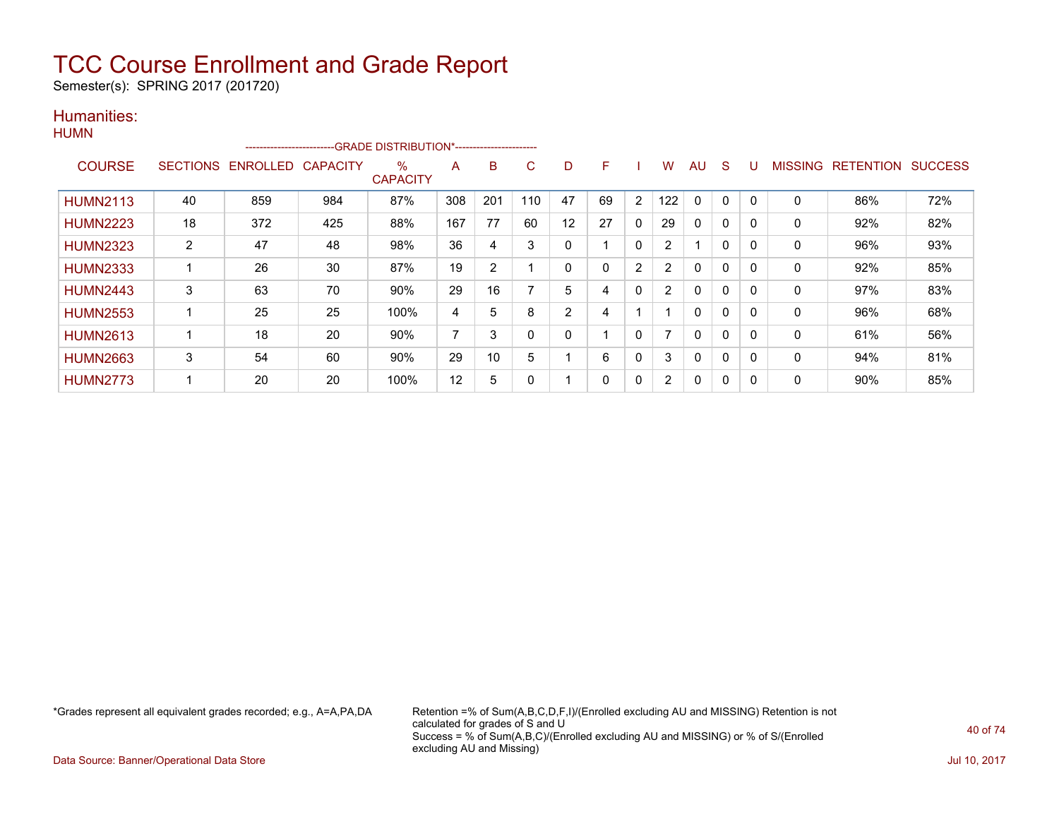# TCC Course Enrollment and Grade Report

Semester(s): SPRING 2017 (201720)

## Humanities:

HUMN

| COURSE | SECTIONS | ENROLLED | CAPACITY | % CAPACITY | A | B | C | D | F | I | W | AU | S | U | MISSING | RETENTION | SUCCESS |
|---|---|---|---|---|---|---|---|---|---|---|---|---|---|---|---|---|---|
| | | | | -------------------------GRADE DISTRIBUTION*----------------------- | | | | | | | | | | | | | |
| HUMN2113 | 40 | 859 | 984 | 87% | 308 | 201 | 110 | 47 | 69 | 2 | 122 | 0 | 0 | 0 | 0 | 86% | 72% |
| HUMN2223 | 18 | 372 | 425 | 88% | 167 | 77 | 60 | 12 | 27 | 0 | 29 | 0 | 0 | 0 | 0 | 92% | 82% |
| HUMN2323 | 2 | 47 | 48 | 98% | 36 | 4 | 3 | 0 | 1 | 0 | 2 | 1 | 0 | 0 | 0 | 96% | 93% |
| HUMN2333 | 1 | 26 | 30 | 87% | 19 | 2 | 1 | 0 | 0 | 2 | 2 | 0 | 0 | 0 | 0 | 92% | 85% |
| HUMN2443 | 3 | 63 | 70 | 90% | 29 | 16 | 7 | 5 | 4 | 0 | 2 | 0 | 0 | 0 | 0 | 97% | 83% |
| HUMN2553 | 1 | 25 | 25 | 100% | 4 | 5 | 8 | 2 | 4 | 1 | 1 | 0 | 0 | 0 | 0 | 96% | 68% |
| HUMN2613 | 1 | 18 | 20 | 90% | 7 | 3 | 0 | 0 | 1 | 0 | 7 | 0 | 0 | 0 | 0 | 61% | 56% |
| HUMN2663 | 3 | 54 | 60 | 90% | 29 | 10 | 5 | 1 | 6 | 0 | 3 | 0 | 0 | 0 | 0 | 94% | 81% |
| HUMN2773 | 1 | 20 | 20 | 100% | 12 | 5 | 0 | 1 | 0 | 0 | 2 | 0 | 0 | 0 | 0 | 90% | 85% |

*Grades represent all equivalent grades recorded; e.g., A=A,PA,DA

Retention =% of Sum(A,B,C,D,F,I)/(Enrolled excluding AU and MISSING) Retention is not calculated for grades of S and U
Success = % of Sum(A,B,C)/(Enrolled excluding AU and MISSING) or % of S/(Enrolled excluding AU and Missing)

Data Source: Banner/Operational Data Store

Jul 10, 2017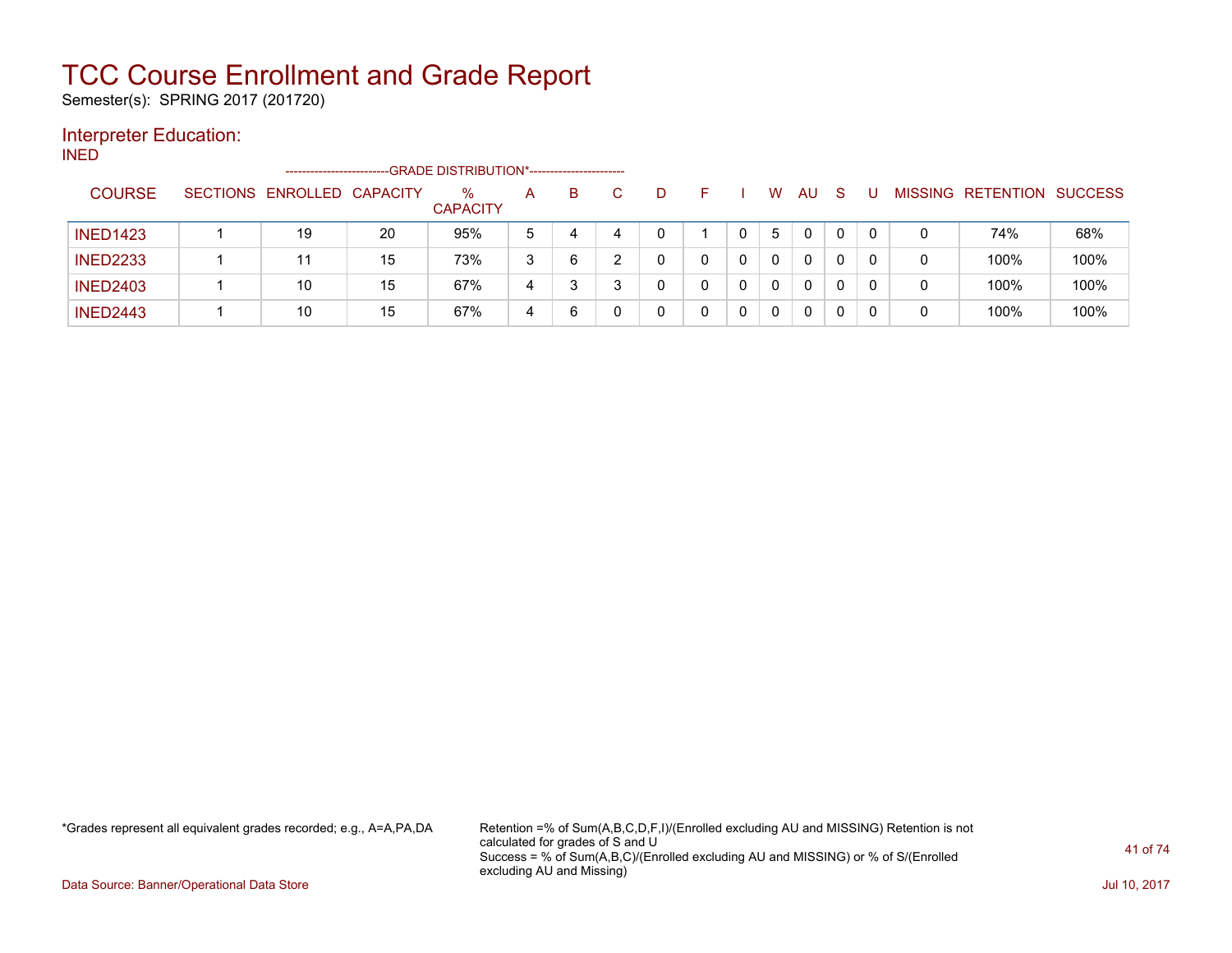# TCC Course Enrollment and Grade Report

Semester(s): SPRING 2017 (201720)

## Interpreter Education:

INED

| COURSE | SECTIONS | ENROLLED | CAPACITY | % CAPACITY | A | B | C | D | F | I | W | AU | S | U | MISSING | RETENTION | SUCCESS |
|---|---|---|---|---|---|---|---|---|---|---|---|---|---|---|---|---|---|
| | | | | --GRADE DISTRIBUTION*-- | | | | | | | | | | | | | |
| INED1423 | 1 | 19 | 20 | 95% | 5 | 4 | 4 | 0 | 1 | 0 | 5 | 0 | 0 | 0 | 0 | 74% | 68% |
| INED2233 | 1 | 11 | 15 | 73% | 3 | 6 | 2 | 0 | 0 | 0 | 0 | 0 | 0 | 0 | 0 | 100% | 100% |
| INED2403 | 1 | 10 | 15 | 67% | 4 | 3 | 3 | 0 | 0 | 0 | 0 | 0 | 0 | 0 | 0 | 100% | 100% |
| INED2443 | 1 | 10 | 15 | 67% | 4 | 6 | 0 | 0 | 0 | 0 | 0 | 0 | 0 | 0 | 0 | 100% | 100% |

*Grades represent all equivalent grades recorded; e.g., A=A,PA,DA

Retention =% of Sum(A,B,C,D,F,I)/(Enrolled excluding AU and MISSING) Retention is not calculated for grades of S and U
Success = % of Sum(A,B,C)/(Enrolled excluding AU and MISSING) or % of S/(Enrolled excluding AU and Missing)

Data Source: Banner/Operational Data Store

Jul 10, 2017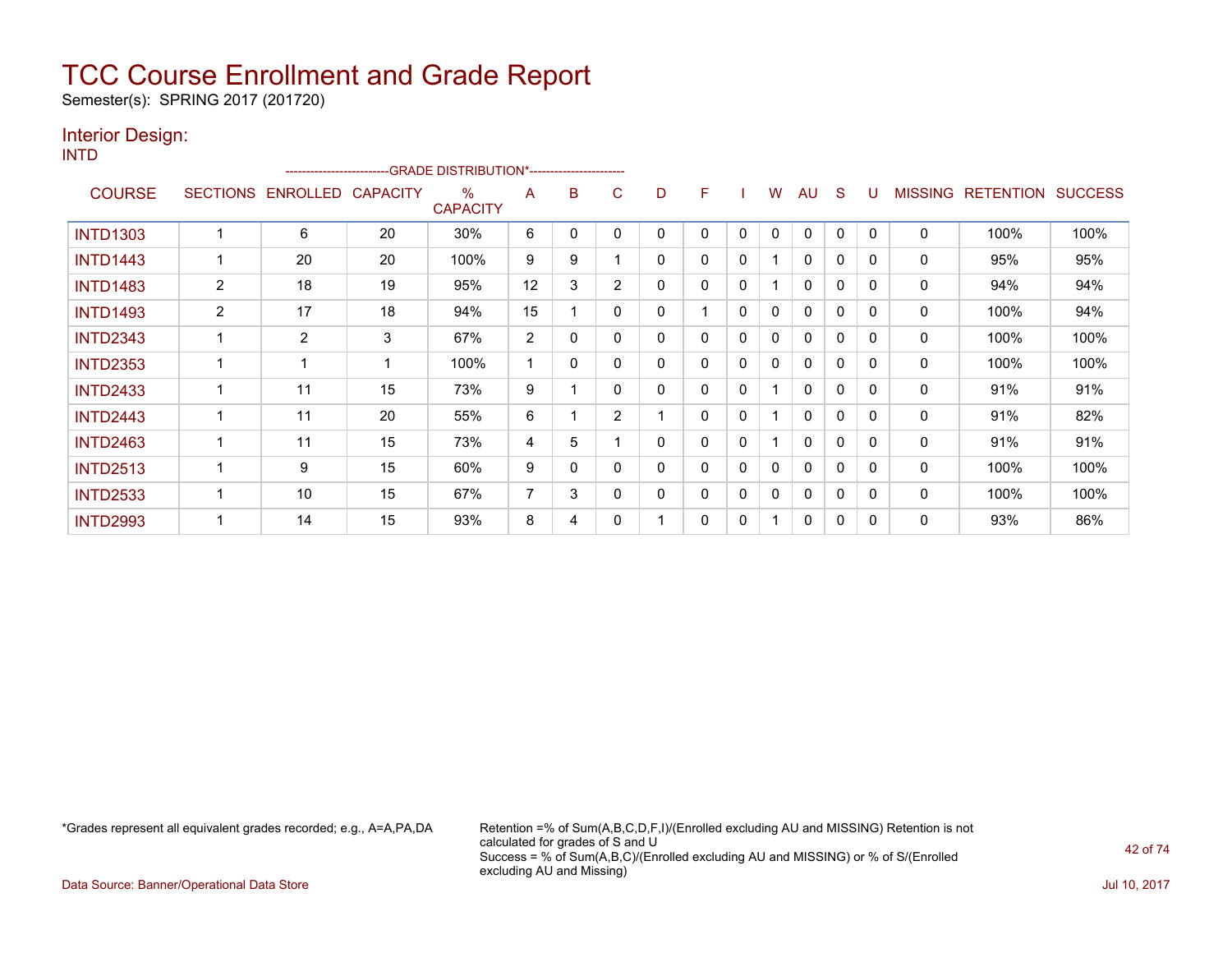# TCC Course Enrollment and Grade Report

Semester(s): SPRING 2017 (201720)

## Interior Design:

INTD

| COURSE | SECTIONS | ENROLLED | CAPACITY | % CAPACITY | A | B | C | D | F | I | W | AU | S | U | MISSING | RETENTION | SUCCESS |
|---|---|---|---|---|---|---|---|---|---|---|---|---|---|---|---|---|---|
| | | | | -------------------------GRADE DISTRIBUTION*----------------------- | | | | | | | | | | | | | |
| INTD1303 | 1 | 6 | 20 | 30% | 6 | 0 | 0 | 0 | 0 | 0 | 0 | 0 | 0 | 0 | 0 | 100% | 100% |
| INTD1443 | 1 | 20 | 20 | 100% | 9 | 9 | 1 | 0 | 0 | 0 | 1 | 0 | 0 | 0 | 0 | 95% | 95% |
| INTD1483 | 2 | 18 | 19 | 95% | 12 | 3 | 2 | 0 | 0 | 0 | 1 | 0 | 0 | 0 | 0 | 94% | 94% |
| INTD1493 | 2 | 17 | 18 | 94% | 15 | 1 | 0 | 0 | 1 | 0 | 0 | 0 | 0 | 0 | 0 | 100% | 94% |
| INTD2343 | 1 | 2 | 3 | 67% | 2 | 0 | 0 | 0 | 0 | 0 | 0 | 0 | 0 | 0 | 0 | 100% | 100% |
| INTD2353 | 1 | 1 | 1 | 100% | 1 | 0 | 0 | 0 | 0 | 0 | 0 | 0 | 0 | 0 | 0 | 100% | 100% |
| INTD2433 | 1 | 11 | 15 | 73% | 9 | 1 | 0 | 0 | 0 | 0 | 1 | 0 | 0 | 0 | 0 | 91% | 91% |
| INTD2443 | 1 | 11 | 20 | 55% | 6 | 1 | 2 | 1 | 0 | 0 | 1 | 0 | 0 | 0 | 0 | 91% | 82% |
| INTD2463 | 1 | 11 | 15 | 73% | 4 | 5 | 1 | 0 | 0 | 0 | 1 | 0 | 0 | 0 | 0 | 91% | 91% |
| INTD2513 | 1 | 9 | 15 | 60% | 9 | 0 | 0 | 0 | 0 | 0 | 0 | 0 | 0 | 0 | 0 | 100% | 100% |
| INTD2533 | 1 | 10 | 15 | 67% | 7 | 3 | 0 | 0 | 0 | 0 | 0 | 0 | 0 | 0 | 0 | 100% | 100% |
| INTD2993 | 1 | 14 | 15 | 93% | 8 | 4 | 0 | 1 | 0 | 0 | 1 | 0 | 0 | 0 | 0 | 93% | 86% |

*Grades represent all equivalent grades recorded; e.g., A=A,PA,DA

Retention =% of Sum(A,B,C,D,F,I)/(Enrolled excluding AU and MISSING) Retention is not calculated for grades of S and U

Success = % of Sum(A,B,C)/(Enrolled excluding AU and MISSING) or % of S/(Enrolled excluding AU and Missing)

Data Source: Banner/Operational Data Store

Jul 10, 2017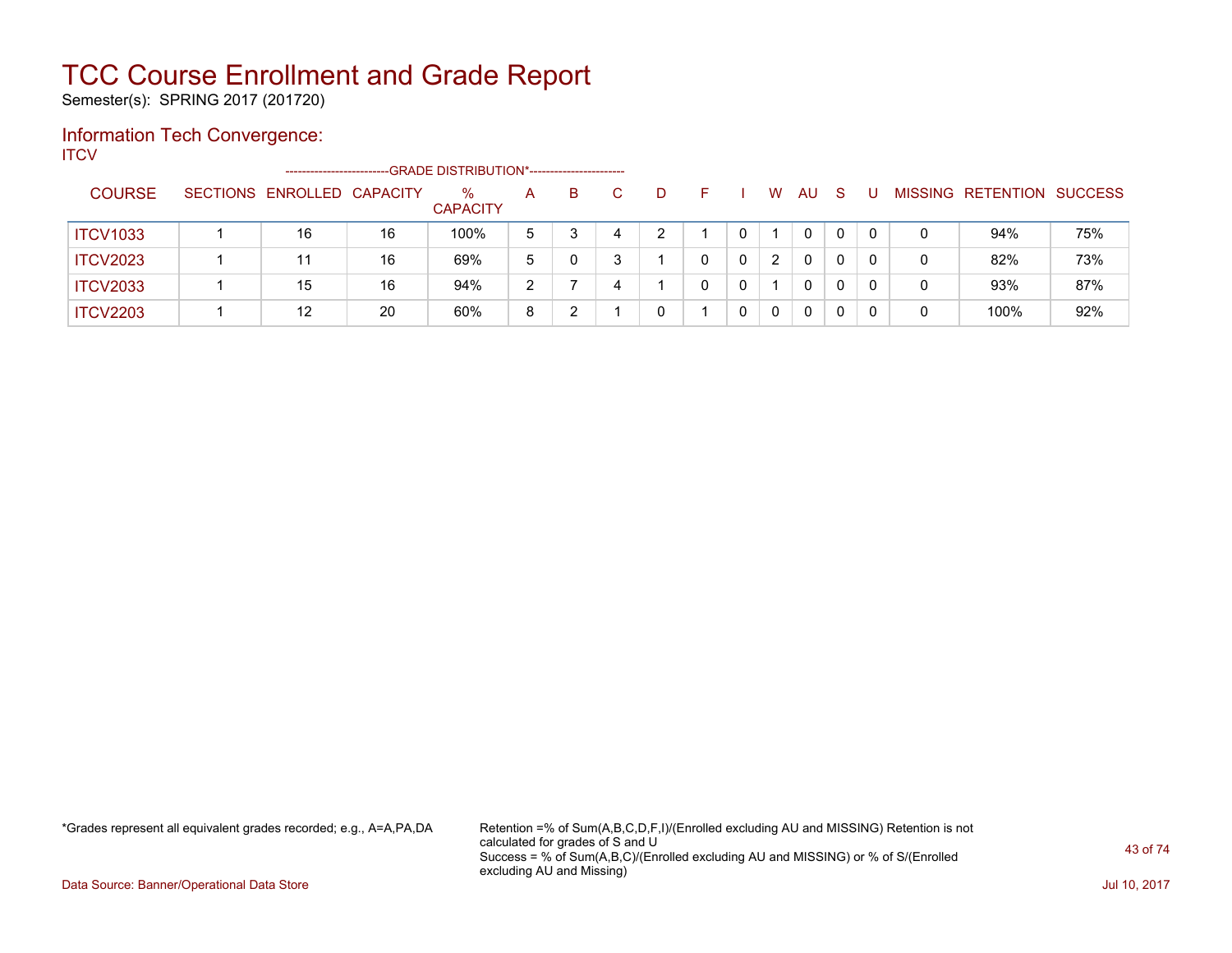# TCC Course Enrollment and Grade Report

Semester(s): SPRING 2017 (201720)

## Information Tech Convergence:

ITCV

| COURSE | SECTIONS | ENROLLED | CAPACITY | % CAPACITY | A | B | C | D | F | I | W | AU | S | U | MISSING | RETENTION | SUCCESS |
|---|---|---|---|---|---|---|---|---|---|---|---|---|---|---|---|---|---|
| | | | | -------------------------GRADE DISTRIBUTION*----------------------- | | | | | | | | | | | | | |
| ITCV1033 | 1 | 16 | 16 | 100% | 5 | 3 | 4 | 2 | 1 | 0 | 1 | 0 | 0 | 0 | 0 | 94% | 75% |
| ITCV2023 | 1 | 11 | 16 | 69% | 5 | 0 | 3 | 1 | 0 | 0 | 2 | 0 | 0 | 0 | 0 | 82% | 73% |
| ITCV2033 | 1 | 15 | 16 | 94% | 2 | 7 | 4 | 1 | 0 | 0 | 1 | 0 | 0 | 0 | 0 | 93% | 87% |
| ITCV2203 | 1 | 12 | 20 | 60% | 8 | 2 | 1 | 0 | 1 | 0 | 0 | 0 | 0 | 0 | 0 | 100% | 92% |

*Grades represent all equivalent grades recorded; e.g., A=A,PA,DA

Retention =% of Sum(A,B,C,D,F,I)/(Enrolled excluding AU and MISSING) Retention is not calculated for grades of S and U

Success = % of Sum(A,B,C)/(Enrolled excluding AU and MISSING) or % of S/(Enrolled excluding AU and Missing)

Data Source: Banner/Operational Data Store

Jul 10, 2017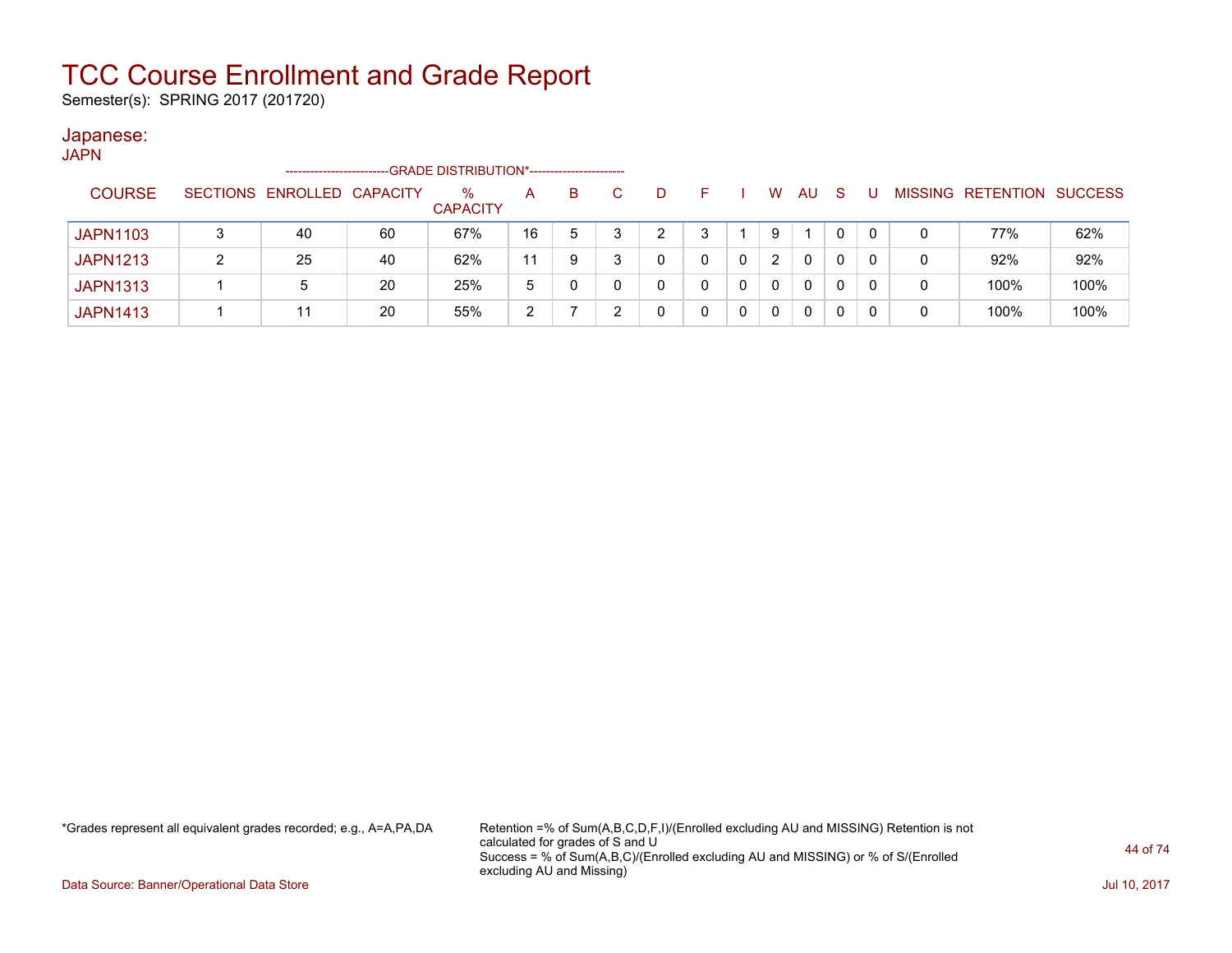# TCC Course Enrollment and Grade Report

Semester(s): SPRING 2017 (201720)

## Japanese:

JAPN

| COURSE | SECTIONS | ENROLLED | CAPACITY | % CAPACITY | A | B | C | D | F | I | W | AU | S | U | MISSING | RETENTION | SUCCESS |
|---|---|---|---|---|---|---|---|---|---|---|---|---|---|---|---|---|---|
| | | | | GRADE DISTRIBUTION* | | | | | | | | | | | | | |
| JAPN1103 | 3 | 40 | 60 | 67% | 16 | 5 | 3 | 2 | 3 | 1 | 9 | 1 | 0 | 0 | 0 | 77% | 62% |
| JAPN1213 | 2 | 25 | 40 | 62% | 11 | 9 | 3 | 0 | 0 | 0 | 2 | 0 | 0 | 0 | 0 | 92% | 92% |
| JAPN1313 | 1 | 5 | 20 | 25% | 5 | 0 | 0 | 0 | 0 | 0 | 0 | 0 | 0 | 0 | 0 | 100% | 100% |
| JAPN1413 | 1 | 11 | 20 | 55% | 2 | 7 | 2 | 0 | 0 | 0 | 0 | 0 | 0 | 0 | 0 | 100% | 100% |

*Grades represent all equivalent grades recorded; e.g., A=A,PA,DA

Retention =% of Sum(A,B,C,D,F,I)/(Enrolled excluding AU and MISSING) Retention is not calculated for grades of S and U
Success = % of Sum(A,B,C)/(Enrolled excluding AU and MISSING) or % of S/(Enrolled excluding AU and Missing)

Data Source: Banner/Operational Data Store

Jul 10, 2017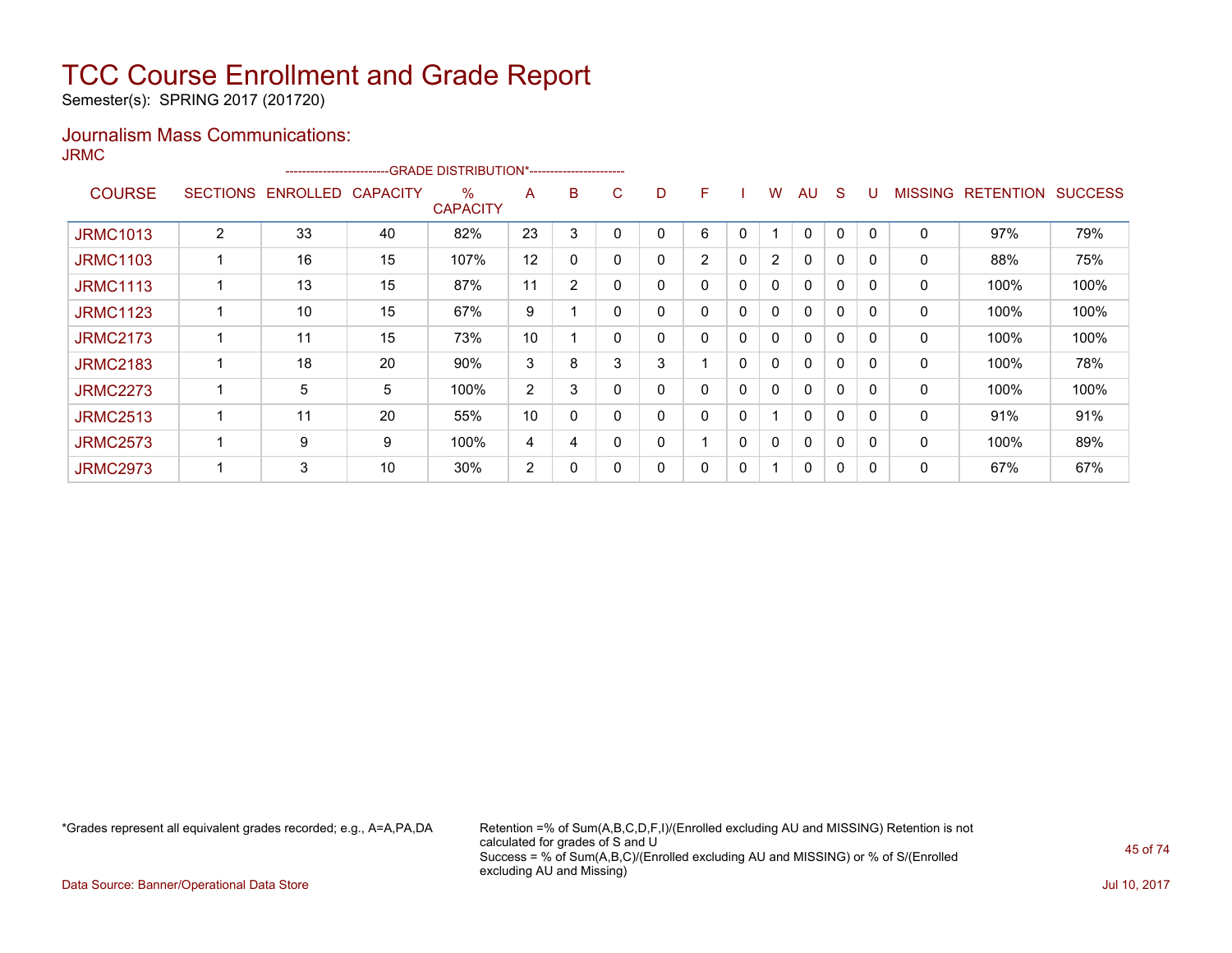# TCC Course Enrollment and Grade Report

Semester(s): SPRING 2017 (201720)

## Journalism Mass Communications:

JRMC

| COURSE | SECTIONS | ENROLLED | CAPACITY | % CAPACITY | A | B | C | D | F | I | W | AU | S | U | MISSING | RETENTION | SUCCESS |
|---|---|---|---|---|---|---|---|---|---|---|---|---|---|---|---|---|---|
| | | | | --GRADE DISTRIBUTION*-- | | | | | | | | | | | | | |
| JRMC1013 | 2 | 33 | 40 | 82% | 23 | 3 | 0 | 0 | 6 | 0 | 1 | 0 | 0 | 0 | 0 | 97% | 79% |
| JRMC1103 | 1 | 16 | 15 | 107% | 12 | 0 | 0 | 0 | 2 | 0 | 2 | 0 | 0 | 0 | 0 | 88% | 75% |
| JRMC1113 | 1 | 13 | 15 | 87% | 11 | 2 | 0 | 0 | 0 | 0 | 0 | 0 | 0 | 0 | 0 | 100% | 100% |
| JRMC1123 | 1 | 10 | 15 | 67% | 9 | 1 | 0 | 0 | 0 | 0 | 0 | 0 | 0 | 0 | 0 | 100% | 100% |
| JRMC2173 | 1 | 11 | 15 | 73% | 10 | 1 | 0 | 0 | 0 | 0 | 0 | 0 | 0 | 0 | 0 | 100% | 100% |
| JRMC2183 | 1 | 18 | 20 | 90% | 3 | 8 | 3 | 3 | 1 | 0 | 0 | 0 | 0 | 0 | 0 | 100% | 78% |
| JRMC2273 | 1 | 5 | 5 | 100% | 2 | 3 | 0 | 0 | 0 | 0 | 0 | 0 | 0 | 0 | 0 | 100% | 100% |
| JRMC2513 | 1 | 11 | 20 | 55% | 10 | 0 | 0 | 0 | 0 | 0 | 1 | 0 | 0 | 0 | 0 | 91% | 91% |
| JRMC2573 | 1 | 9 | 9 | 100% | 4 | 4 | 0 | 0 | 1 | 0 | 0 | 0 | 0 | 0 | 0 | 100% | 89% |
| JRMC2973 | 1 | 3 | 10 | 30% | 2 | 0 | 0 | 0 | 0 | 0 | 1 | 0 | 0 | 0 | 0 | 67% | 67% |

*Grades represent all equivalent grades recorded; e.g., A=A,PA,DA

Retention =% of Sum(A,B,C,D,F,I)/(Enrolled excluding AU and MISSING) Retention is not calculated for grades of S and U
Success = % of Sum(A,B,C)/(Enrolled excluding AU and MISSING) or % of S/(Enrolled excluding AU and Missing)

Data Source: Banner/Operational Data Store

Jul 10, 2017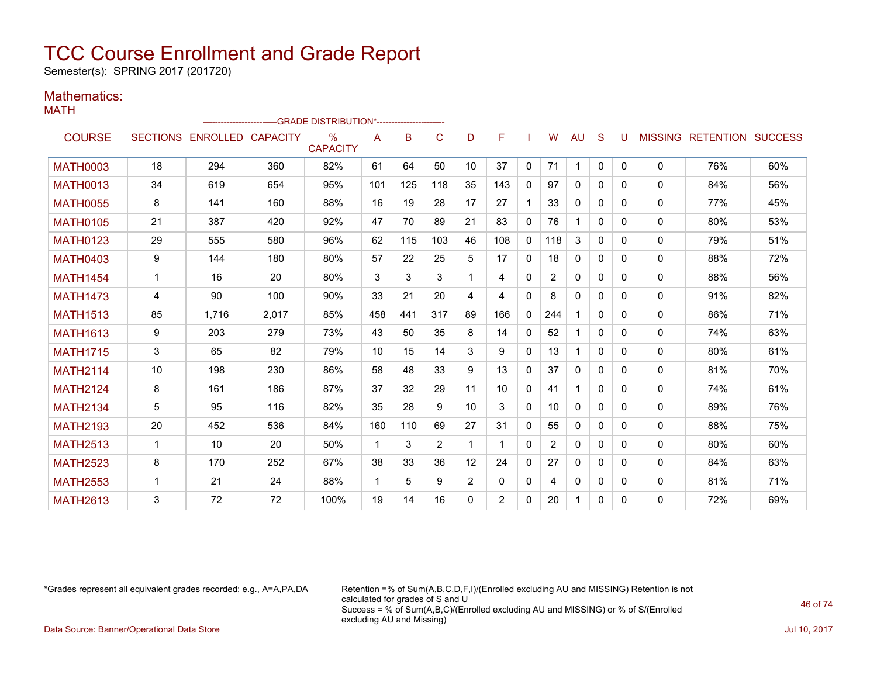# TCC Course Enrollment and Grade Report

Semester(s): SPRING 2017 (201720)

## Mathematics:

MATH

| COURSE | SECTIONS | ENROLLED | CAPACITY | % CAPACITY | A | B | C | D | F | I | W | AU | S | U | MISSING | RETENTION | SUCCESS |
|---|---|---|---|---|---|---|---|---|---|---|---|---|---|---|---|---|---|
| | | | | -------------------------GRADE DISTRIBUTION*----------------------- | | | | | | | | | | | | | |
| MATH0003 | 18 | 294 | 360 | 82% | 61 | 64 | 50 | 10 | 37 | 0 | 71 | 1 | 0 | 0 | 0 | 76% | 60% |
| MATH0013 | 34 | 619 | 654 | 95% | 101 | 125 | 118 | 35 | 143 | 0 | 97 | 0 | 0 | 0 | 0 | 84% | 56% |
| MATH0055 | 8 | 141 | 160 | 88% | 16 | 19 | 28 | 17 | 27 | 1 | 33 | 0 | 0 | 0 | 0 | 77% | 45% |
| MATH0105 | 21 | 387 | 420 | 92% | 47 | 70 | 89 | 21 | 83 | 0 | 76 | 1 | 0 | 0 | 0 | 80% | 53% |
| MATH0123 | 29 | 555 | 580 | 96% | 62 | 115 | 103 | 46 | 108 | 0 | 118 | 3 | 0 | 0 | 0 | 79% | 51% |
| MATH0403 | 9 | 144 | 180 | 80% | 57 | 22 | 25 | 5 | 17 | 0 | 18 | 0 | 0 | 0 | 0 | 88% | 72% |
| MATH1454 | 1 | 16 | 20 | 80% | 3 | 3 | 3 | 1 | 4 | 0 | 2 | 0 | 0 | 0 | 0 | 88% | 56% |
| MATH1473 | 4 | 90 | 100 | 90% | 33 | 21 | 20 | 4 | 4 | 0 | 8 | 0 | 0 | 0 | 0 | 91% | 82% |
| MATH1513 | 85 | 1,716 | 2,017 | 85% | 458 | 441 | 317 | 89 | 166 | 0 | 244 | 1 | 0 | 0 | 0 | 86% | 71% |
| MATH1613 | 9 | 203 | 279 | 73% | 43 | 50 | 35 | 8 | 14 | 0 | 52 | 1 | 0 | 0 | 0 | 74% | 63% |
| MATH1715 | 3 | 65 | 82 | 79% | 10 | 15 | 14 | 3 | 9 | 0 | 13 | 1 | 0 | 0 | 0 | 80% | 61% |
| MATH2114 | 10 | 198 | 230 | 86% | 58 | 48 | 33 | 9 | 13 | 0 | 37 | 0 | 0 | 0 | 0 | 81% | 70% |
| MATH2124 | 8 | 161 | 186 | 87% | 37 | 32 | 29 | 11 | 10 | 0 | 41 | 1 | 0 | 0 | 0 | 74% | 61% |
| MATH2134 | 5 | 95 | 116 | 82% | 35 | 28 | 9 | 10 | 3 | 0 | 10 | 0 | 0 | 0 | 0 | 89% | 76% |
| MATH2193 | 20 | 452 | 536 | 84% | 160 | 110 | 69 | 27 | 31 | 0 | 55 | 0 | 0 | 0 | 0 | 88% | 75% |
| MATH2513 | 1 | 10 | 20 | 50% | 1 | 3 | 2 | 1 | 1 | 0 | 2 | 0 | 0 | 0 | 0 | 80% | 60% |
| MATH2523 | 8 | 170 | 252 | 67% | 38 | 33 | 36 | 12 | 24 | 0 | 27 | 0 | 0 | 0 | 0 | 84% | 63% |
| MATH2553 | 1 | 21 | 24 | 88% | 1 | 5 | 9 | 2 | 0 | 0 | 4 | 0 | 0 | 0 | 0 | 81% | 71% |
| MATH2613 | 3 | 72 | 72 | 100% | 19 | 14 | 16 | 0 | 2 | 0 | 20 | 1 | 0 | 0 | 0 | 72% | 69% |

*Grades represent all equivalent grades recorded; e.g., A=A,PA,DA

Retention =% of Sum(A,B,C,D,F,I)/(Enrolled excluding AU and MISSING) Retention is not calculated for grades of S and U
Success = % of Sum(A,B,C)/(Enrolled excluding AU and MISSING) or % of S/(Enrolled excluding AU and Missing)

Data Source: Banner/Operational Data Store

Jul 10, 2017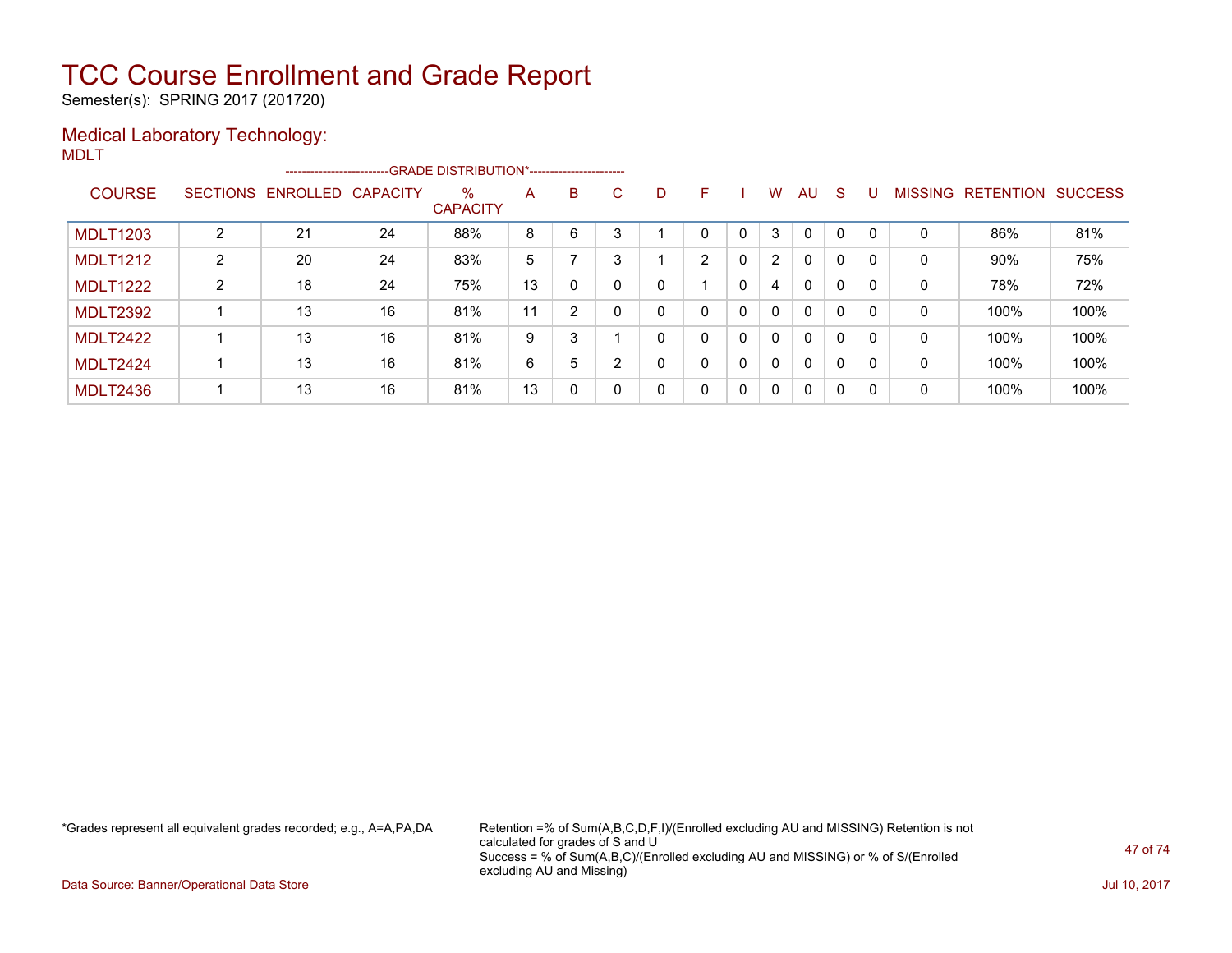# TCC Course Enrollment and Grade Report

Semester(s): SPRING 2017 (201720)

## Medical Laboratory Technology:

MDLT

| COURSE | SECTIONS | ENROLLED | CAPACITY | % CAPACITY | A | B | C | D | F | I | W | AU | S | U | MISSING | RETENTION | SUCCESS |
|---|---|---|---|---|---|---|---|---|---|---|---|---|---|---|---|---|---|
| MDLT1203 | 2 | 21 | 24 | 88% | 8 | 6 | 3 | 1 | 0 | 0 | 3 | 0 | 0 | 0 | 0 | 86% | 81% |
| MDLT1212 | 2 | 20 | 24 | 83% | 5 | 7 | 3 | 1 | 2 | 0 | 2 | 0 | 0 | 0 | 0 | 90% | 75% |
| MDLT1222 | 2 | 18 | 24 | 75% | 13 | 0 | 0 | 0 | 1 | 0 | 4 | 0 | 0 | 0 | 0 | 78% | 72% |
| MDLT2392 | 1 | 13 | 16 | 81% | 11 | 2 | 0 | 0 | 0 | 0 | 0 | 0 | 0 | 0 | 0 | 100% | 100% |
| MDLT2422 | 1 | 13 | 16 | 81% | 9 | 3 | 1 | 0 | 0 | 0 | 0 | 0 | 0 | 0 | 0 | 100% | 100% |
| MDLT2424 | 1 | 13 | 16 | 81% | 6 | 5 | 2 | 0 | 0 | 0 | 0 | 0 | 0 | 0 | 0 | 100% | 100% |
| MDLT2436 | 1 | 13 | 16 | 81% | 13 | 0 | 0 | 0 | 0 | 0 | 0 | 0 | 0 | 0 | 0 | 100% | 100% |

(Columns A through U: GRADE DISTRIBUTION*)

*Grades represent all equivalent grades recorded; e.g., A=A,PA,DA

Retention =% of Sum(A,B,C,D,F,I)/(Enrolled excluding AU and MISSING) Retention is not calculated for grades of S and U
Success = % of Sum(A,B,C)/(Enrolled excluding AU and MISSING) or % of S/(Enrolled excluding AU and Missing)

Data Source: Banner/Operational Data Store

Jul 10, 2017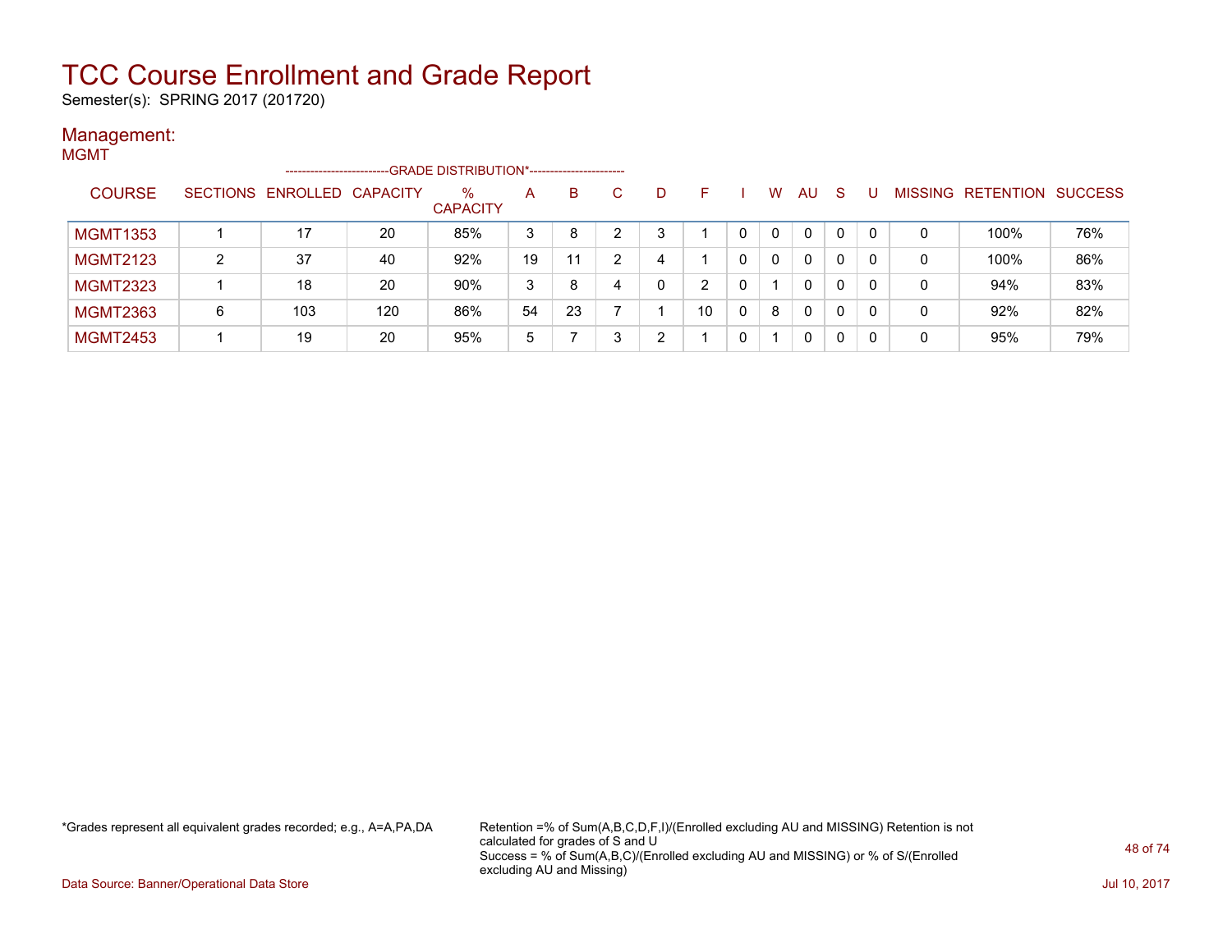# TCC Course Enrollment and Grade Report

Semester(s): SPRING 2017 (201720)

## Management:

MGMT

| COURSE | SECTIONS | ENROLLED | CAPACITY | % CAPACITY | A | B | C | D | F | I | W | AU | S | U | MISSING | RETENTION | SUCCESS |
|---|---|---|---|---|---|---|---|---|---|---|---|---|---|---|---|---|---|
| | | | --------------------------GRADE DISTRIBUTION*------------------------ | | | | | | | | | | | | | | |
| MGMT1353 | 1 | 17 | 20 | 85% | 3 | 8 | 2 | 3 | 1 | 0 | 0 | 0 | 0 | 0 | 0 | 100% | 76% |
| MGMT2123 | 2 | 37 | 40 | 92% | 19 | 11 | 2 | 4 | 1 | 0 | 0 | 0 | 0 | 0 | 0 | 100% | 86% |
| MGMT2323 | 1 | 18 | 20 | 90% | 3 | 8 | 4 | 0 | 2 | 0 | 1 | 0 | 0 | 0 | 0 | 94% | 83% |
| MGMT2363 | 6 | 103 | 120 | 86% | 54 | 23 | 7 | 1 | 10 | 0 | 8 | 0 | 0 | 0 | 0 | 92% | 82% |
| MGMT2453 | 1 | 19 | 20 | 95% | 5 | 7 | 3 | 2 | 1 | 0 | 1 | 0 | 0 | 0 | 0 | 95% | 79% |

*Grades represent all equivalent grades recorded; e.g., A=A,PA,DA

Retention =% of Sum(A,B,C,D,F,I)/(Enrolled excluding AU and MISSING) Retention is not calculated for grades of S and U
Success = % of Sum(A,B,C)/(Enrolled excluding AU and MISSING) or % of S/(Enrolled excluding AU and Missing)

Data Source: Banner/Operational Data Store

Jul 10, 2017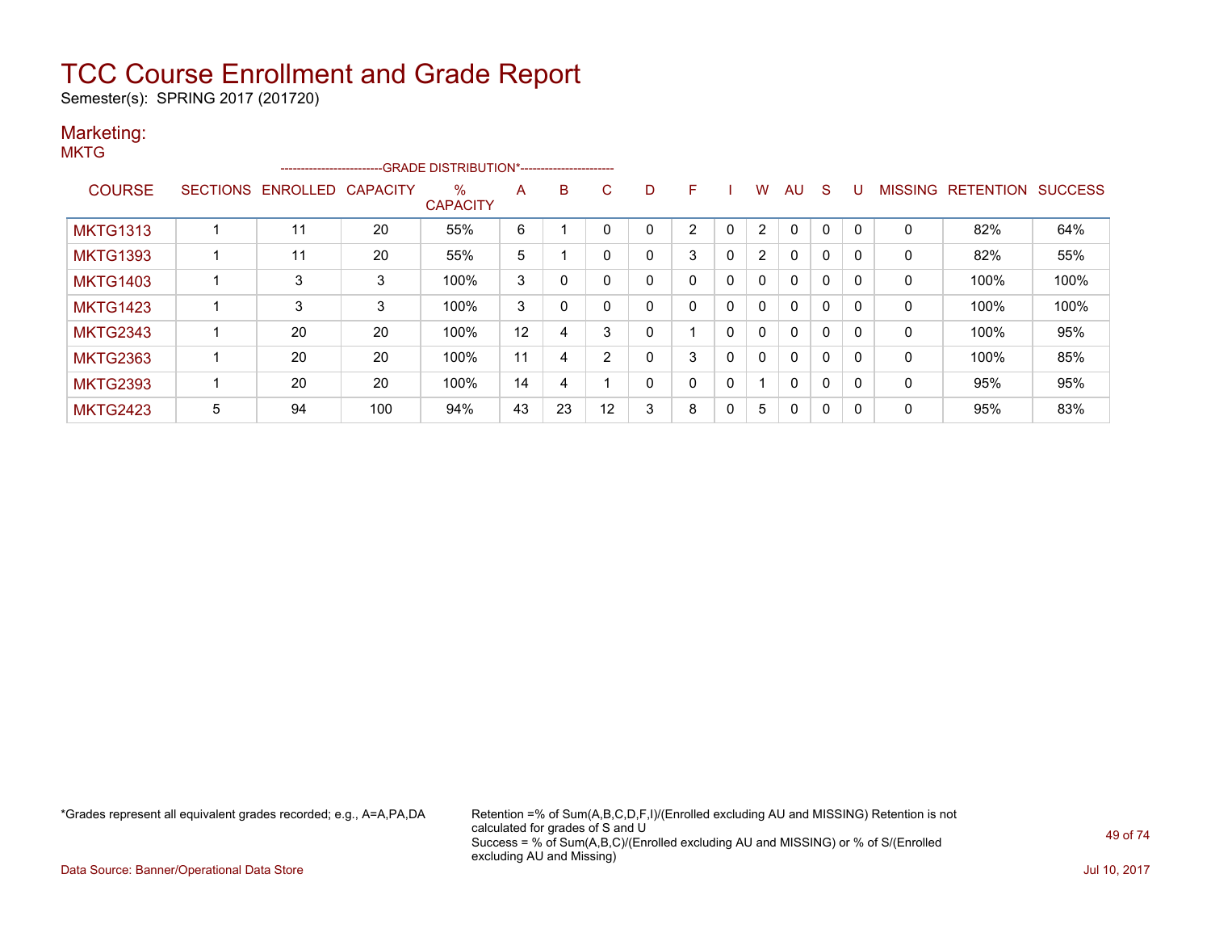# TCC Course Enrollment and Grade Report

Semester(s): SPRING 2017 (201720)

## Marketing:

MKTG

| COURSE | SECTIONS | ENROLLED | CAPACITY | % CAPACITY | A | B | C | D | F | I | W | AU | S | U | MISSING | RETENTION | SUCCESS |
|---|---|---|---|---|---|---|---|---|---|---|---|---|---|---|---|---|---|
| | | | | -GRADE DISTRIBUTION*- | | | | | | | | | | | | | |
| MKTG1313 | 1 | 11 | 20 | 55% | 6 | 1 | 0 | 0 | 2 | 0 | 2 | 0 | 0 | 0 | 0 | 82% | 64% |
| MKTG1393 | 1 | 11 | 20 | 55% | 5 | 1 | 0 | 0 | 3 | 0 | 2 | 0 | 0 | 0 | 0 | 82% | 55% |
| MKTG1403 | 1 | 3 | 3 | 100% | 3 | 0 | 0 | 0 | 0 | 0 | 0 | 0 | 0 | 0 | 0 | 100% | 100% |
| MKTG1423 | 1 | 3 | 3 | 100% | 3 | 0 | 0 | 0 | 0 | 0 | 0 | 0 | 0 | 0 | 0 | 100% | 100% |
| MKTG2343 | 1 | 20 | 20 | 100% | 12 | 4 | 3 | 0 | 1 | 0 | 0 | 0 | 0 | 0 | 0 | 100% | 95% |
| MKTG2363 | 1 | 20 | 20 | 100% | 11 | 4 | 2 | 0 | 3 | 0 | 0 | 0 | 0 | 0 | 0 | 100% | 85% |
| MKTG2393 | 1 | 20 | 20 | 100% | 14 | 4 | 1 | 0 | 0 | 0 | 1 | 0 | 0 | 0 | 0 | 95% | 95% |
| MKTG2423 | 5 | 94 | 100 | 94% | 43 | 23 | 12 | 3 | 8 | 0 | 5 | 0 | 0 | 0 | 0 | 95% | 83% |

*Grades represent all equivalent grades recorded; e.g., A=A,PA,DA

Retention =% of Sum(A,B,C,D,F,I)/(Enrolled excluding AU and MISSING) Retention is not calculated for grades of S and U
Success = % of Sum(A,B,C)/(Enrolled excluding AU and MISSING) or % of S/(Enrolled excluding AU and Missing)

Data Source: Banner/Operational Data Store

Jul 10, 2017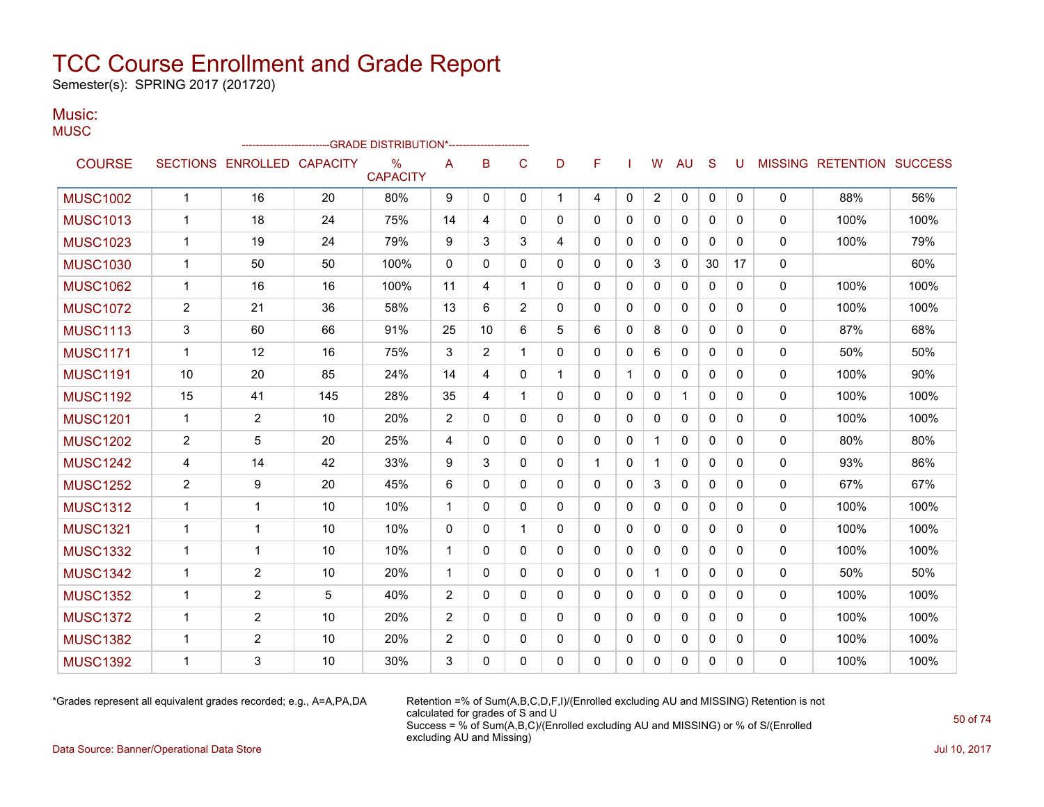# TCC Course Enrollment and Grade Report

Semester(s): SPRING 2017 (201720)

## Music:

MUSC

| COURSE | SECTIONS | ENROLLED | CAPACITY | % CAPACITY | A | B | C | D | F | I | W | AU | S | U | MISSING | RETENTION | SUCCESS |
|---|---|---|---|---|---|---|---|---|---|---|---|---|---|---|---|---|---|
| | | | | -GRADE DISTRIBUTION*- | | | | | | | | | | | | | |
| MUSC1002 | 1 | 16 | 20 | 80% | 9 | 0 | 0 | 1 | 4 | 0 | 2 | 0 | 0 | 0 | 0 | 88% | 56% |
| MUSC1013 | 1 | 18 | 24 | 75% | 14 | 4 | 0 | 0 | 0 | 0 | 0 | 0 | 0 | 0 | 0 | 100% | 100% |
| MUSC1023 | 1 | 19 | 24 | 79% | 9 | 3 | 3 | 4 | 0 | 0 | 0 | 0 | 0 | 0 | 0 | 100% | 79% |
| MUSC1030 | 1 | 50 | 50 | 100% | 0 | 0 | 0 | 0 | 0 | 0 | 3 | 0 | 30 | 17 | 0 | | 60% |
| MUSC1062 | 1 | 16 | 16 | 100% | 11 | 4 | 1 | 0 | 0 | 0 | 0 | 0 | 0 | 0 | 0 | 100% | 100% |
| MUSC1072 | 2 | 21 | 36 | 58% | 13 | 6 | 2 | 0 | 0 | 0 | 0 | 0 | 0 | 0 | 0 | 100% | 100% |
| MUSC1113 | 3 | 60 | 66 | 91% | 25 | 10 | 6 | 5 | 6 | 0 | 8 | 0 | 0 | 0 | 0 | 87% | 68% |
| MUSC1171 | 1 | 12 | 16 | 75% | 3 | 2 | 1 | 0 | 0 | 0 | 6 | 0 | 0 | 0 | 0 | 50% | 50% |
| MUSC1191 | 10 | 20 | 85 | 24% | 14 | 4 | 0 | 1 | 0 | 1 | 0 | 0 | 0 | 0 | 0 | 100% | 90% |
| MUSC1192 | 15 | 41 | 145 | 28% | 35 | 4 | 1 | 0 | 0 | 0 | 0 | 1 | 0 | 0 | 0 | 100% | 100% |
| MUSC1201 | 1 | 2 | 10 | 20% | 2 | 0 | 0 | 0 | 0 | 0 | 0 | 0 | 0 | 0 | 0 | 100% | 100% |
| MUSC1202 | 2 | 5 | 20 | 25% | 4 | 0 | 0 | 0 | 0 | 0 | 1 | 0 | 0 | 0 | 0 | 80% | 80% |
| MUSC1242 | 4 | 14 | 42 | 33% | 9 | 3 | 0 | 0 | 1 | 0 | 1 | 0 | 0 | 0 | 0 | 93% | 86% |
| MUSC1252 | 2 | 9 | 20 | 45% | 6 | 0 | 0 | 0 | 0 | 0 | 3 | 0 | 0 | 0 | 0 | 67% | 67% |
| MUSC1312 | 1 | 1 | 10 | 10% | 1 | 0 | 0 | 0 | 0 | 0 | 0 | 0 | 0 | 0 | 0 | 100% | 100% |
| MUSC1321 | 1 | 1 | 10 | 10% | 0 | 0 | 1 | 0 | 0 | 0 | 0 | 0 | 0 | 0 | 0 | 100% | 100% |
| MUSC1332 | 1 | 1 | 10 | 10% | 1 | 0 | 0 | 0 | 0 | 0 | 0 | 0 | 0 | 0 | 0 | 100% | 100% |
| MUSC1342 | 1 | 2 | 10 | 20% | 1 | 0 | 0 | 0 | 0 | 0 | 1 | 0 | 0 | 0 | 0 | 50% | 50% |
| MUSC1352 | 1 | 2 | 5 | 40% | 2 | 0 | 0 | 0 | 0 | 0 | 0 | 0 | 0 | 0 | 0 | 100% | 100% |
| MUSC1372 | 1 | 2 | 10 | 20% | 2 | 0 | 0 | 0 | 0 | 0 | 0 | 0 | 0 | 0 | 0 | 100% | 100% |
| MUSC1382 | 1 | 2 | 10 | 20% | 2 | 0 | 0 | 0 | 0 | 0 | 0 | 0 | 0 | 0 | 0 | 100% | 100% |
| MUSC1392 | 1 | 3 | 10 | 30% | 3 | 0 | 0 | 0 | 0 | 0 | 0 | 0 | 0 | 0 | 0 | 100% | 100% |

*Grades represent all equivalent grades recorded; e.g., A=A,PA,DA

Retention =% of Sum(A,B,C,D,F,I)/(Enrolled excluding AU and MISSING) Retention is not calculated for grades of S and U
Success = % of Sum(A,B,C)/(Enrolled excluding AU and MISSING) or % of S/(Enrolled excluding AU and Missing)

Data Source: Banner/Operational Data Store

Jul 10, 2017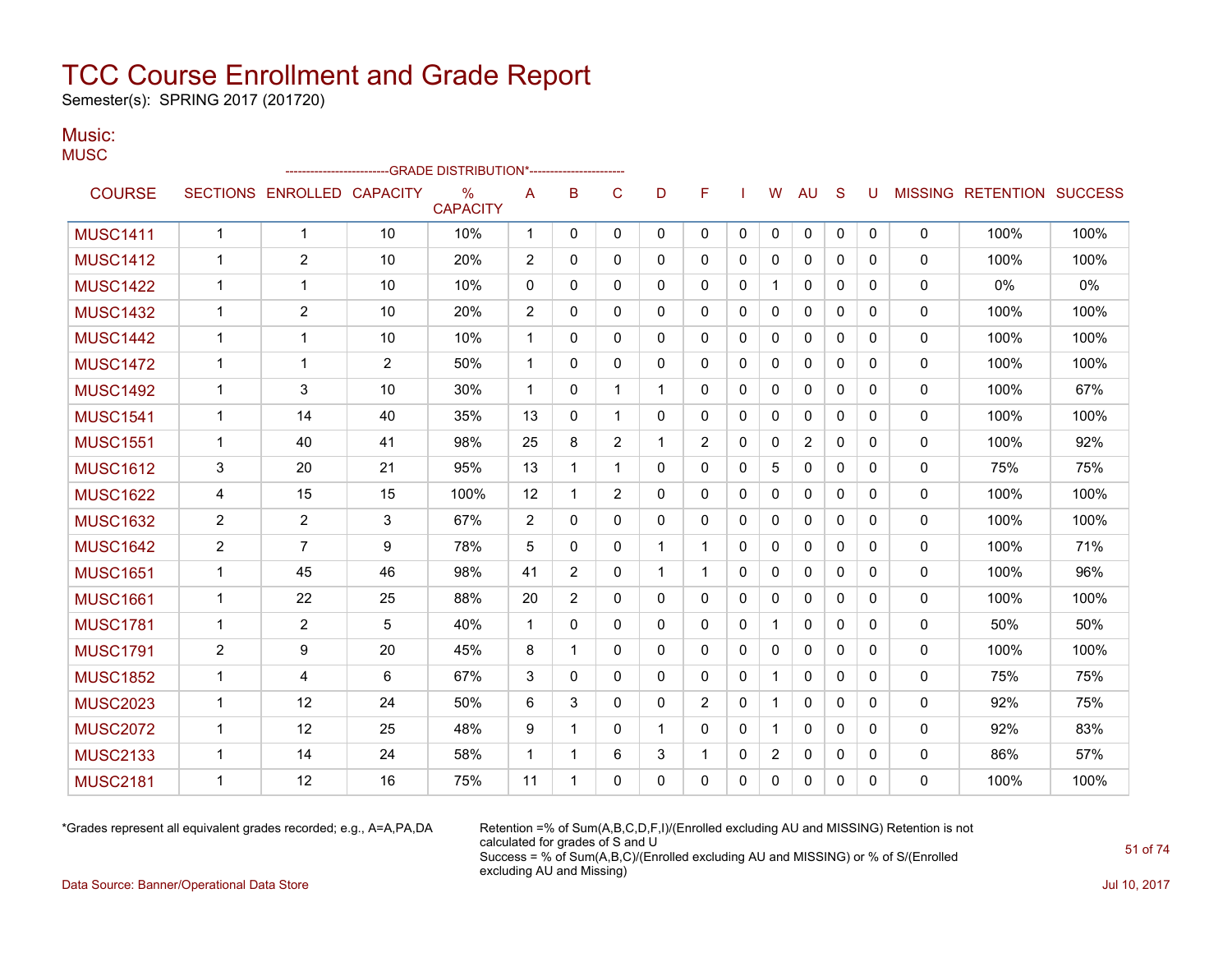# TCC Course Enrollment and Grade Report

Semester(s): SPRING 2017 (201720)

## Music:

MUSC

| COURSE | SECTIONS | ENROLLED | CAPACITY | % CAPACITY | A | B | C | D | F | I | W | AU | S | U | MISSING | RETENTION | SUCCESS |
|---|---|---|---|---|---|---|---|---|---|---|---|---|---|---|---|---|---|
| | | | | ---GRADE DISTRIBUTION*--- | | | | | | | | | | | | | |
| MUSC1411 | 1 | 1 | 10 | 10% | 1 | 0 | 0 | 0 | 0 | 0 | 0 | 0 | 0 | 0 | 0 | 100% | 100% |
| MUSC1412 | 1 | 2 | 10 | 20% | 2 | 0 | 0 | 0 | 0 | 0 | 0 | 0 | 0 | 0 | 0 | 100% | 100% |
| MUSC1422 | 1 | 1 | 10 | 10% | 0 | 0 | 0 | 0 | 0 | 0 | 1 | 0 | 0 | 0 | 0 | 0% | 0% |
| MUSC1432 | 1 | 2 | 10 | 20% | 2 | 0 | 0 | 0 | 0 | 0 | 0 | 0 | 0 | 0 | 0 | 100% | 100% |
| MUSC1442 | 1 | 1 | 10 | 10% | 1 | 0 | 0 | 0 | 0 | 0 | 0 | 0 | 0 | 0 | 0 | 100% | 100% |
| MUSC1472 | 1 | 1 | 2 | 50% | 1 | 0 | 0 | 0 | 0 | 0 | 0 | 0 | 0 | 0 | 0 | 100% | 100% |
| MUSC1492 | 1 | 3 | 10 | 30% | 1 | 0 | 1 | 1 | 0 | 0 | 0 | 0 | 0 | 0 | 0 | 100% | 67% |
| MUSC1541 | 1 | 14 | 40 | 35% | 13 | 0 | 1 | 0 | 0 | 0 | 0 | 0 | 0 | 0 | 0 | 100% | 100% |
| MUSC1551 | 1 | 40 | 41 | 98% | 25 | 8 | 2 | 1 | 2 | 0 | 0 | 2 | 0 | 0 | 0 | 100% | 92% |
| MUSC1612 | 3 | 20 | 21 | 95% | 13 | 1 | 1 | 0 | 0 | 0 | 5 | 0 | 0 | 0 | 0 | 75% | 75% |
| MUSC1622 | 4 | 15 | 15 | 100% | 12 | 1 | 2 | 0 | 0 | 0 | 0 | 0 | 0 | 0 | 0 | 100% | 100% |
| MUSC1632 | 2 | 2 | 3 | 67% | 2 | 0 | 0 | 0 | 0 | 0 | 0 | 0 | 0 | 0 | 0 | 100% | 100% |
| MUSC1642 | 2 | 7 | 9 | 78% | 5 | 0 | 0 | 1 | 1 | 0 | 0 | 0 | 0 | 0 | 0 | 100% | 71% |
| MUSC1651 | 1 | 45 | 46 | 98% | 41 | 2 | 0 | 1 | 1 | 0 | 0 | 0 | 0 | 0 | 0 | 100% | 96% |
| MUSC1661 | 1 | 22 | 25 | 88% | 20 | 2 | 0 | 0 | 0 | 0 | 0 | 0 | 0 | 0 | 0 | 100% | 100% |
| MUSC1781 | 1 | 2 | 5 | 40% | 1 | 0 | 0 | 0 | 0 | 0 | 1 | 0 | 0 | 0 | 0 | 50% | 50% |
| MUSC1791 | 2 | 9 | 20 | 45% | 8 | 1 | 0 | 0 | 0 | 0 | 0 | 0 | 0 | 0 | 0 | 100% | 100% |
| MUSC1852 | 1 | 4 | 6 | 67% | 3 | 0 | 0 | 0 | 0 | 0 | 1 | 0 | 0 | 0 | 0 | 75% | 75% |
| MUSC2023 | 1 | 12 | 24 | 50% | 6 | 3 | 0 | 0 | 2 | 0 | 1 | 0 | 0 | 0 | 0 | 92% | 75% |
| MUSC2072 | 1 | 12 | 25 | 48% | 9 | 1 | 0 | 1 | 0 | 0 | 1 | 0 | 0 | 0 | 0 | 92% | 83% |
| MUSC2133 | 1 | 14 | 24 | 58% | 1 | 1 | 6 | 3 | 1 | 0 | 2 | 0 | 0 | 0 | 0 | 86% | 57% |
| MUSC2181 | 1 | 12 | 16 | 75% | 11 | 1 | 0 | 0 | 0 | 0 | 0 | 0 | 0 | 0 | 0 | 100% | 100% |

*Grades represent all equivalent grades recorded; e.g., A=A,PA,DA

Retention =% of Sum(A,B,C,D,F,I)/(Enrolled excluding AU and MISSING) Retention is not calculated for grades of S and U
Success = % of Sum(A,B,C)/(Enrolled excluding AU and MISSING) or % of S/(Enrolled excluding AU and Missing)

Data Source: Banner/Operational Data Store

Jul 10, 2017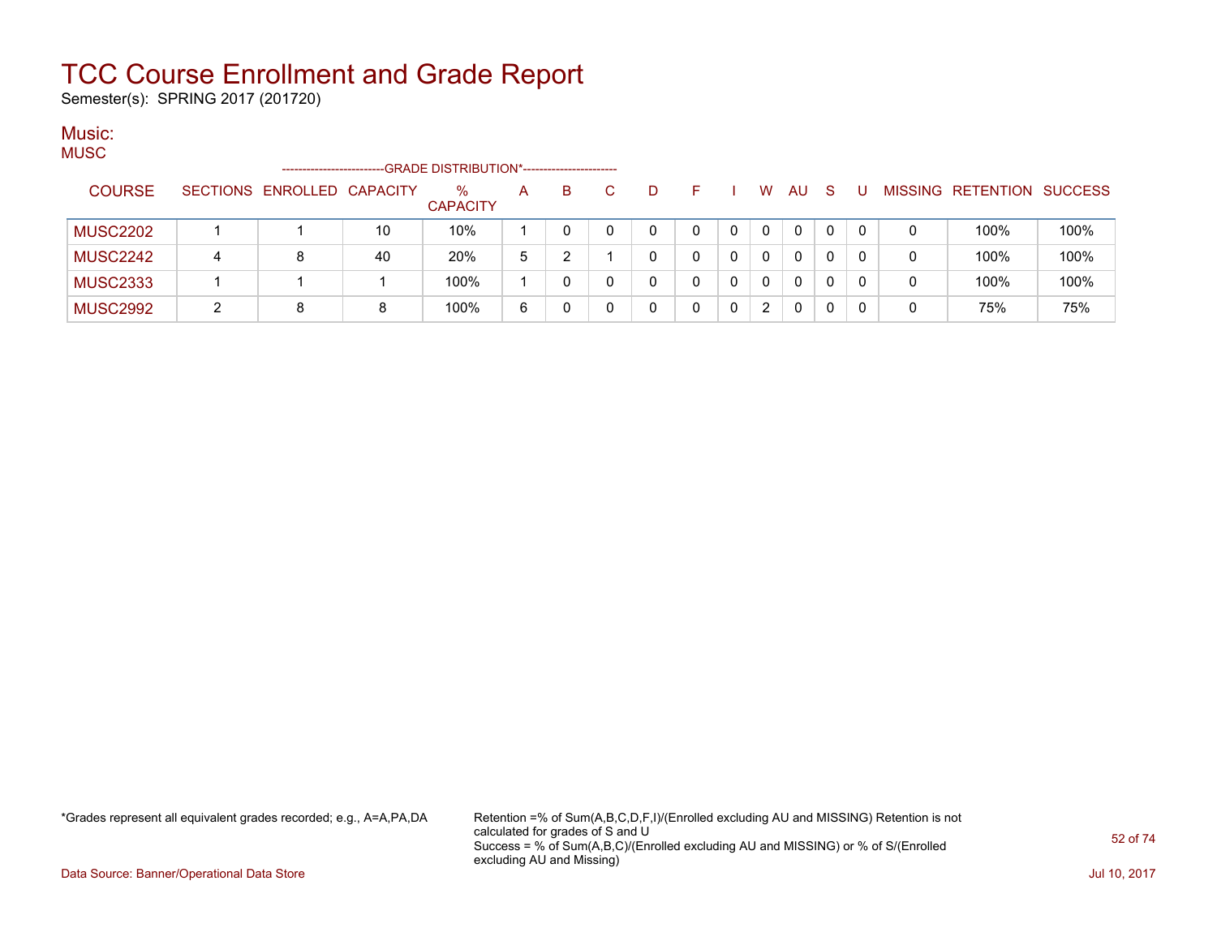# TCC Course Enrollment and Grade Report

Semester(s): SPRING 2017 (201720)

## Music:

### MUSC

| COURSE | SECTIONS | ENROLLED | CAPACITY | % CAPACITY | A | B | C | D | F | I | W | AU | S | U | MISSING | RETENTION | SUCCESS |
|---|---|---|---|---|---|---|---|---|---|---|---|---|---|---|---|---|---|
| | | | | --GRADE DISTRIBUTION*-- | | | | | | | | | | | | | |
| MUSC2202 | 1 | 1 | 10 | 10% | 1 | 0 | 0 | 0 | 0 | 0 | 0 | 0 | 0 | 0 | 0 | 100% | 100% |
| MUSC2242 | 4 | 8 | 40 | 20% | 5 | 2 | 1 | 0 | 0 | 0 | 0 | 0 | 0 | 0 | 0 | 100% | 100% |
| MUSC2333 | 1 | 1 | 1 | 100% | 1 | 0 | 0 | 0 | 0 | 0 | 0 | 0 | 0 | 0 | 0 | 100% | 100% |
| MUSC2992 | 2 | 8 | 8 | 100% | 6 | 0 | 0 | 0 | 0 | 0 | 2 | 0 | 0 | 0 | 0 | 75% | 75% |

*Grades represent all equivalent grades recorded; e.g., A=A,PA,DA

Retention =% of Sum(A,B,C,D,F,I)/(Enrolled excluding AU and MISSING) Retention is not calculated for grades of S and U
Success = % of Sum(A,B,C)/(Enrolled excluding AU and MISSING) or % of S/(Enrolled excluding AU and Missing)

Data Source: Banner/Operational Data Store

Jul 10, 2017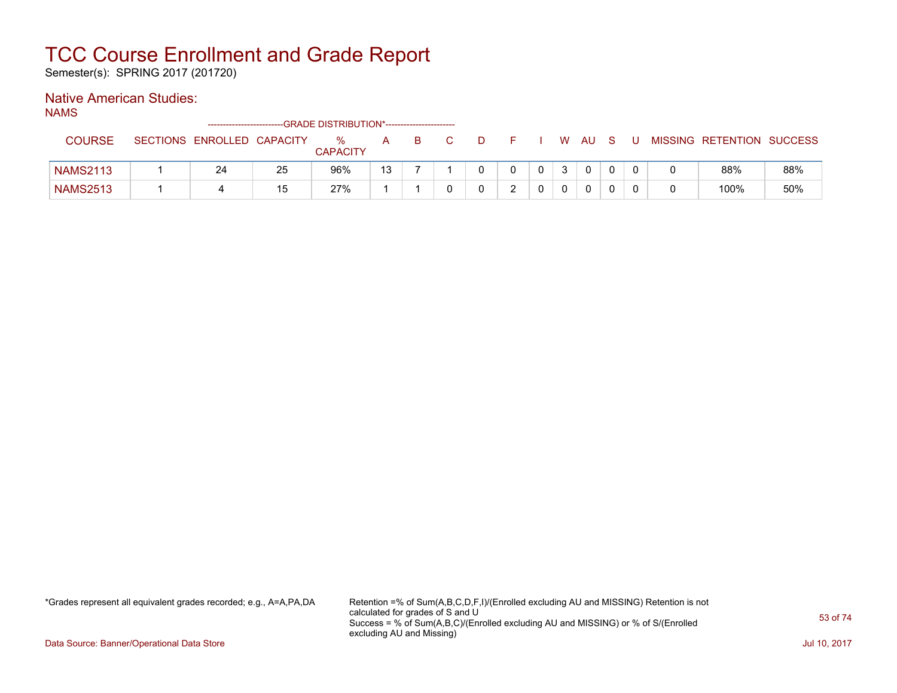# TCC Course Enrollment and Grade Report

Semester(s): SPRING 2017 (201720)

## Native American Studies:

NAMS

| COURSE | SECTIONS | ENROLLED | CAPACITY | % CAPACITY | A | B | C | D | F | I | W | AU | S | U | MISSING | RETENTION | SUCCESS |
|---|---|---|---|---|---|---|---|---|---|---|---|---|---|---|---|---|---|
| | | | | -------------------------GRADE DISTRIBUTION*----------------------- | | | | | | | | | | | | | |
| NAMS2113 | 1 | 24 | 25 | 96% | 13 | 7 | 1 | 0 | 0 | 0 | 3 | 0 | 0 | 0 | 0 | 88% | 88% |
| NAMS2513 | 1 | 4 | 15 | 27% | 1 | 1 | 0 | 0 | 2 | 0 | 0 | 0 | 0 | 0 | 0 | 100% | 50% |

*Grades represent all equivalent grades recorded; e.g., A=A,PA,DA

Retention =% of Sum(A,B,C,D,F,I)/(Enrolled excluding AU and MISSING) Retention is not calculated for grades of S and U
Success = % of Sum(A,B,C)/(Enrolled excluding AU and MISSING) or % of S/(Enrolled excluding AU and Missing)

Data Source: Banner/Operational Data Store

Jul 10, 2017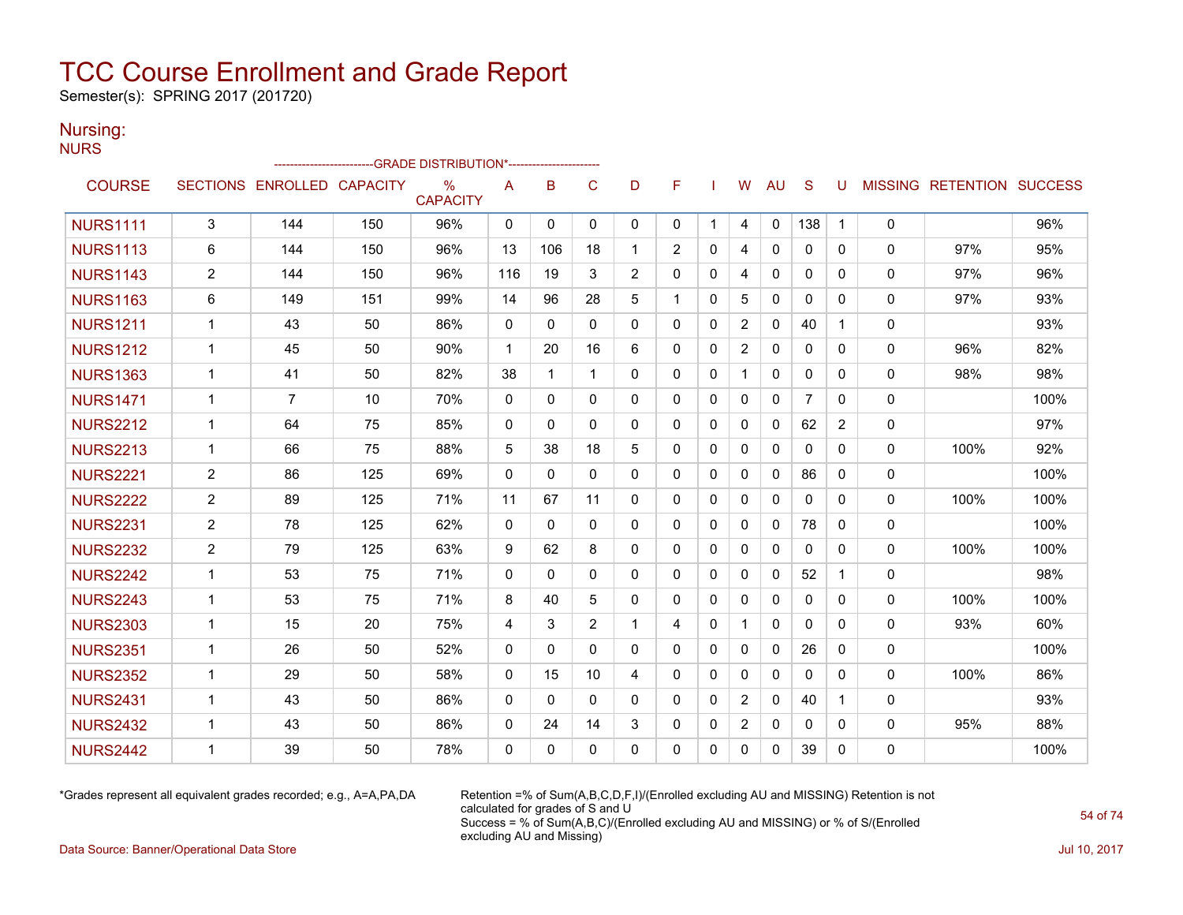# TCC Course Enrollment and Grade Report

Semester(s): SPRING 2017 (201720)

## Nursing:

NURS

| COURSE | SECTIONS | ENROLLED | CAPACITY | % CAPACITY | A | B | C | D | F | I | W | AU | S | U | MISSING | RETENTION | SUCCESS |
|---|---|---|---|---|---|---|---|---|---|---|---|---|---|---|---|---|---|
| | | | | -------------------------GRADE DISTRIBUTION*----------------------- | | | | | | | | | | | | | |
| NURS1111 | 3 | 144 | 150 | 96% | 0 | 0 | 0 | 0 | 0 | 1 | 4 | 0 | 138 | 1 | 0 | | 96% |
| NURS1113 | 6 | 144 | 150 | 96% | 13 | 106 | 18 | 1 | 2 | 0 | 4 | 0 | 0 | 0 | 0 | 97% | 95% |
| NURS1143 | 2 | 144 | 150 | 96% | 116 | 19 | 3 | 2 | 0 | 0 | 4 | 0 | 0 | 0 | 0 | 97% | 96% |
| NURS1163 | 6 | 149 | 151 | 99% | 14 | 96 | 28 | 5 | 1 | 0 | 5 | 0 | 0 | 0 | 0 | 97% | 93% |
| NURS1211 | 1 | 43 | 50 | 86% | 0 | 0 | 0 | 0 | 0 | 0 | 2 | 0 | 40 | 1 | 0 | | 93% |
| NURS1212 | 1 | 45 | 50 | 90% | 1 | 20 | 16 | 6 | 0 | 0 | 2 | 0 | 0 | 0 | 0 | 96% | 82% |
| NURS1363 | 1 | 41 | 50 | 82% | 38 | 1 | 1 | 0 | 0 | 0 | 1 | 0 | 0 | 0 | 0 | 98% | 98% |
| NURS1471 | 1 | 7 | 10 | 70% | 0 | 0 | 0 | 0 | 0 | 0 | 0 | 0 | 7 | 0 | 0 | | 100% |
| NURS2212 | 1 | 64 | 75 | 85% | 0 | 0 | 0 | 0 | 0 | 0 | 0 | 0 | 62 | 2 | 0 | | 97% |
| NURS2213 | 1 | 66 | 75 | 88% | 5 | 38 | 18 | 5 | 0 | 0 | 0 | 0 | 0 | 0 | 0 | 100% | 92% |
| NURS2221 | 2 | 86 | 125 | 69% | 0 | 0 | 0 | 0 | 0 | 0 | 0 | 0 | 86 | 0 | 0 | | 100% |
| NURS2222 | 2 | 89 | 125 | 71% | 11 | 67 | 11 | 0 | 0 | 0 | 0 | 0 | 0 | 0 | 0 | 100% | 100% |
| NURS2231 | 2 | 78 | 125 | 62% | 0 | 0 | 0 | 0 | 0 | 0 | 0 | 0 | 78 | 0 | 0 | | 100% |
| NURS2232 | 2 | 79 | 125 | 63% | 9 | 62 | 8 | 0 | 0 | 0 | 0 | 0 | 0 | 0 | 0 | 100% | 100% |
| NURS2242 | 1 | 53 | 75 | 71% | 0 | 0 | 0 | 0 | 0 | 0 | 0 | 0 | 52 | 1 | 0 | | 98% |
| NURS2243 | 1 | 53 | 75 | 71% | 8 | 40 | 5 | 0 | 0 | 0 | 0 | 0 | 0 | 0 | 0 | 100% | 100% |
| NURS2303 | 1 | 15 | 20 | 75% | 4 | 3 | 2 | 1 | 4 | 0 | 1 | 0 | 0 | 0 | 0 | 93% | 60% |
| NURS2351 | 1 | 26 | 50 | 52% | 0 | 0 | 0 | 0 | 0 | 0 | 0 | 0 | 26 | 0 | 0 | | 100% |
| NURS2352 | 1 | 29 | 50 | 58% | 0 | 15 | 10 | 4 | 0 | 0 | 0 | 0 | 0 | 0 | 0 | 100% | 86% |
| NURS2431 | 1 | 43 | 50 | 86% | 0 | 0 | 0 | 0 | 0 | 0 | 2 | 0 | 40 | 1 | 0 | | 93% |
| NURS2432 | 1 | 43 | 50 | 86% | 0 | 24 | 14 | 3 | 0 | 0 | 2 | 0 | 0 | 0 | 0 | 95% | 88% |
| NURS2442 | 1 | 39 | 50 | 78% | 0 | 0 | 0 | 0 | 0 | 0 | 0 | 0 | 39 | 0 | 0 | | 100% |

*Grades represent all equivalent grades recorded; e.g., A=A,PA,DA

Retention =% of Sum(A,B,C,D,F,I)/(Enrolled excluding AU and MISSING) Retention is not calculated for grades of S and U
Success = % of Sum(A,B,C)/(Enrolled excluding AU and MISSING) or % of S/(Enrolled excluding AU and Missing)

Data Source: Banner/Operational Data Store

Jul 10, 2017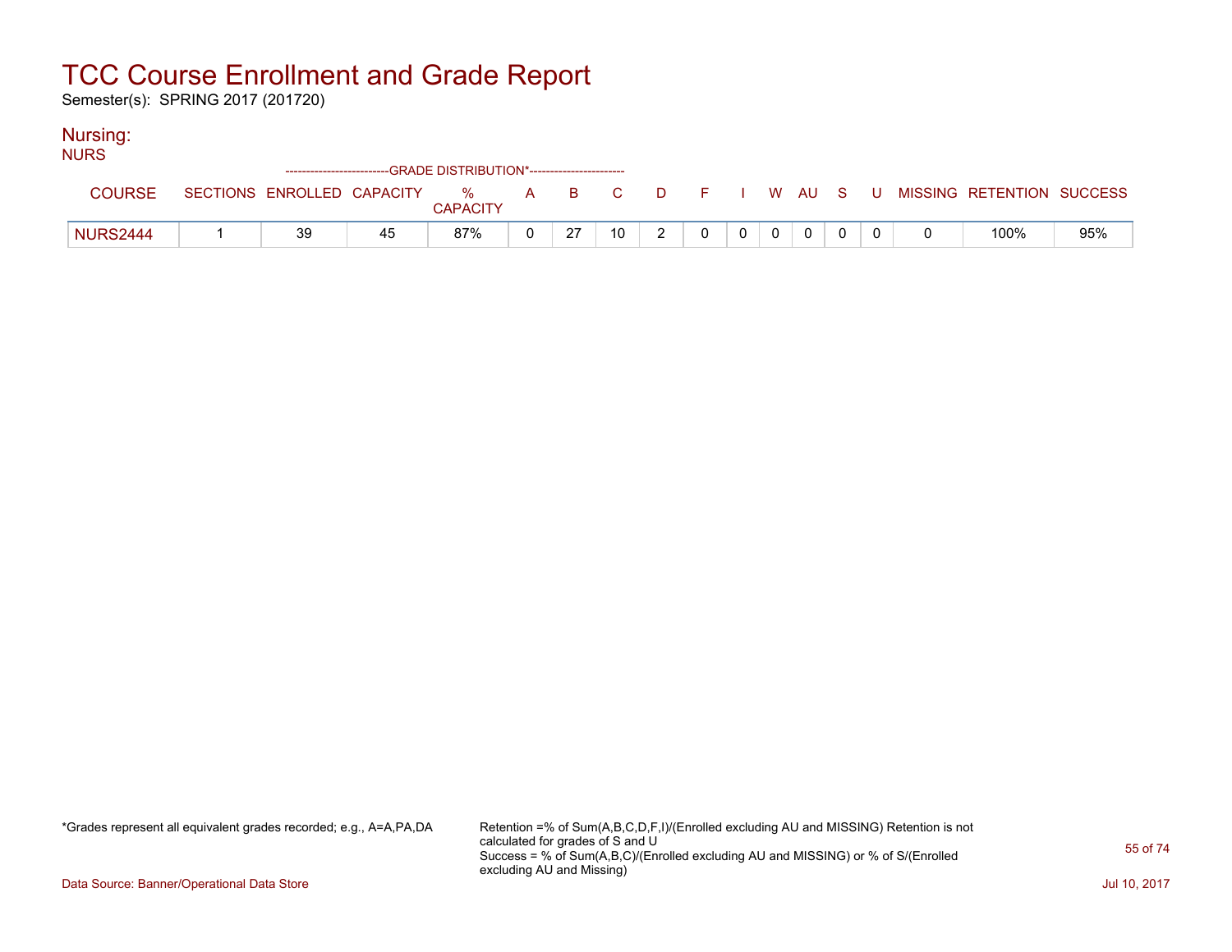# TCC Course Enrollment and Grade Report

Semester(s): SPRING 2017 (201720)

## Nursing:

NURS

| COURSE | SECTIONS | ENROLLED | CAPACITY | % CAPACITY | A | B | C | D | F | I | W | AU | S | U | MISSING | RETENTION | SUCCESS |
|---|---|---|---|---|---|---|---|---|---|---|---|---|---|---|---|---|---|
| | | | | -------------------------GRADE DISTRIBUTION*----------------------- | | | | | | | | | | | | | |
| NURS2444 | 1 | 39 | 45 | 87% | 0 | 27 | 10 | 2 | 0 | 0 | 0 | 0 | 0 | 0 | 0 | 100% | 95% |

*Grades represent all equivalent grades recorded; e.g., A=A,PA,DA

Retention =% of Sum(A,B,C,D,F,I)/(Enrolled excluding AU and MISSING) Retention is not calculated for grades of S and U
Success = % of Sum(A,B,C)/(Enrolled excluding AU and MISSING) or % of S/(Enrolled excluding AU and Missing)

Data Source: Banner/Operational Data Store

Jul 10, 2017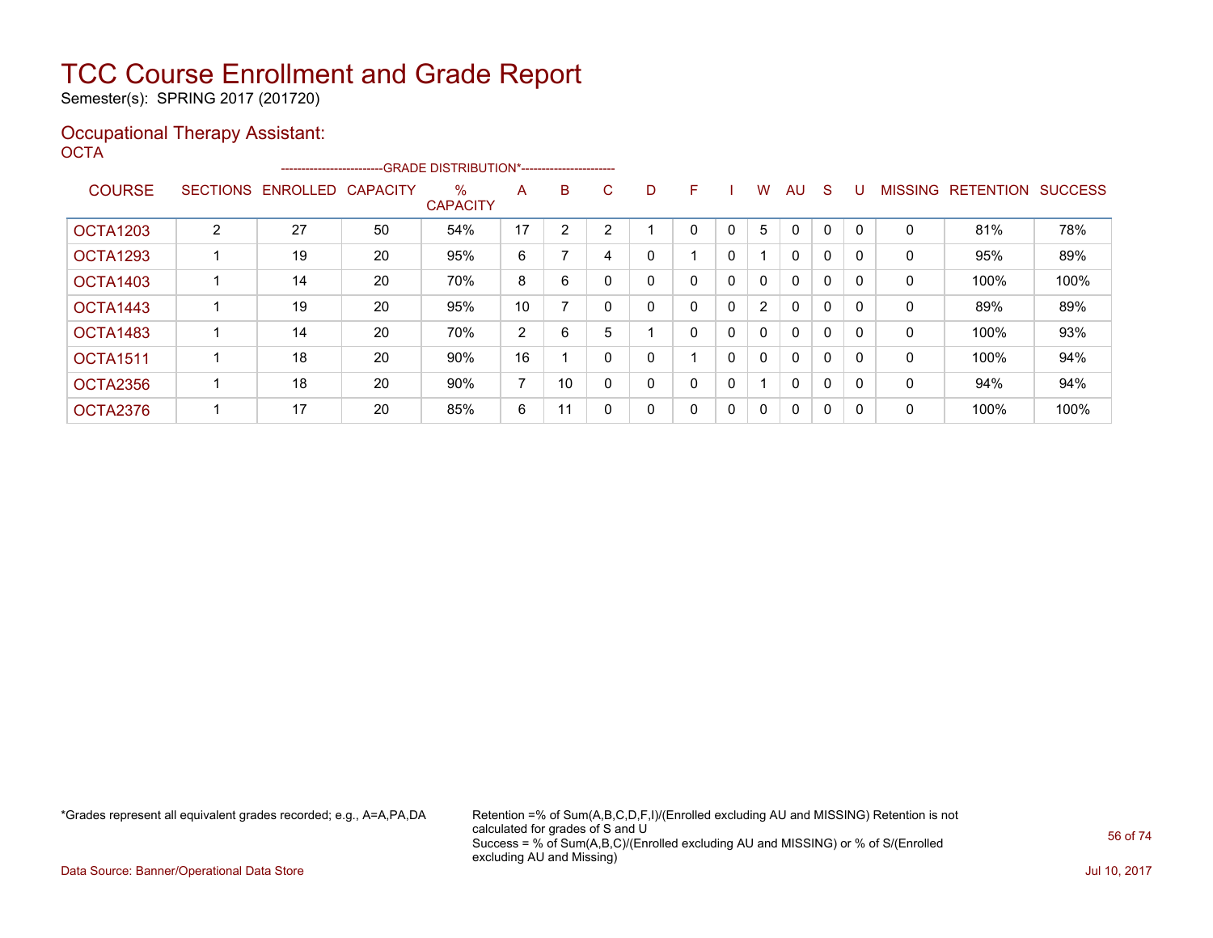# TCC Course Enrollment and Grade Report

Semester(s): SPRING 2017 (201720)

## Occupational Therapy Assistant:

OCTA

| COURSE | SECTIONS | ENROLLED | CAPACITY | % CAPACITY | A | B | C | D | F | I | W | AU | S | U | MISSING | RETENTION | SUCCESS |
|---|---|---|---|---|---|---|---|---|---|---|---|---|---|---|---|---|---|
| | | | | --------GRADE DISTRIBUTION*-------- | | | | | | | | | | | | | |
| OCTA1203 | 2 | 27 | 50 | 54% | 17 | 2 | 2 | 1 | 0 | 0 | 5 | 0 | 0 | 0 | 0 | 81% | 78% |
| OCTA1293 | 1 | 19 | 20 | 95% | 6 | 7 | 4 | 0 | 1 | 0 | 1 | 0 | 0 | 0 | 0 | 95% | 89% |
| OCTA1403 | 1 | 14 | 20 | 70% | 8 | 6 | 0 | 0 | 0 | 0 | 0 | 0 | 0 | 0 | 0 | 100% | 100% |
| OCTA1443 | 1 | 19 | 20 | 95% | 10 | 7 | 0 | 0 | 0 | 0 | 2 | 0 | 0 | 0 | 0 | 89% | 89% |
| OCTA1483 | 1 | 14 | 20 | 70% | 2 | 6 | 5 | 1 | 0 | 0 | 0 | 0 | 0 | 0 | 0 | 100% | 93% |
| OCTA1511 | 1 | 18 | 20 | 90% | 16 | 1 | 0 | 0 | 1 | 0 | 0 | 0 | 0 | 0 | 0 | 100% | 94% |
| OCTA2356 | 1 | 18 | 20 | 90% | 7 | 10 | 0 | 0 | 0 | 0 | 1 | 0 | 0 | 0 | 0 | 94% | 94% |
| OCTA2376 | 1 | 17 | 20 | 85% | 6 | 11 | 0 | 0 | 0 | 0 | 0 | 0 | 0 | 0 | 0 | 100% | 100% |

*Grades represent all equivalent grades recorded; e.g., A=A,PA,DA

Retention =% of Sum(A,B,C,D,F,I)/(Enrolled excluding AU and MISSING) Retention is not calculated for grades of S and U
Success = % of Sum(A,B,C)/(Enrolled excluding AU and MISSING) or % of S/(Enrolled excluding AU and Missing)

Data Source: Banner/Operational Data Store

Jul 10, 2017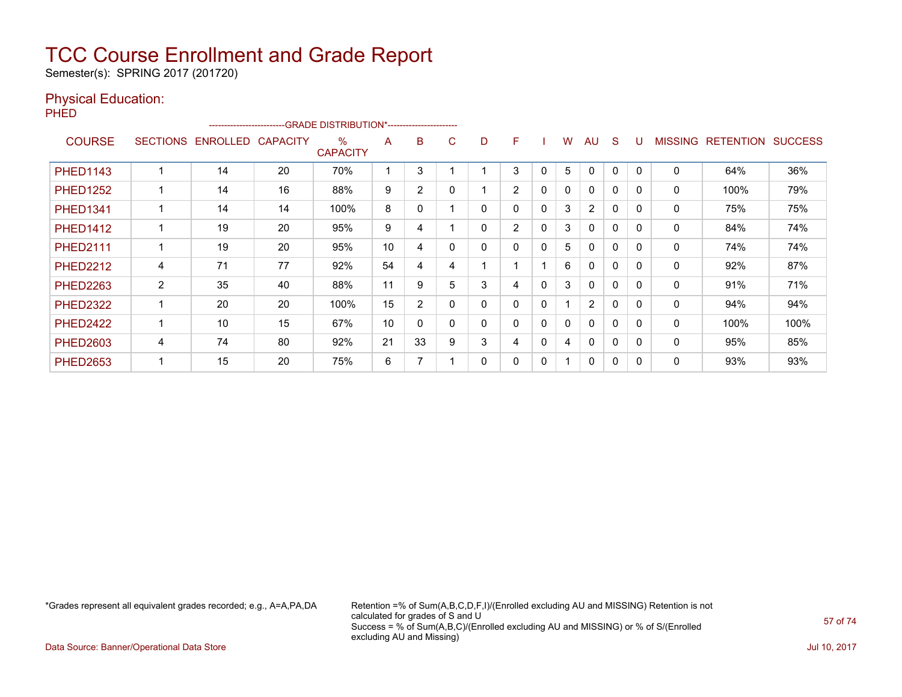# TCC Course Enrollment and Grade Report

Semester(s): SPRING 2017 (201720)

## Physical Education:

### PHED

| COURSE | SECTIONS | ENROLLED | CAPACITY | % CAPACITY | A | B | C | D | F | I | W | AU | S | U | MISSING | RETENTION | SUCCESS |
|---|---|---|---|---|---|---|---|---|---|---|---|---|---|---|---|---|---|
| | | | | GRADE DISTRIBUTION* | | | | | | | | | | | | | |
| PHED1143 | 1 | 14 | 20 | 70% | 1 | 3 | 1 | 1 | 3 | 0 | 5 | 0 | 0 | 0 | 0 | 64% | 36% |
| PHED1252 | 1 | 14 | 16 | 88% | 9 | 2 | 0 | 1 | 2 | 0 | 0 | 0 | 0 | 0 | 0 | 100% | 79% |
| PHED1341 | 1 | 14 | 14 | 100% | 8 | 0 | 1 | 0 | 0 | 0 | 3 | 2 | 0 | 0 | 0 | 75% | 75% |
| PHED1412 | 1 | 19 | 20 | 95% | 9 | 4 | 1 | 0 | 2 | 0 | 3 | 0 | 0 | 0 | 0 | 84% | 74% |
| PHED2111 | 1 | 19 | 20 | 95% | 10 | 4 | 0 | 0 | 0 | 0 | 5 | 0 | 0 | 0 | 0 | 74% | 74% |
| PHED2212 | 4 | 71 | 77 | 92% | 54 | 4 | 4 | 1 | 1 | 1 | 6 | 0 | 0 | 0 | 0 | 92% | 87% |
| PHED2263 | 2 | 35 | 40 | 88% | 11 | 9 | 5 | 3 | 4 | 0 | 3 | 0 | 0 | 0 | 0 | 91% | 71% |
| PHED2322 | 1 | 20 | 20 | 100% | 15 | 2 | 0 | 0 | 0 | 0 | 1 | 2 | 0 | 0 | 0 | 94% | 94% |
| PHED2422 | 1 | 10 | 15 | 67% | 10 | 0 | 0 | 0 | 0 | 0 | 0 | 0 | 0 | 0 | 0 | 100% | 100% |
| PHED2603 | 4 | 74 | 80 | 92% | 21 | 33 | 9 | 3 | 4 | 0 | 4 | 0 | 0 | 0 | 0 | 95% | 85% |
| PHED2653 | 1 | 15 | 20 | 75% | 6 | 7 | 1 | 0 | 0 | 0 | 1 | 0 | 0 | 0 | 0 | 93% | 93% |

*Grades represent all equivalent grades recorded; e.g., A=A,PA,DA

Retention =% of Sum(A,B,C,D,F,I)/(Enrolled excluding AU and MISSING) Retention is not calculated for grades of S and U
Success = % of Sum(A,B,C)/(Enrolled excluding AU and MISSING) or % of S/(Enrolled excluding AU and Missing)

Data Source: Banner/Operational Data Store

Jul 10, 2017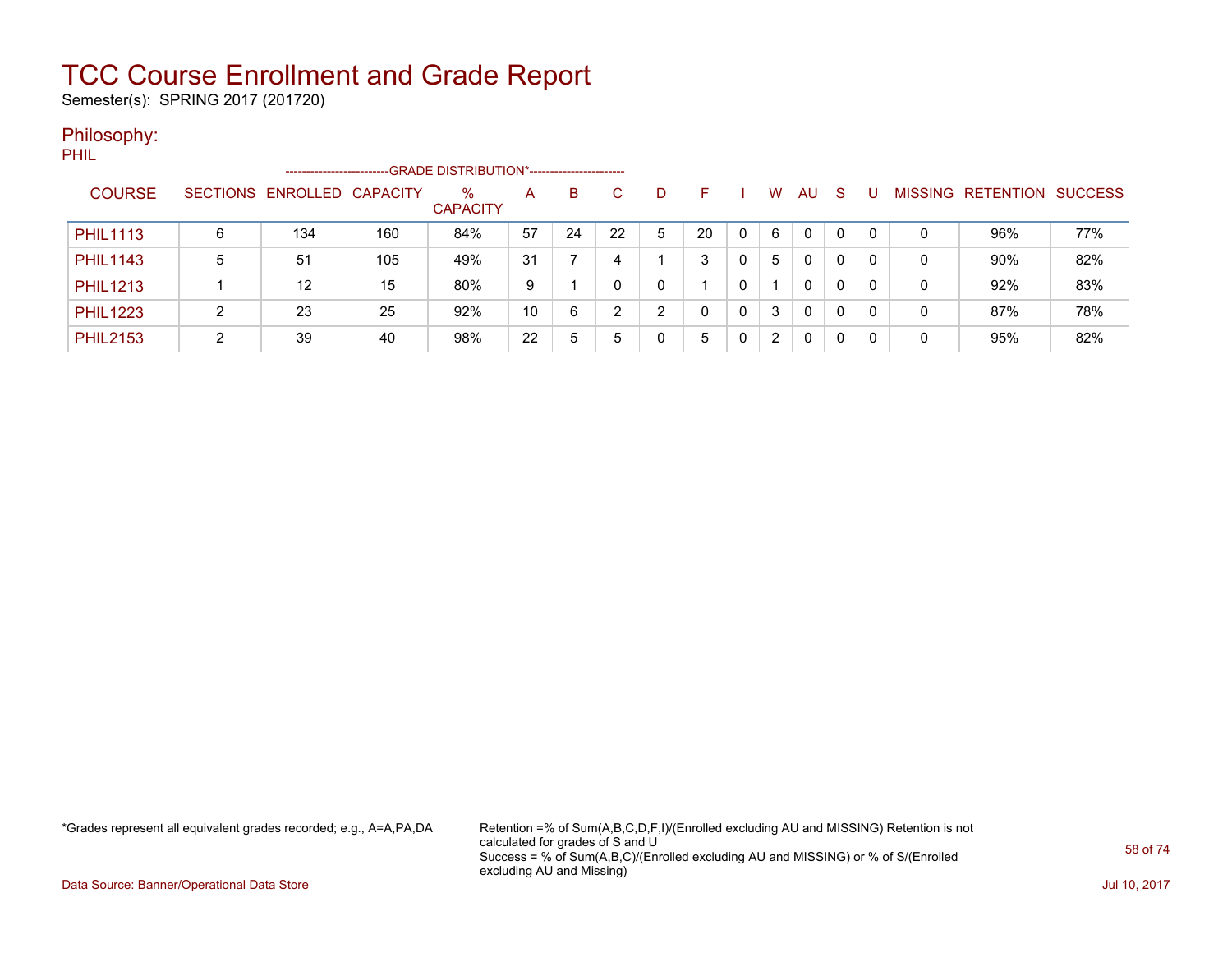# TCC Course Enrollment and Grade Report

Semester(s): SPRING 2017 (201720)

## Philosophy:

PHIL

| COURSE | SECTIONS | ENROLLED | CAPACITY | % CAPACITY | A | B | C | D | F | I | W | AU | S | U | MISSING | RETENTION | SUCCESS |
|---|---|---|---|---|---|---|---|---|---|---|---|---|---|---|---|---|---|
| | | | | | GRADE DISTRIBUTION* | | | | | | | | | | | | |
| PHIL1113 | 6 | 134 | 160 | 84% | 57 | 24 | 22 | 5 | 20 | 0 | 6 | 0 | 0 | 0 | 0 | 96% | 77% |
| PHIL1143 | 5 | 51 | 105 | 49% | 31 | 7 | 4 | 1 | 3 | 0 | 5 | 0 | 0 | 0 | 0 | 90% | 82% |
| PHIL1213 | 1 | 12 | 15 | 80% | 9 | 1 | 0 | 0 | 1 | 0 | 1 | 0 | 0 | 0 | 0 | 92% | 83% |
| PHIL1223 | 2 | 23 | 25 | 92% | 10 | 6 | 2 | 2 | 0 | 0 | 3 | 0 | 0 | 0 | 0 | 87% | 78% |
| PHIL2153 | 2 | 39 | 40 | 98% | 22 | 5 | 5 | 0 | 5 | 0 | 2 | 0 | 0 | 0 | 0 | 95% | 82% |

*Grades represent all equivalent grades recorded; e.g., A=A,PA,DA

Retention =% of Sum(A,B,C,D,F,I)/(Enrolled excluding AU and MISSING) Retention is not calculated for grades of S and U
Success = % of Sum(A,B,C)/(Enrolled excluding AU and MISSING) or % of S/(Enrolled excluding AU and Missing)

Data Source: Banner/Operational Data Store

Jul 10, 2017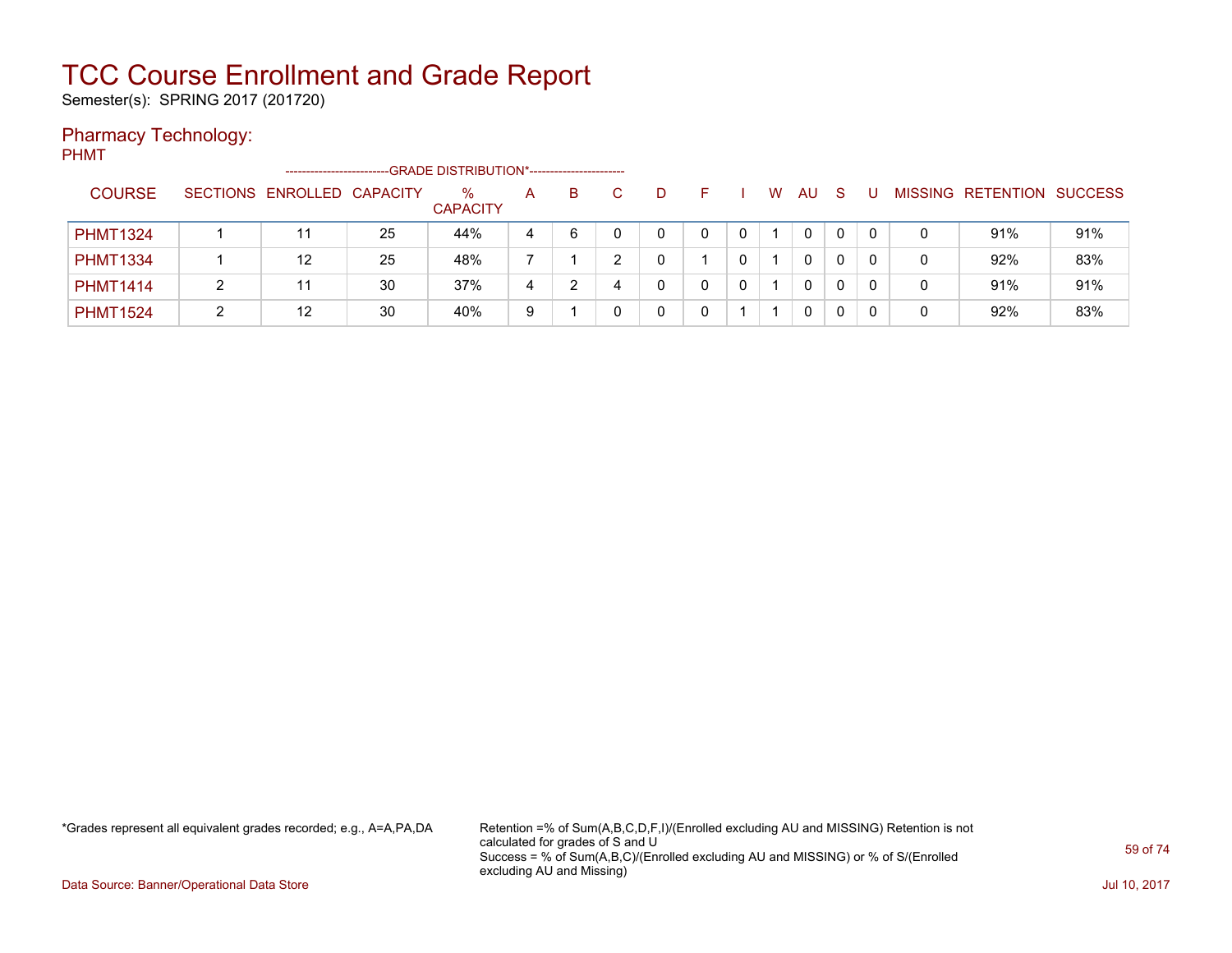# TCC Course Enrollment and Grade Report

Semester(s): SPRING 2017 (201720)

## Pharmacy Technology:

PHMT

| COURSE | SECTIONS | ENROLLED | CAPACITY | % CAPACITY | A | B | C | D | F | I | W | AU | S | U | MISSING | RETENTION | SUCCESS |
|---|---|---|---|---|---|---|---|---|---|---|---|---|---|---|---|---|---|
| | | | | GRADE DISTRIBUTION* | | | | | | | | | | | | | |
| PHMT1324 | 1 | 11 | 25 | 44% | 4 | 6 | 0 | 0 | 0 | 0 | 1 | 0 | 0 | 0 | 0 | 91% | 91% |
| PHMT1334 | 1 | 12 | 25 | 48% | 7 | 1 | 2 | 0 | 1 | 0 | 1 | 0 | 0 | 0 | 0 | 92% | 83% |
| PHMT1414 | 2 | 11 | 30 | 37% | 4 | 2 | 4 | 0 | 0 | 0 | 1 | 0 | 0 | 0 | 0 | 91% | 91% |
| PHMT1524 | 2 | 12 | 30 | 40% | 9 | 1 | 0 | 0 | 0 | 1 | 1 | 0 | 0 | 0 | 0 | 92% | 83% |

*Grades represent all equivalent grades recorded; e.g., A=A,PA,DA

Retention =% of Sum(A,B,C,D,F,I)/(Enrolled excluding AU and MISSING) Retention is not calculated for grades of S and U
Success = % of Sum(A,B,C)/(Enrolled excluding AU and MISSING) or % of S/(Enrolled excluding AU and Missing)

Data Source: Banner/Operational Data Store

Jul 10, 2017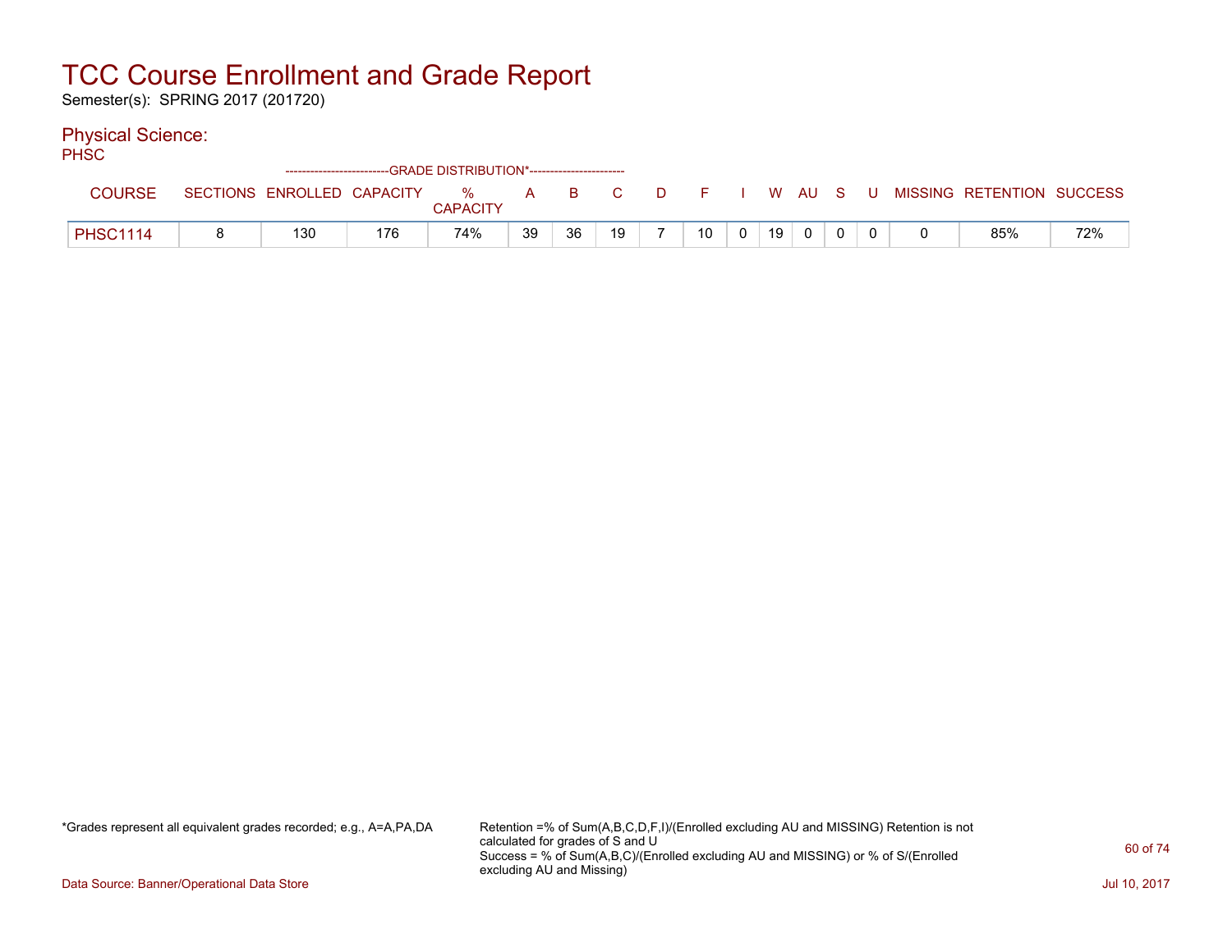# TCC Course Enrollment and Grade Report

Semester(s): SPRING 2017 (201720)

## Physical Science:

PHSC

| COURSE | SECTIONS | ENROLLED | CAPACITY | % CAPACITY | A | B | C | D | F | I | W | AU | S | U | MISSING | RETENTION | SUCCESS |
|---|---|---|---|---|---|---|---|---|---|---|---|---|---|---|---|---|---|
| | | | | GRADE DISTRIBUTION* | | | | | | | | | | | | | |
| PHSC1114 | 8 | 130 | 176 | 74% | 39 | 36 | 19 | 7 | 10 | 0 | 19 | 0 | 0 | 0 | 0 | 85% | 72% |

*Grades represent all equivalent grades recorded; e.g., A=A,PA,DA

Retention =% of Sum(A,B,C,D,F,I)/(Enrolled excluding AU and MISSING) Retention is not calculated for grades of S and U

Success = % of Sum(A,B,C)/(Enrolled excluding AU and MISSING) or % of S/(Enrolled excluding AU and Missing)

Data Source: Banner/Operational Data Store

Jul 10, 2017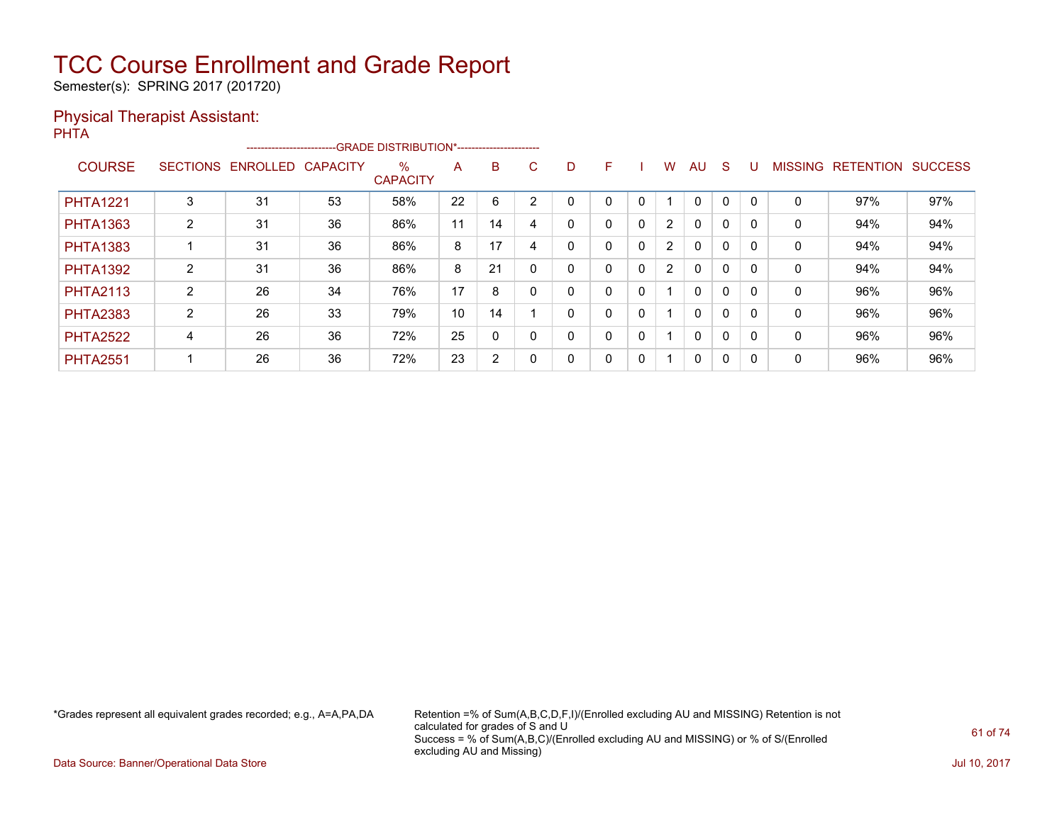# TCC Course Enrollment and Grade Report

Semester(s): SPRING 2017 (201720)

## Physical Therapist Assistant:

PHTA

| COURSE | SECTIONS | ENROLLED | CAPACITY | % CAPACITY | A | B | C | D | F | I | W | AU | S | U | MISSING | RETENTION | SUCCESS |
|---|---|---|---|---|---|---|---|---|---|---|---|---|---|---|---|---|---|
| | | | | -------------------------GRADE DISTRIBUTION*----------------------- | | | | | | | | | | | | | |
| PHTA1221 | 3 | 31 | 53 | 58% | 22 | 6 | 2 | 0 | 0 | 0 | 1 | 0 | 0 | 0 | 0 | 97% | 97% |
| PHTA1363 | 2 | 31 | 36 | 86% | 11 | 14 | 4 | 0 | 0 | 0 | 2 | 0 | 0 | 0 | 0 | 94% | 94% |
| PHTA1383 | 1 | 31 | 36 | 86% | 8 | 17 | 4 | 0 | 0 | 0 | 2 | 0 | 0 | 0 | 0 | 94% | 94% |
| PHTA1392 | 2 | 31 | 36 | 86% | 8 | 21 | 0 | 0 | 0 | 0 | 2 | 0 | 0 | 0 | 0 | 94% | 94% |
| PHTA2113 | 2 | 26 | 34 | 76% | 17 | 8 | 0 | 0 | 0 | 0 | 1 | 0 | 0 | 0 | 0 | 96% | 96% |
| PHTA2383 | 2 | 26 | 33 | 79% | 10 | 14 | 1 | 0 | 0 | 0 | 1 | 0 | 0 | 0 | 0 | 96% | 96% |
| PHTA2522 | 4 | 26 | 36 | 72% | 25 | 0 | 0 | 0 | 0 | 0 | 1 | 0 | 0 | 0 | 0 | 96% | 96% |
| PHTA2551 | 1 | 26 | 36 | 72% | 23 | 2 | 0 | 0 | 0 | 0 | 1 | 0 | 0 | 0 | 0 | 96% | 96% |

*Grades represent all equivalent grades recorded; e.g., A=A,PA,DA

Retention =% of Sum(A,B,C,D,F,I)/(Enrolled excluding AU and MISSING) Retention is not calculated for grades of S and U
Success = % of Sum(A,B,C)/(Enrolled excluding AU and MISSING) or % of S/(Enrolled excluding AU and Missing)

Data Source: Banner/Operational Data Store

Jul 10, 2017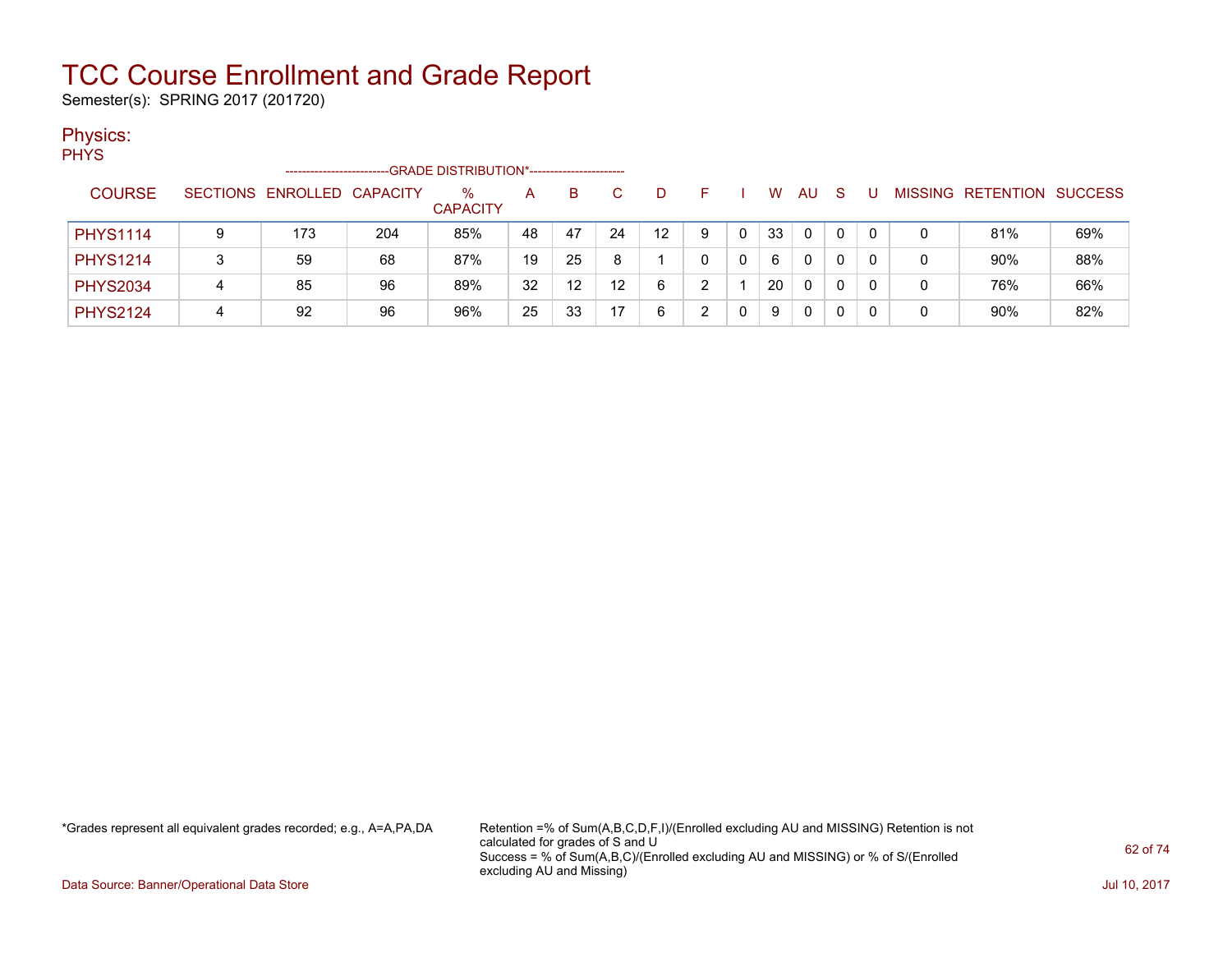# TCC Course Enrollment and Grade Report

Semester(s): SPRING 2017 (201720)

## Physics:

PHYS

| COURSE | SECTIONS | ENROLLED | CAPACITY | % CAPACITY | A | B | C | D | F | I | W | AU | S | U | MISSING | RETENTION | SUCCESS |
|---|---|---|---|---|---|---|---|---|---|---|---|---|---|---|---|---|---|
| | | | | --GRADE DISTRIBUTION*-- | | | | | | | | | | | | | |
| PHYS1114 | 9 | 173 | 204 | 85% | 48 | 47 | 24 | 12 | 9 | 0 | 33 | 0 | 0 | 0 | 0 | 81% | 69% |
| PHYS1214 | 3 | 59 | 68 | 87% | 19 | 25 | 8 | 1 | 0 | 0 | 6 | 0 | 0 | 0 | 0 | 90% | 88% |
| PHYS2034 | 4 | 85 | 96 | 89% | 32 | 12 | 12 | 6 | 2 | 1 | 20 | 0 | 0 | 0 | 0 | 76% | 66% |
| PHYS2124 | 4 | 92 | 96 | 96% | 25 | 33 | 17 | 6 | 2 | 0 | 9 | 0 | 0 | 0 | 0 | 90% | 82% |

*Grades represent all equivalent grades recorded; e.g., A=A,PA,DA

Retention =% of Sum(A,B,C,D,F,I)/(Enrolled excluding AU and MISSING) Retention is not calculated for grades of S and U
Success = % of Sum(A,B,C)/(Enrolled excluding AU and MISSING) or % of S/(Enrolled excluding AU and Missing)

Data Source: Banner/Operational Data Store

Jul 10, 2017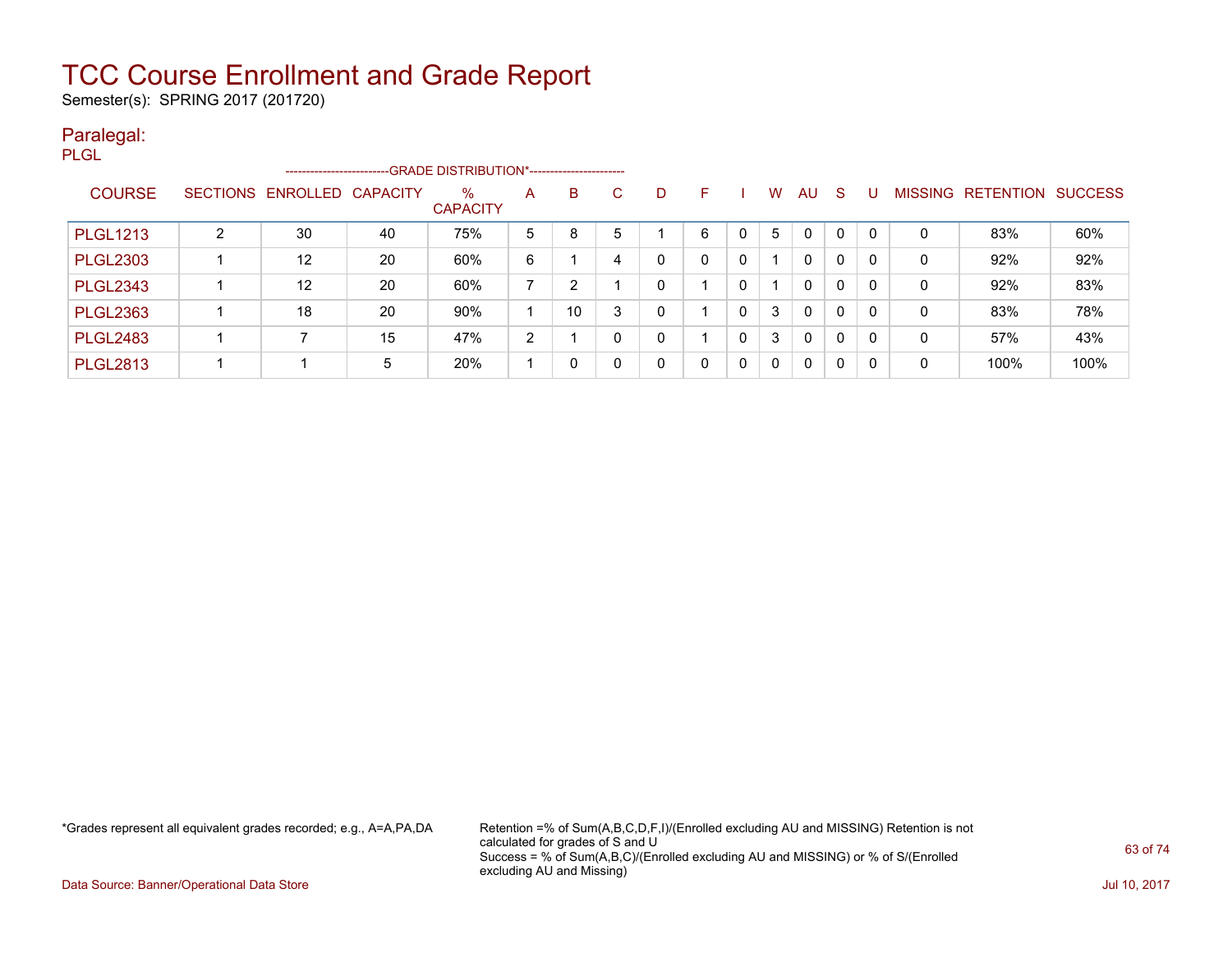# TCC Course Enrollment and Grade Report

Semester(s): SPRING 2017 (201720)

## Paralegal:

PLGL

| COURSE | SECTIONS | ENROLLED | CAPACITY | % CAPACITY | A | B | C | D | F | I | W | AU | S | U | MISSING | RETENTION | SUCCESS |
|---|---|---|---|---|---|---|---|---|---|---|---|---|---|---|---|---|---|
| | | | | | GRADE DISTRIBUTION* | | | | | | | | | | | | |
| PLGL1213 | 2 | 30 | 40 | 75% | 5 | 8 | 5 | 1 | 6 | 0 | 5 | 0 | 0 | 0 | 0 | 83% | 60% |
| PLGL2303 | 1 | 12 | 20 | 60% | 6 | 1 | 4 | 0 | 0 | 0 | 1 | 0 | 0 | 0 | 0 | 92% | 92% |
| PLGL2343 | 1 | 12 | 20 | 60% | 7 | 2 | 1 | 0 | 1 | 0 | 1 | 0 | 0 | 0 | 0 | 92% | 83% |
| PLGL2363 | 1 | 18 | 20 | 90% | 1 | 10 | 3 | 0 | 1 | 0 | 3 | 0 | 0 | 0 | 0 | 83% | 78% |
| PLGL2483 | 1 | 7 | 15 | 47% | 2 | 1 | 0 | 0 | 1 | 0 | 3 | 0 | 0 | 0 | 0 | 57% | 43% |
| PLGL2813 | 1 | 1 | 5 | 20% | 1 | 0 | 0 | 0 | 0 | 0 | 0 | 0 | 0 | 0 | 0 | 100% | 100% |

*Grades represent all equivalent grades recorded; e.g., A=A,PA,DA

Retention =% of Sum(A,B,C,D,F,I)/(Enrolled excluding AU and MISSING) Retention is not calculated for grades of S and U
Success = % of Sum(A,B,C)/(Enrolled excluding AU and MISSING) or % of S/(Enrolled excluding AU and Missing)

Data Source: Banner/Operational Data Store

Jul 10, 2017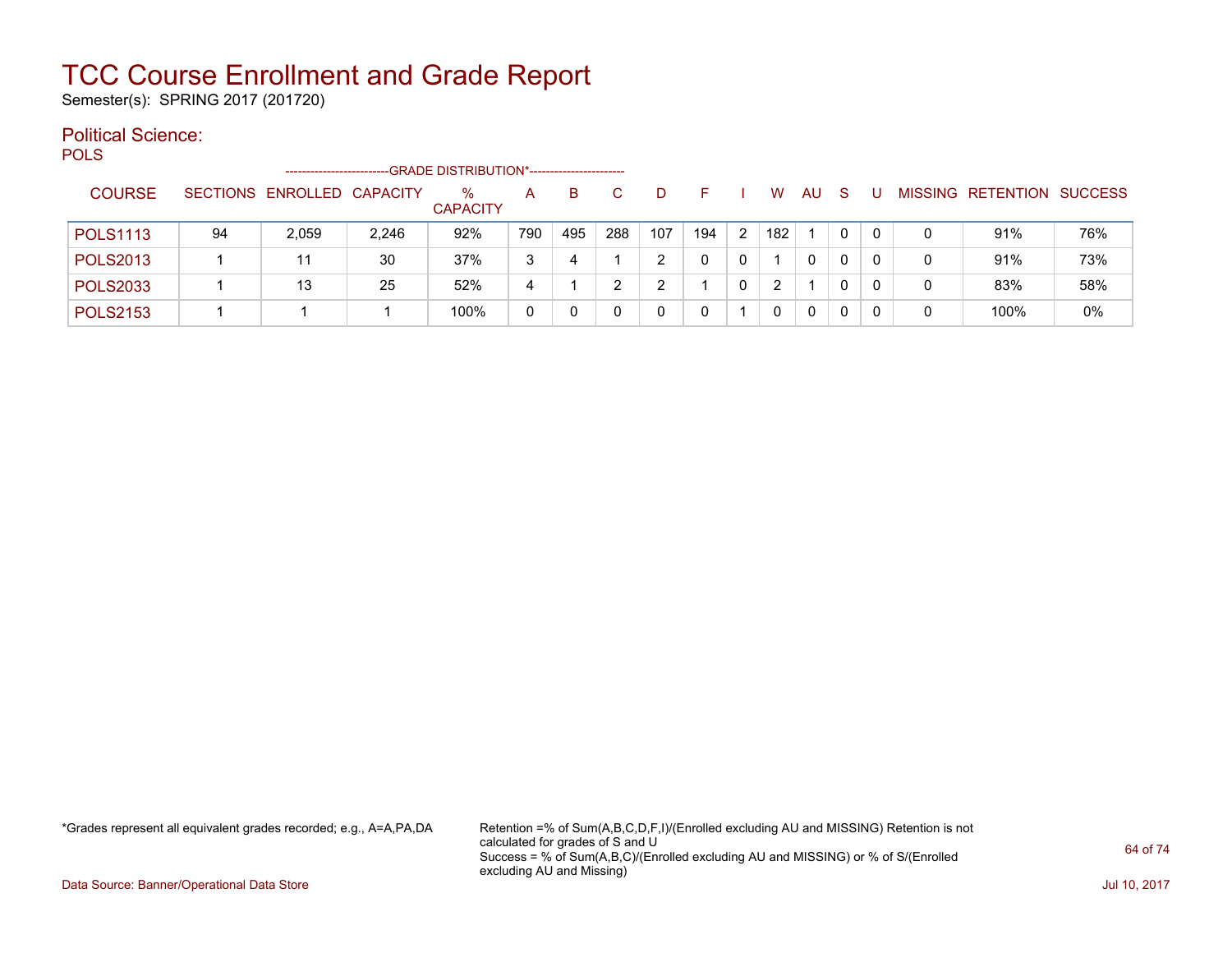# TCC Course Enrollment and Grade Report

Semester(s): SPRING 2017 (201720)

## Political Science:

POLS

| COURSE | SECTIONS | ENROLLED | CAPACITY | % CAPACITY | A | B | C | D | F | I | W | AU | S | U | MISSING | RETENTION | SUCCESS |
|---|---|---|---|---|---|---|---|---|---|---|---|---|---|---|---|---|---|
| | | | | -------------------------GRADE DISTRIBUTION*----------------------- | | | | | | | | | | | | | |
| POLS1113 | 94 | 2,059 | 2,246 | 92% | 790 | 495 | 288 | 107 | 194 | 2 | 182 | 1 | 0 | 0 | 0 | 91% | 76% |
| POLS2013 | 1 | 11 | 30 | 37% | 3 | 4 | 1 | 2 | 0 | 0 | 1 | 0 | 0 | 0 | 0 | 91% | 73% |
| POLS2033 | 1 | 13 | 25 | 52% | 4 | 1 | 2 | 2 | 1 | 0 | 2 | 1 | 0 | 0 | 0 | 83% | 58% |
| POLS2153 | 1 | 1 | 1 | 100% | 0 | 0 | 0 | 0 | 0 | 1 | 0 | 0 | 0 | 0 | 0 | 100% | 0% |

*Grades represent all equivalent grades recorded; e.g., A=A,PA,DA

Retention =% of Sum(A,B,C,D,F,I)/(Enrolled excluding AU and MISSING) Retention is not calculated for grades of S and U
Success = % of Sum(A,B,C)/(Enrolled excluding AU and MISSING) or % of S/(Enrolled excluding AU and Missing)

Data Source: Banner/Operational Data Store

Jul 10, 2017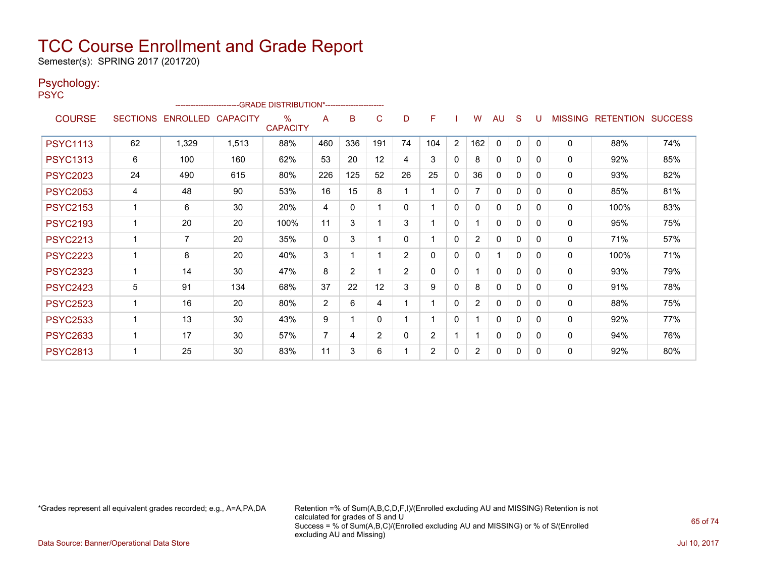# TCC Course Enrollment and Grade Report

Semester(s): SPRING 2017 (201720)

## Psychology:

PSYC

| COURSE | SECTIONS | ENROLLED | CAPACITY | % CAPACITY | A | B | C | D | F | I | W | AU | S | U | MISSING | RETENTION | SUCCESS |
|---|---|---|---|---|---|---|---|---|---|---|---|---|---|---|---|---|---|
| | | | | | GRADE DISTRIBUTION* | | | | | | | | | | | | |
| PSYC1113 | 62 | 1,329 | 1,513 | 88% | 460 | 336 | 191 | 74 | 104 | 2 | 162 | 0 | 0 | 0 | 0 | 88% | 74% |
| PSYC1313 | 6 | 100 | 160 | 62% | 53 | 20 | 12 | 4 | 3 | 0 | 8 | 0 | 0 | 0 | 0 | 92% | 85% |
| PSYC2023 | 24 | 490 | 615 | 80% | 226 | 125 | 52 | 26 | 25 | 0 | 36 | 0 | 0 | 0 | 0 | 93% | 82% |
| PSYC2053 | 4 | 48 | 90 | 53% | 16 | 15 | 8 | 1 | 1 | 0 | 7 | 0 | 0 | 0 | 0 | 85% | 81% |
| PSYC2153 | 1 | 6 | 30 | 20% | 4 | 0 | 1 | 0 | 1 | 0 | 0 | 0 | 0 | 0 | 0 | 100% | 83% |
| PSYC2193 | 1 | 20 | 20 | 100% | 11 | 3 | 1 | 3 | 1 | 0 | 1 | 0 | 0 | 0 | 0 | 95% | 75% |
| PSYC2213 | 1 | 7 | 20 | 35% | 0 | 3 | 1 | 0 | 1 | 0 | 2 | 0 | 0 | 0 | 0 | 71% | 57% |
| PSYC2223 | 1 | 8 | 20 | 40% | 3 | 1 | 1 | 2 | 0 | 0 | 0 | 1 | 0 | 0 | 0 | 100% | 71% |
| PSYC2323 | 1 | 14 | 30 | 47% | 8 | 2 | 1 | 2 | 0 | 0 | 1 | 0 | 0 | 0 | 0 | 93% | 79% |
| PSYC2423 | 5 | 91 | 134 | 68% | 37 | 22 | 12 | 3 | 9 | 0 | 8 | 0 | 0 | 0 | 0 | 91% | 78% |
| PSYC2523 | 1 | 16 | 20 | 80% | 2 | 6 | 4 | 1 | 1 | 0 | 2 | 0 | 0 | 0 | 0 | 88% | 75% |
| PSYC2533 | 1 | 13 | 30 | 43% | 9 | 1 | 0 | 1 | 1 | 0 | 1 | 0 | 0 | 0 | 0 | 92% | 77% |
| PSYC2633 | 1 | 17 | 30 | 57% | 7 | 4 | 2 | 0 | 2 | 1 | 1 | 0 | 0 | 0 | 0 | 94% | 76% |
| PSYC2813 | 1 | 25 | 30 | 83% | 11 | 3 | 6 | 1 | 2 | 0 | 2 | 0 | 0 | 0 | 0 | 92% | 80% |

*Grades represent all equivalent grades recorded; e.g., A=A,PA,DA

Retention =% of Sum(A,B,C,D,F,I)/(Enrolled excluding AU and MISSING) Retention is not calculated for grades of S and U
Success = % of Sum(A,B,C)/(Enrolled excluding AU and MISSING) or % of S/(Enrolled excluding AU and Missing)

Data Source: Banner/Operational Data Store

Jul 10, 2017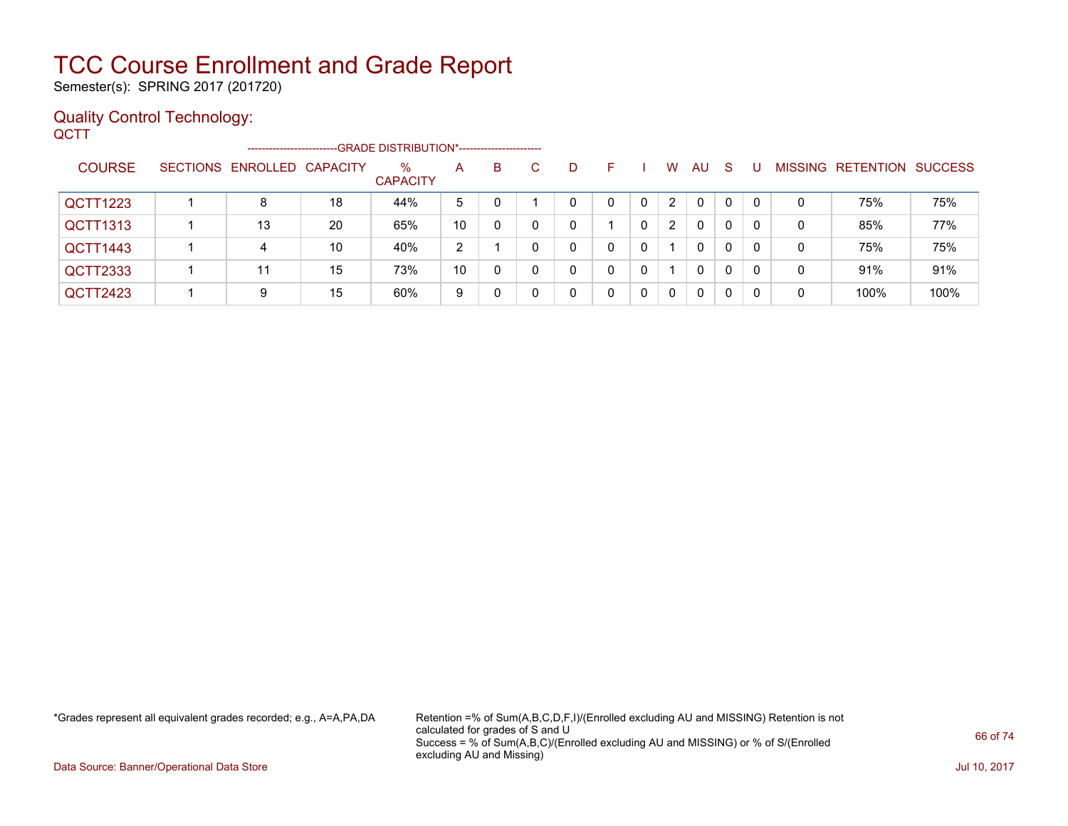# TCC Course Enrollment and Grade Report

Semester(s): SPRING 2017 (201720)

## Quality Control Technology:

QCTT

| COURSE | SECTIONS | ENROLLED | CAPACITY | % CAPACITY | A | B | C | D | F | I | W | AU | S | U | MISSING | RETENTION | SUCCESS |
|---|---|---|---|---|---|---|---|---|---|---|---|---|---|---|---|---|---|
| | | | | --------------------------GRADE DISTRIBUTION*----------------------- | | | | | | | | | | | | | |
| QCTT1223 | 1 | 8 | 18 | 44% | 5 | 0 | 1 | 0 | 0 | 0 | 2 | 0 | 0 | 0 | 0 | 75% | 75% |
| QCTT1313 | 1 | 13 | 20 | 65% | 10 | 0 | 0 | 0 | 1 | 0 | 2 | 0 | 0 | 0 | 0 | 85% | 77% |
| QCTT1443 | 1 | 4 | 10 | 40% | 2 | 1 | 0 | 0 | 0 | 0 | 1 | 0 | 0 | 0 | 0 | 75% | 75% |
| QCTT2333 | 1 | 11 | 15 | 73% | 10 | 0 | 0 | 0 | 0 | 0 | 1 | 0 | 0 | 0 | 0 | 91% | 91% |
| QCTT2423 | 1 | 9 | 15 | 60% | 9 | 0 | 0 | 0 | 0 | 0 | 0 | 0 | 0 | 0 | 0 | 100% | 100% |

*Grades represent all equivalent grades recorded; e.g., A=A,PA,DA

Retention =% of Sum(A,B,C,D,F,I)/(Enrolled excluding AU and MISSING) Retention is not calculated for grades of S and U
Success = % of Sum(A,B,C)/(Enrolled excluding AU and MISSING) or % of S/(Enrolled excluding AU and Missing)

Data Source: Banner/Operational Data Store

Jul 10, 2017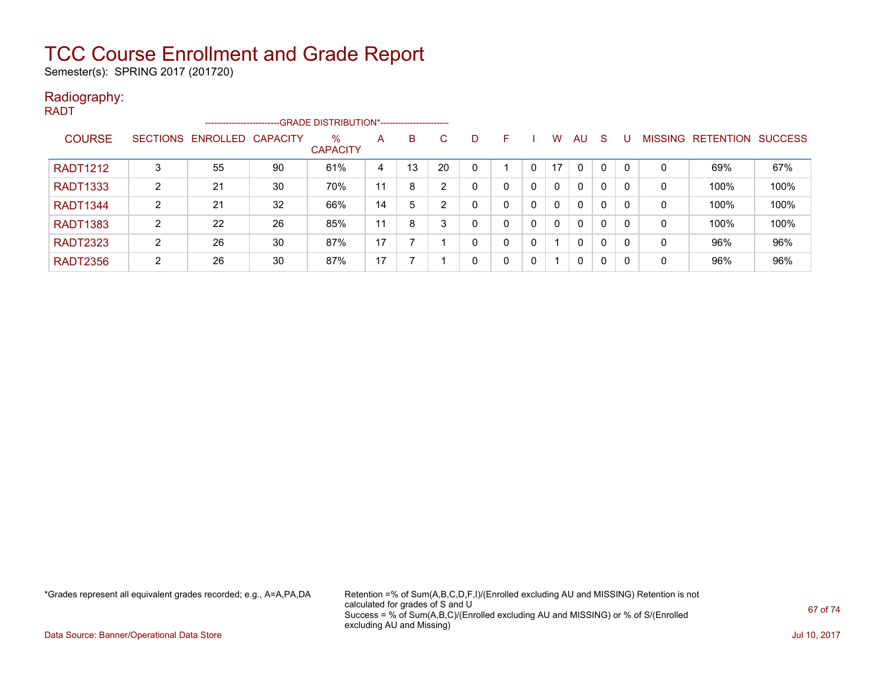# TCC Course Enrollment and Grade Report

Semester(s): SPRING 2017 (201720)

## Radiography:

RADT

| COURSE | SECTIONS | ENROLLED | CAPACITY | % CAPACITY | A | B | C | D | F | I | W | AU | S | U | MISSING | RETENTION | SUCCESS |
|---|---|---|---|---|---|---|---|---|---|---|---|---|---|---|---|---|---|
| | | | | --GRADE DISTRIBUTION*-- | | | | | | | | | | | | | |
| RADT1212 | 3 | 55 | 90 | 61% | 4 | 13 | 20 | 0 | 1 | 0 | 17 | 0 | 0 | 0 | 0 | 69% | 67% |
| RADT1333 | 2 | 21 | 30 | 70% | 11 | 8 | 2 | 0 | 0 | 0 | 0 | 0 | 0 | 0 | 0 | 100% | 100% |
| RADT1344 | 2 | 21 | 32 | 66% | 14 | 5 | 2 | 0 | 0 | 0 | 0 | 0 | 0 | 0 | 0 | 100% | 100% |
| RADT1383 | 2 | 22 | 26 | 85% | 11 | 8 | 3 | 0 | 0 | 0 | 0 | 0 | 0 | 0 | 0 | 100% | 100% |
| RADT2323 | 2 | 26 | 30 | 87% | 17 | 7 | 1 | 0 | 0 | 0 | 1 | 0 | 0 | 0 | 0 | 96% | 96% |
| RADT2356 | 2 | 26 | 30 | 87% | 17 | 7 | 1 | 0 | 0 | 0 | 1 | 0 | 0 | 0 | 0 | 96% | 96% |

*Grades represent all equivalent grades recorded; e.g., A=A,PA,DA

Retention =% of Sum(A,B,C,D,F,I)/(Enrolled excluding AU and MISSING) Retention is not calculated for grades of S and U
Success = % of Sum(A,B,C)/(Enrolled excluding AU and MISSING) or % of S/(Enrolled excluding AU and Missing)

Data Source: Banner/Operational Data Store

Jul 10, 2017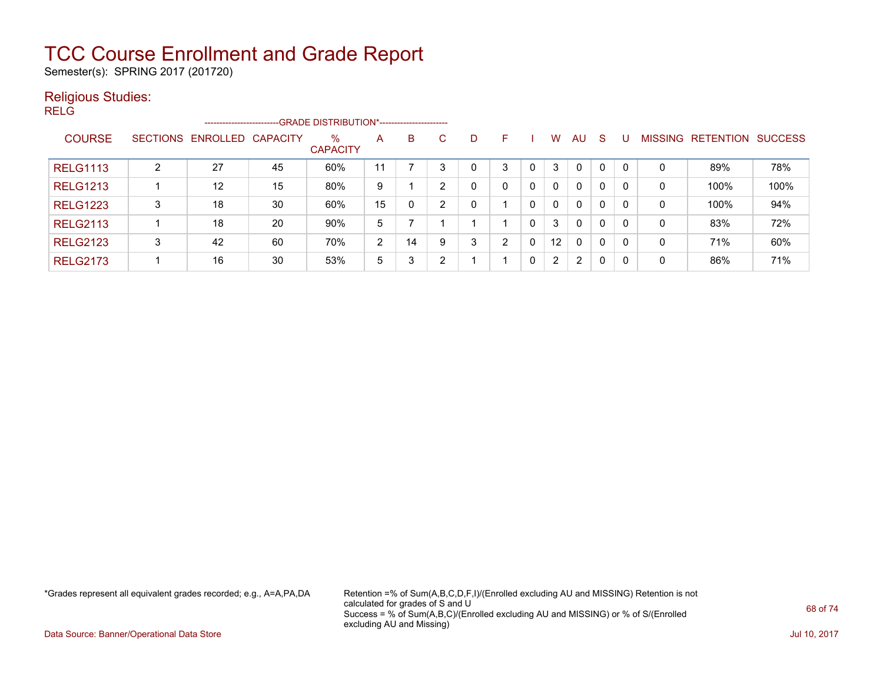# TCC Course Enrollment and Grade Report

Semester(s): SPRING 2017 (201720)

## Religious Studies:

RELG

| COURSE | SECTIONS | ENROLLED | CAPACITY | % CAPACITY | A | B | C | D | F | I | W | AU | S | U | MISSING | RETENTION | SUCCESS |
|---|---|---|---|---|---|---|---|---|---|---|---|---|---|---|---|---|---|
| | | | | ---GRADE DISTRIBUTION*--- | | | | | | | | | | | | | |
| RELG1113 | 2 | 27 | 45 | 60% | 11 | 7 | 3 | 0 | 3 | 0 | 3 | 0 | 0 | 0 | 0 | 89% | 78% |
| RELG1213 | 1 | 12 | 15 | 80% | 9 | 1 | 2 | 0 | 0 | 0 | 0 | 0 | 0 | 0 | 0 | 100% | 100% |
| RELG1223 | 3 | 18 | 30 | 60% | 15 | 0 | 2 | 0 | 1 | 0 | 0 | 0 | 0 | 0 | 0 | 100% | 94% |
| RELG2113 | 1 | 18 | 20 | 90% | 5 | 7 | 1 | 1 | 1 | 0 | 3 | 0 | 0 | 0 | 0 | 83% | 72% |
| RELG2123 | 3 | 42 | 60 | 70% | 2 | 14 | 9 | 3 | 2 | 0 | 12 | 0 | 0 | 0 | 0 | 71% | 60% |
| RELG2173 | 1 | 16 | 30 | 53% | 5 | 3 | 2 | 1 | 1 | 0 | 2 | 2 | 0 | 0 | 0 | 86% | 71% |

*Grades represent all equivalent grades recorded; e.g., A=A,PA,DA

Retention =% of Sum(A,B,C,D,F,I)/(Enrolled excluding AU and MISSING) Retention is not calculated for grades of S and U

Success = % of Sum(A,B,C)/(Enrolled excluding AU and MISSING) or % of S/(Enrolled excluding AU and Missing)

Data Source: Banner/Operational Data Store

Jul 10, 2017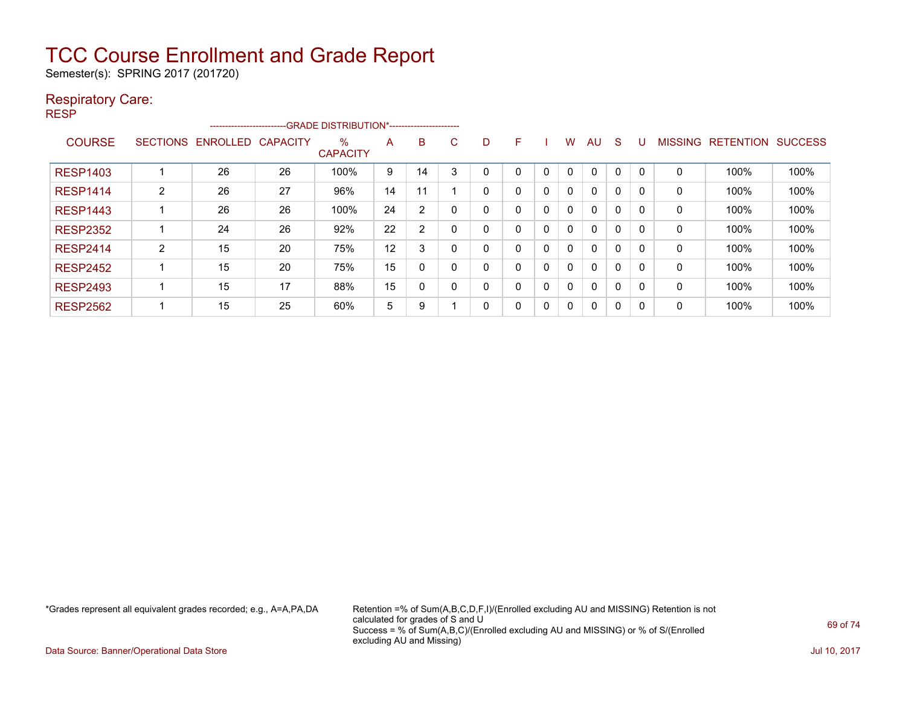# TCC Course Enrollment and Grade Report

Semester(s): SPRING 2017 (201720)

## Respiratory Care:

RESP

| COURSE | SECTIONS | ENROLLED | CAPACITY | % CAPACITY | A | B | C | D | F | I | W | AU | S | U | MISSING | RETENTION | SUCCESS |
|---|---|---|---|---|---|---|---|---|---|---|---|---|---|---|---|---|---|
| | | | | --GRADE DISTRIBUTION*-- | | | | | | | | | | | | | |
| RESP1403 | 1 | 26 | 26 | 100% | 9 | 14 | 3 | 0 | 0 | 0 | 0 | 0 | 0 | 0 | 0 | 100% | 100% |
| RESP1414 | 2 | 26 | 27 | 96% | 14 | 11 | 1 | 0 | 0 | 0 | 0 | 0 | 0 | 0 | 0 | 100% | 100% |
| RESP1443 | 1 | 26 | 26 | 100% | 24 | 2 | 0 | 0 | 0 | 0 | 0 | 0 | 0 | 0 | 0 | 100% | 100% |
| RESP2352 | 1 | 24 | 26 | 92% | 22 | 2 | 0 | 0 | 0 | 0 | 0 | 0 | 0 | 0 | 0 | 100% | 100% |
| RESP2414 | 2 | 15 | 20 | 75% | 12 | 3 | 0 | 0 | 0 | 0 | 0 | 0 | 0 | 0 | 0 | 100% | 100% |
| RESP2452 | 1 | 15 | 20 | 75% | 15 | 0 | 0 | 0 | 0 | 0 | 0 | 0 | 0 | 0 | 0 | 100% | 100% |
| RESP2493 | 1 | 15 | 17 | 88% | 15 | 0 | 0 | 0 | 0 | 0 | 0 | 0 | 0 | 0 | 0 | 100% | 100% |
| RESP2562 | 1 | 15 | 25 | 60% | 5 | 9 | 1 | 0 | 0 | 0 | 0 | 0 | 0 | 0 | 0 | 100% | 100% |

*Grades represent all equivalent grades recorded; e.g., A=A,PA,DA

Retention =% of Sum(A,B,C,D,F,I)/(Enrolled excluding AU and MISSING) Retention is not calculated for grades of S and U
Success = % of Sum(A,B,C)/(Enrolled excluding AU and MISSING) or % of S/(Enrolled excluding AU and Missing)

Data Source: Banner/Operational Data Store

Jul 10, 2017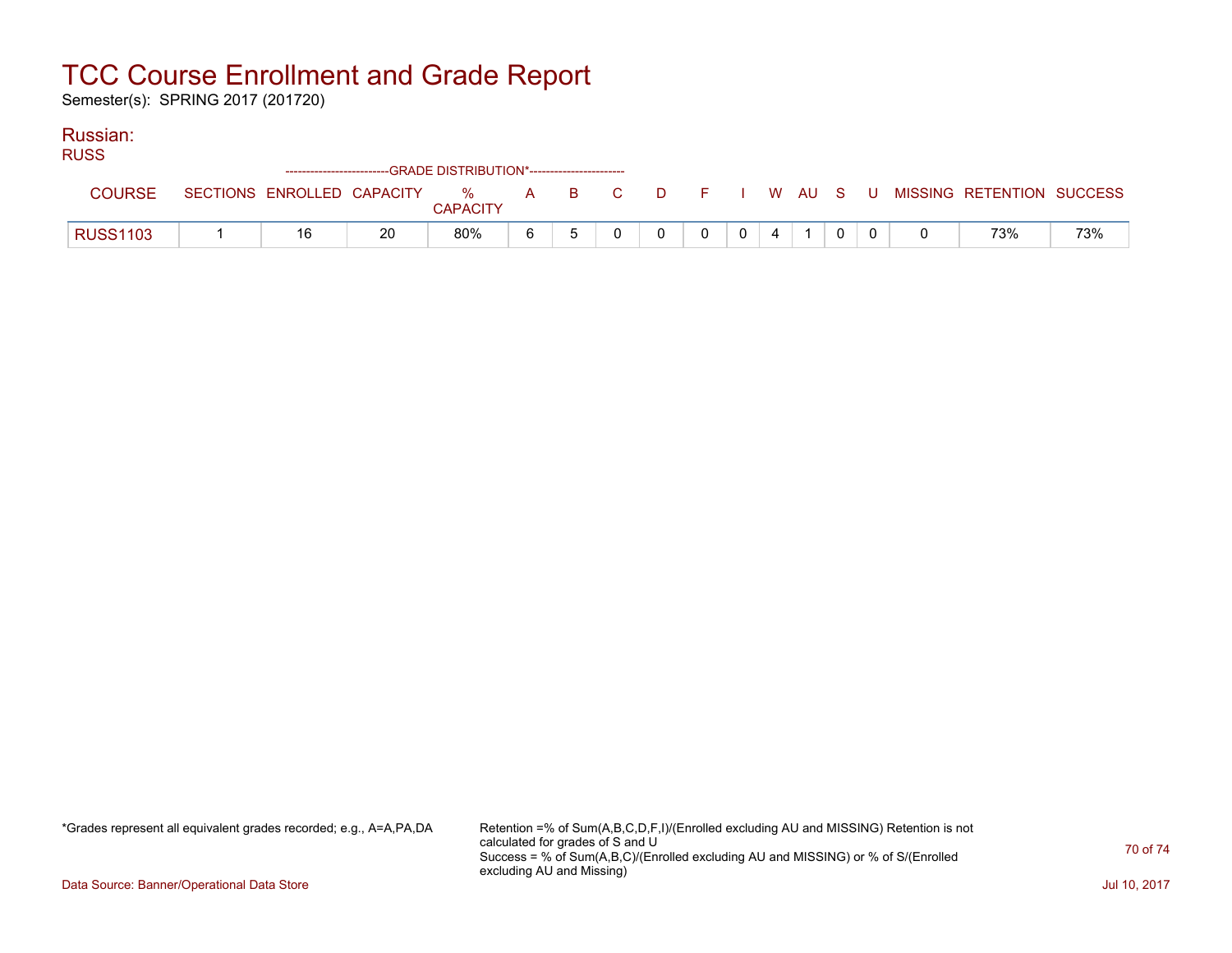# TCC Course Enrollment and Grade Report

Semester(s): SPRING 2017 (201720)

## Russian:

RUSS

| COURSE | SECTIONS | ENROLLED | CAPACITY | % CAPACITY | A | B | C | D | F | I | W | AU | S | U | MISSING | RETENTION | SUCCESS |
|---|---|---|---|---|---|---|---|---|---|---|---|---|---|---|---|---|---|
| | | | GRADE DISTRIBUTION* | | | | | | | | | | | | | | |
| RUSS1103 | 1 | 16 | 20 | 80% | 6 | 5 | 0 | 0 | 0 | 0 | 4 | 1 | 0 | 0 | 0 | 73% | 73% |

*Grades represent all equivalent grades recorded; e.g., A=A,PA,DA

Retention =% of Sum(A,B,C,D,F,I)/(Enrolled excluding AU and MISSING) Retention is not calculated for grades of S and U
Success = % of Sum(A,B,C)/(Enrolled excluding AU and MISSING) or % of S/(Enrolled excluding AU and Missing)

Data Source: Banner/Operational Data Store

Jul 10, 2017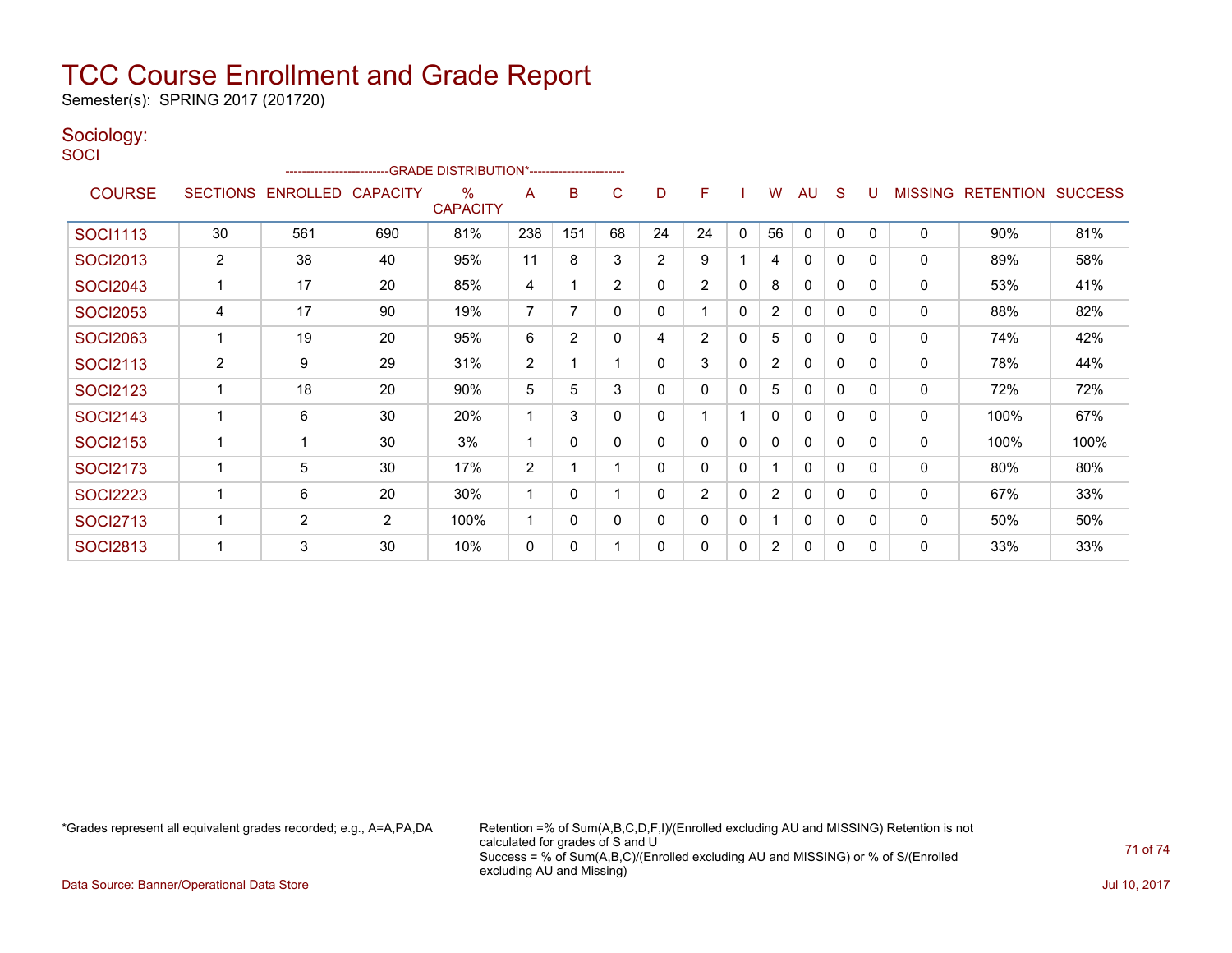# TCC Course Enrollment and Grade Report

Semester(s): SPRING 2017 (201720)

## Sociology:

SOCI

| COURSE | SECTIONS | ENROLLED | CAPACITY | % CAPACITY | A | B | C | D | F | I | W | AU | S | U | MISSING | RETENTION | SUCCESS |
|---|---|---|---|---|---|---|---|---|---|---|---|---|---|---|---|---|---|
| | | | | --GRADE DISTRIBUTION*-- | | | | | | | | | | | | | |
| SOCI1113 | 30 | 561 | 690 | 81% | 238 | 151 | 68 | 24 | 24 | 0 | 56 | 0 | 0 | 0 | 0 | 90% | 81% |
| SOCI2013 | 2 | 38 | 40 | 95% | 11 | 8 | 3 | 2 | 9 | 1 | 4 | 0 | 0 | 0 | 0 | 89% | 58% |
| SOCI2043 | 1 | 17 | 20 | 85% | 4 | 1 | 2 | 0 | 2 | 0 | 8 | 0 | 0 | 0 | 0 | 53% | 41% |
| SOCI2053 | 4 | 17 | 90 | 19% | 7 | 7 | 0 | 0 | 1 | 0 | 2 | 0 | 0 | 0 | 0 | 88% | 82% |
| SOCI2063 | 1 | 19 | 20 | 95% | 6 | 2 | 0 | 4 | 2 | 0 | 5 | 0 | 0 | 0 | 0 | 74% | 42% |
| SOCI2113 | 2 | 9 | 29 | 31% | 2 | 1 | 1 | 0 | 3 | 0 | 2 | 0 | 0 | 0 | 0 | 78% | 44% |
| SOCI2123 | 1 | 18 | 20 | 90% | 5 | 5 | 3 | 0 | 0 | 0 | 5 | 0 | 0 | 0 | 0 | 72% | 72% |
| SOCI2143 | 1 | 6 | 30 | 20% | 1 | 3 | 0 | 0 | 1 | 1 | 0 | 0 | 0 | 0 | 0 | 100% | 67% |
| SOCI2153 | 1 | 1 | 30 | 3% | 1 | 0 | 0 | 0 | 0 | 0 | 0 | 0 | 0 | 0 | 0 | 100% | 100% |
| SOCI2173 | 1 | 5 | 30 | 17% | 2 | 1 | 1 | 0 | 0 | 0 | 1 | 0 | 0 | 0 | 0 | 80% | 80% |
| SOCI2223 | 1 | 6 | 20 | 30% | 1 | 0 | 1 | 0 | 2 | 0 | 2 | 0 | 0 | 0 | 0 | 67% | 33% |
| SOCI2713 | 1 | 2 | 2 | 100% | 1 | 0 | 0 | 0 | 0 | 0 | 1 | 0 | 0 | 0 | 0 | 50% | 50% |
| SOCI2813 | 1 | 3 | 30 | 10% | 0 | 0 | 1 | 0 | 0 | 0 | 2 | 0 | 0 | 0 | 0 | 33% | 33% |

*Grades represent all equivalent grades recorded; e.g., A=A,PA,DA

Retention =% of Sum(A,B,C,D,F,I)/(Enrolled excluding AU and MISSING) Retention is not calculated for grades of S and U
Success = % of Sum(A,B,C)/(Enrolled excluding AU and MISSING) or % of S/(Enrolled excluding AU and Missing)

Data Source: Banner/Operational Data Store

Jul 10, 2017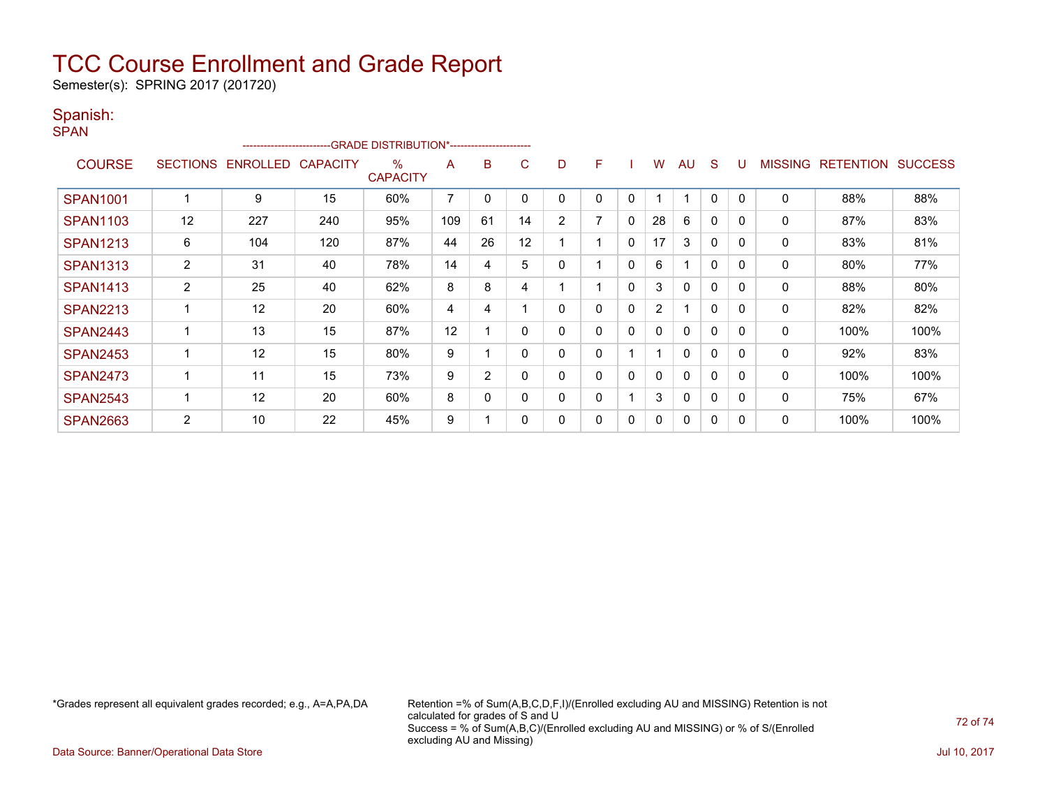# TCC Course Enrollment and Grade Report

Semester(s): SPRING 2017 (201720)

## Spanish:

SPAN

| COURSE | SECTIONS | ENROLLED | CAPACITY | % CAPACITY | A | B | C | D | F | I | W | AU | S | U | MISSING | RETENTION | SUCCESS |
|---|---|---|---|---|---|---|---|---|---|---|---|---|---|---|---|---|---|
| | | | | GRADE DISTRIBUTION* | | | | | | | | | | | | | |
| SPAN1001 | 1 | 9 | 15 | 60% | 7 | 0 | 0 | 0 | 0 | 0 | 1 | 1 | 0 | 0 | 0 | 88% | 88% |
| SPAN1103 | 12 | 227 | 240 | 95% | 109 | 61 | 14 | 2 | 7 | 0 | 28 | 6 | 0 | 0 | 0 | 87% | 83% |
| SPAN1213 | 6 | 104 | 120 | 87% | 44 | 26 | 12 | 1 | 1 | 0 | 17 | 3 | 0 | 0 | 0 | 83% | 81% |
| SPAN1313 | 2 | 31 | 40 | 78% | 14 | 4 | 5 | 0 | 1 | 0 | 6 | 1 | 0 | 0 | 0 | 80% | 77% |
| SPAN1413 | 2 | 25 | 40 | 62% | 8 | 8 | 4 | 1 | 1 | 0 | 3 | 0 | 0 | 0 | 0 | 88% | 80% |
| SPAN2213 | 1 | 12 | 20 | 60% | 4 | 4 | 1 | 0 | 0 | 0 | 2 | 1 | 0 | 0 | 0 | 82% | 82% |
| SPAN2443 | 1 | 13 | 15 | 87% | 12 | 1 | 0 | 0 | 0 | 0 | 0 | 0 | 0 | 0 | 0 | 100% | 100% |
| SPAN2453 | 1 | 12 | 15 | 80% | 9 | 1 | 0 | 0 | 0 | 1 | 1 | 0 | 0 | 0 | 0 | 92% | 83% |
| SPAN2473 | 1 | 11 | 15 | 73% | 9 | 2 | 0 | 0 | 0 | 0 | 0 | 0 | 0 | 0 | 0 | 100% | 100% |
| SPAN2543 | 1 | 12 | 20 | 60% | 8 | 0 | 0 | 0 | 0 | 1 | 3 | 0 | 0 | 0 | 0 | 75% | 67% |
| SPAN2663 | 2 | 10 | 22 | 45% | 9 | 1 | 0 | 0 | 0 | 0 | 0 | 0 | 0 | 0 | 0 | 100% | 100% |

*Grades represent all equivalent grades recorded; e.g., A=A,PA,DA

Retention =% of Sum(A,B,C,D,F,I)/(Enrolled excluding AU and MISSING) Retention is not calculated for grades of S and U
Success = % of Sum(A,B,C)/(Enrolled excluding AU and MISSING) or % of S/(Enrolled excluding AU and Missing)

Data Source: Banner/Operational Data Store

Jul 10, 2017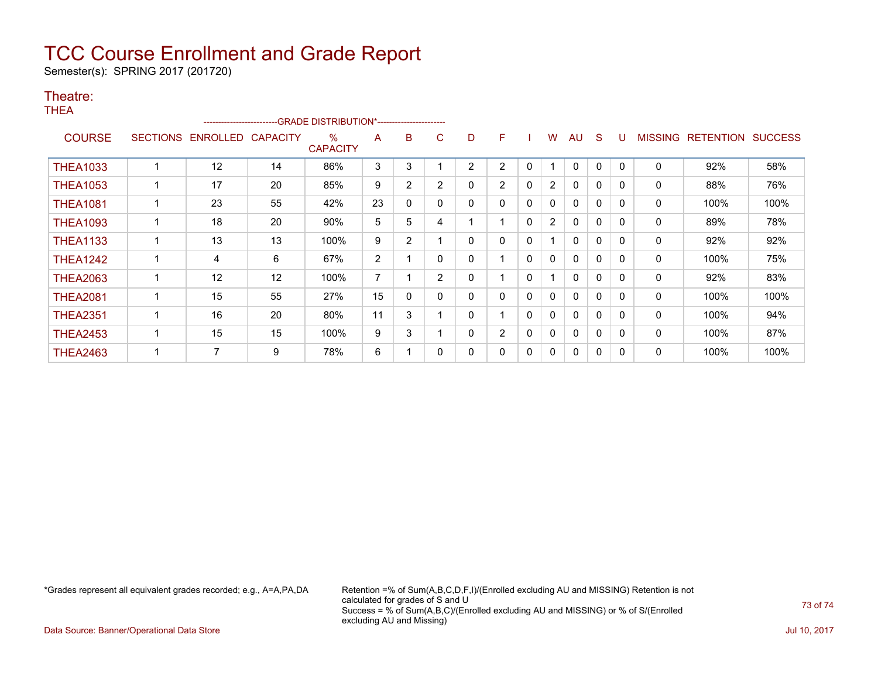# TCC Course Enrollment and Grade Report

Semester(s): SPRING 2017 (201720)

## Theatre:

THEA

| COURSE | SECTIONS | ENROLLED | CAPACITY | % CAPACITY | A | B | C | D | F | I | W | AU | S | U | MISSING | RETENTION | SUCCESS |
|---|---|---|---|---|---|---|---|---|---|---|---|---|---|---|---|---|---|
| | | | | ---GRADE DISTRIBUTION*--- | | | | | | | | | | | | | |
| THEA1033 | 1 | 12 | 14 | 86% | 3 | 3 | 1 | 2 | 2 | 0 | 1 | 0 | 0 | 0 | 0 | 92% | 58% |
| THEA1053 | 1 | 17 | 20 | 85% | 9 | 2 | 2 | 0 | 2 | 0 | 2 | 0 | 0 | 0 | 0 | 88% | 76% |
| THEA1081 | 1 | 23 | 55 | 42% | 23 | 0 | 0 | 0 | 0 | 0 | 0 | 0 | 0 | 0 | 0 | 100% | 100% |
| THEA1093 | 1 | 18 | 20 | 90% | 5 | 5 | 4 | 1 | 1 | 0 | 2 | 0 | 0 | 0 | 0 | 89% | 78% |
| THEA1133 | 1 | 13 | 13 | 100% | 9 | 2 | 1 | 0 | 0 | 0 | 1 | 0 | 0 | 0 | 0 | 92% | 92% |
| THEA1242 | 1 | 4 | 6 | 67% | 2 | 1 | 0 | 0 | 1 | 0 | 0 | 0 | 0 | 0 | 0 | 100% | 75% |
| THEA2063 | 1 | 12 | 12 | 100% | 7 | 1 | 2 | 0 | 1 | 0 | 1 | 0 | 0 | 0 | 0 | 92% | 83% |
| THEA2081 | 1 | 15 | 55 | 27% | 15 | 0 | 0 | 0 | 0 | 0 | 0 | 0 | 0 | 0 | 0 | 100% | 100% |
| THEA2351 | 1 | 16 | 20 | 80% | 11 | 3 | 1 | 0 | 1 | 0 | 0 | 0 | 0 | 0 | 0 | 100% | 94% |
| THEA2453 | 1 | 15 | 15 | 100% | 9 | 3 | 1 | 0 | 2 | 0 | 0 | 0 | 0 | 0 | 0 | 100% | 87% |
| THEA2463 | 1 | 7 | 9 | 78% | 6 | 1 | 0 | 0 | 0 | 0 | 0 | 0 | 0 | 0 | 0 | 100% | 100% |

*Grades represent all equivalent grades recorded; e.g., A=A,PA,DA

Retention =% of Sum(A,B,C,D,F,I)/(Enrolled excluding AU and MISSING) Retention is not calculated for grades of S and U
Success = % of Sum(A,B,C)/(Enrolled excluding AU and MISSING) or % of S/(Enrolled excluding AU and Missing)

Data Source: Banner/Operational Data Store

Jul 10, 2017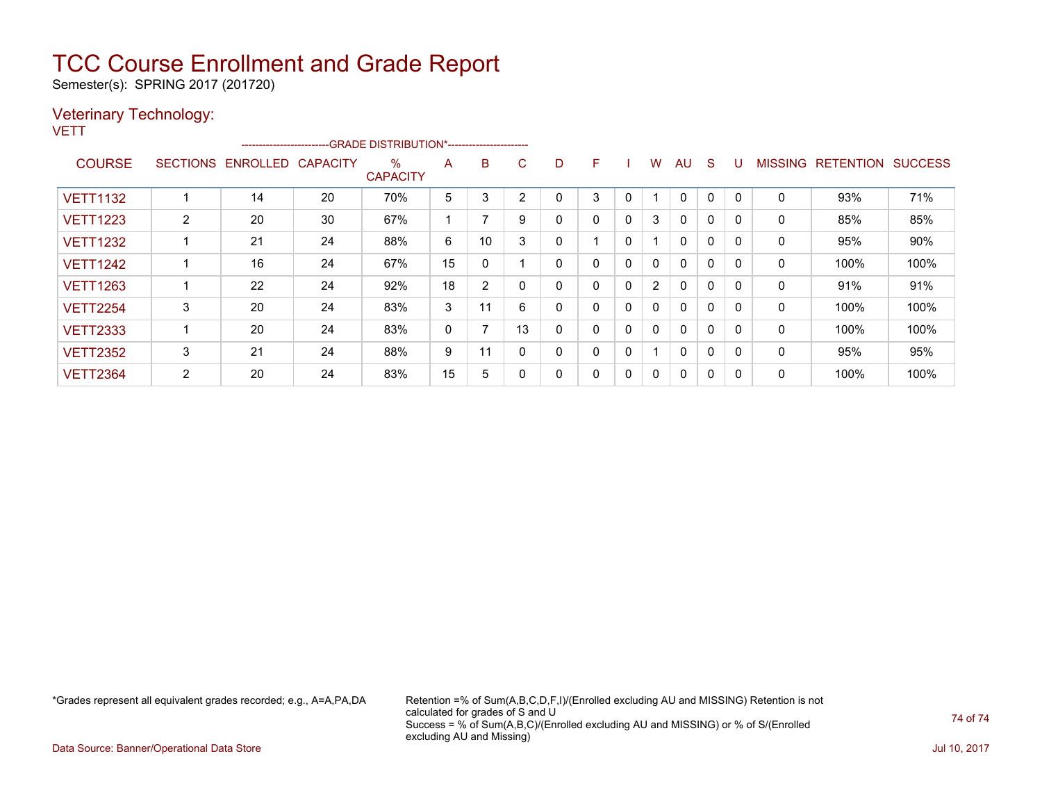# TCC Course Enrollment and Grade Report

Semester(s): SPRING 2017 (201720)

## Veterinary Technology:

### VETT

| COURSE | SECTIONS | ENROLLED | CAPACITY | % CAPACITY | A | B | C | D | F | I | W | AU | S | U | MISSING | RETENTION | SUCCESS |
|---|---|---|---|---|---|---|---|---|---|---|---|---|---|---|---|---|---|
| | | | | --GRADE DISTRIBUTION*-- | | | | | | | | | | | | | |
| VETT1132 | 1 | 14 | 20 | 70% | 5 | 3 | 2 | 0 | 3 | 0 | 1 | 0 | 0 | 0 | 0 | 93% | 71% |
| VETT1223 | 2 | 20 | 30 | 67% | 1 | 7 | 9 | 0 | 0 | 0 | 3 | 0 | 0 | 0 | 0 | 85% | 85% |
| VETT1232 | 1 | 21 | 24 | 88% | 6 | 10 | 3 | 0 | 1 | 0 | 1 | 0 | 0 | 0 | 0 | 95% | 90% |
| VETT1242 | 1 | 16 | 24 | 67% | 15 | 0 | 1 | 0 | 0 | 0 | 0 | 0 | 0 | 0 | 0 | 100% | 100% |
| VETT1263 | 1 | 22 | 24 | 92% | 18 | 2 | 0 | 0 | 0 | 0 | 2 | 0 | 0 | 0 | 0 | 91% | 91% |
| VETT2254 | 3 | 20 | 24 | 83% | 3 | 11 | 6 | 0 | 0 | 0 | 0 | 0 | 0 | 0 | 0 | 100% | 100% |
| VETT2333 | 1 | 20 | 24 | 83% | 0 | 7 | 13 | 0 | 0 | 0 | 0 | 0 | 0 | 0 | 0 | 100% | 100% |
| VETT2352 | 3 | 21 | 24 | 88% | 9 | 11 | 0 | 0 | 0 | 0 | 1 | 0 | 0 | 0 | 0 | 95% | 95% |
| VETT2364 | 2 | 20 | 24 | 83% | 15 | 5 | 0 | 0 | 0 | 0 | 0 | 0 | 0 | 0 | 0 | 100% | 100% |

*Grades represent all equivalent grades recorded; e.g., A=A,PA,DA

Retention =% of Sum(A,B,C,D,F,I)/(Enrolled excluding AU and MISSING) Retention is not calculated for grades of S and U
Success = % of Sum(A,B,C)/(Enrolled excluding AU and MISSING) or % of S/(Enrolled excluding AU and Missing)

Data Source: Banner/Operational Data Store

Jul 10, 2017